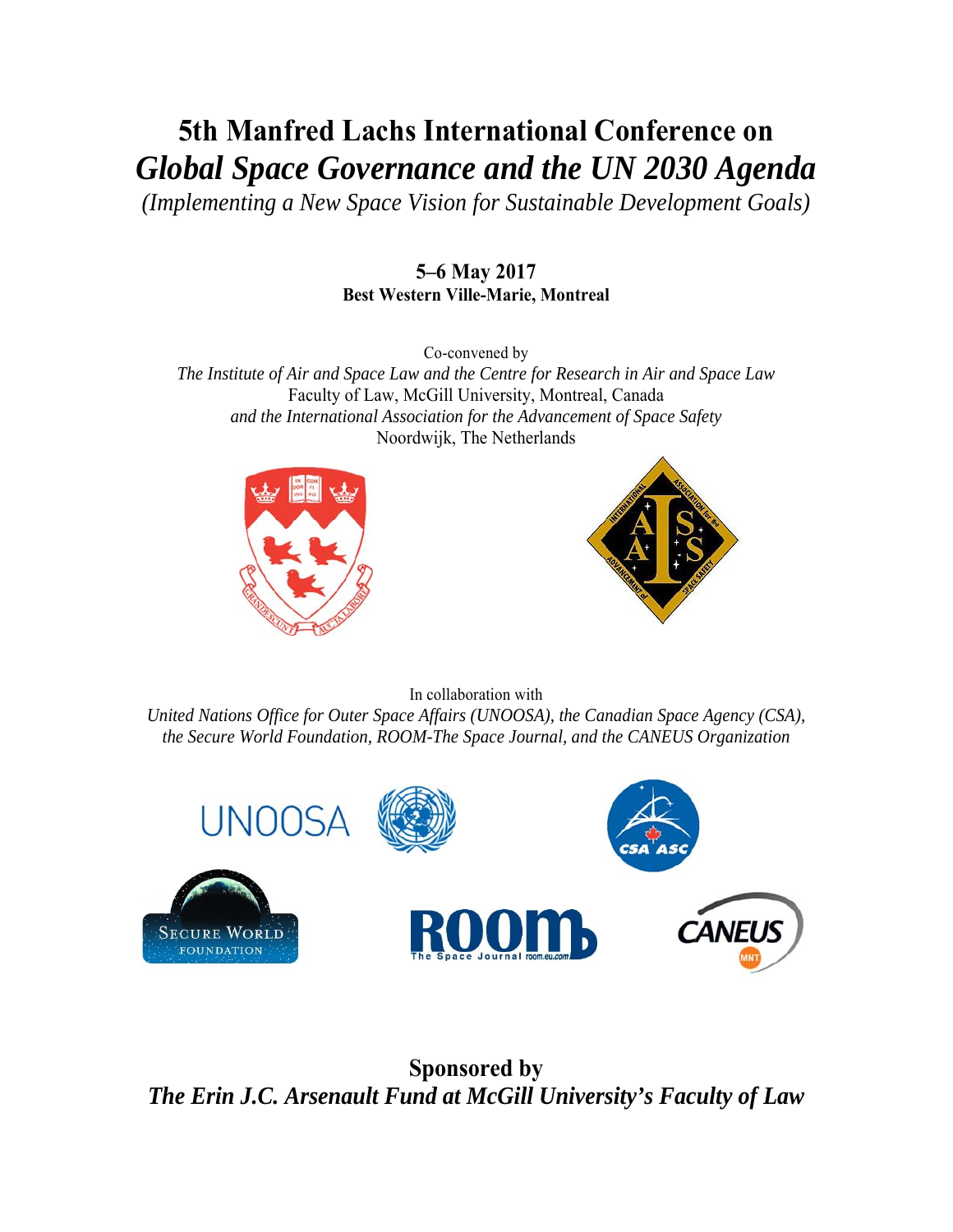# 5th Manfred Lachs International Conference on *Global Space Governance and the UN 2030 Agenda*

*(Implementing a New Space Vision for Sustainable Development Goals)*

**5–6 May 2017**
**Best Western Ville-Marie, Montreal**

Co-convened by
*The Institute of Air and Space Law and the Centre for Research in Air and Space Law*
Faculty of Law, McGill University, Montreal, Canada
*and the International Association for the Advancement of Space Safety*
Noordwijk, The Netherlands

In collaboration with
*United Nations Office for Outer Space Affairs (UNOOSA), the Canadian Space Agency (CSA), the Secure World Foundation, ROOM-The Space Journal, and the CANEUS Organization*

**Sponsored by**
***The Erin J.C. Arsenault Fund at McGill University's Faculty of Law***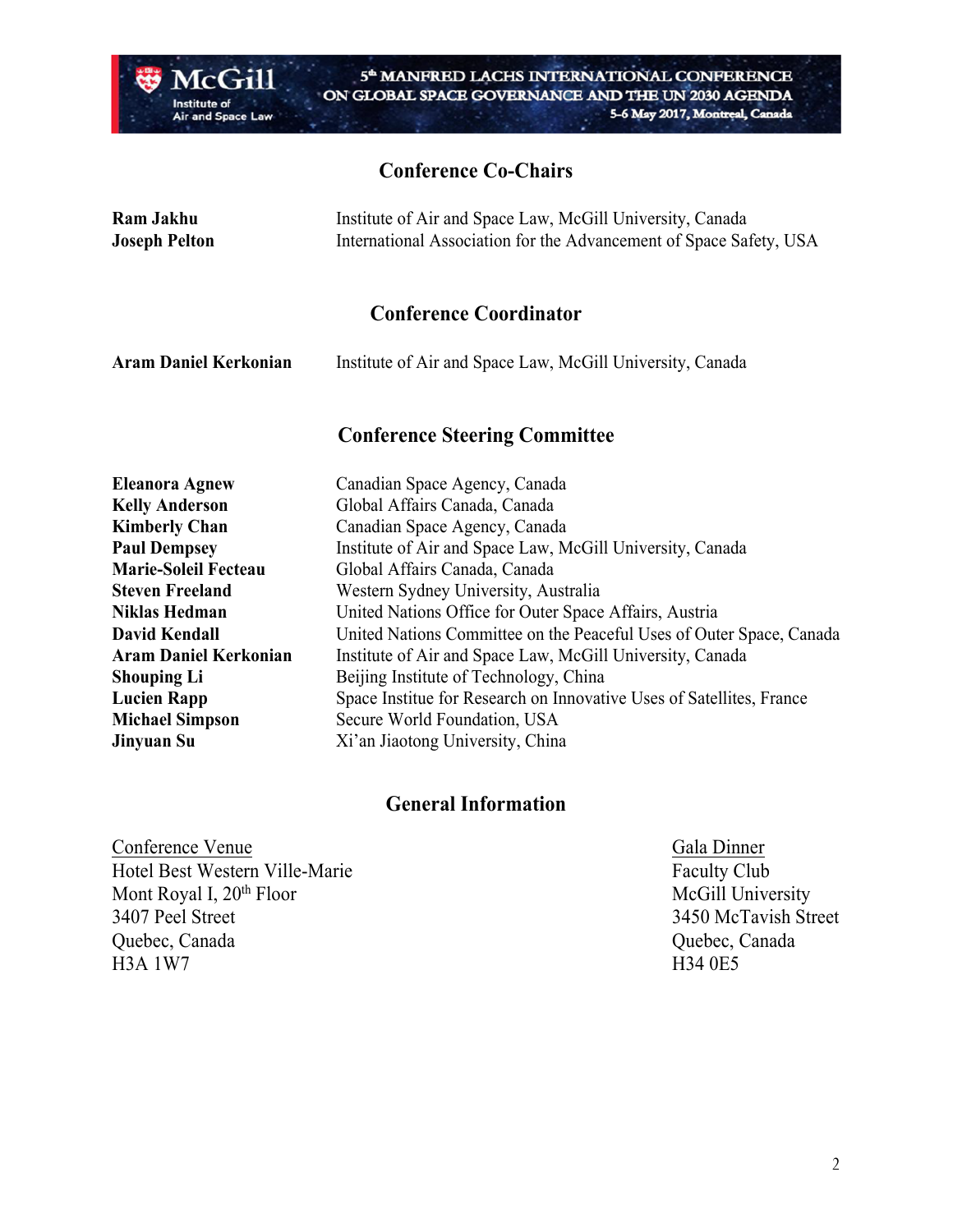## Conference Co-Chairs

| | |
|---|---|
| **Ram Jakhu** | Institute of Air and Space Law, McGill University, Canada |
| **Joseph Pelton** | International Association for the Advancement of Space Safety, USA |

## Conference Coordinator

| | |
|---|---|
| **Aram Daniel Kerkonian** | Institute of Air and Space Law, McGill University, Canada |

## Conference Steering Committee

| | |
|---|---|
| **Eleanora Agnew** | Canadian Space Agency, Canada |
| **Kelly Anderson** | Global Affairs Canada, Canada |
| **Kimberly Chan** | Canadian Space Agency, Canada |
| **Paul Dempsey** | Institute of Air and Space Law, McGill University, Canada |
| **Marie-Soleil Fecteau** | Global Affairs Canada, Canada |
| **Steven Freeland** | Western Sydney University, Australia |
| **Niklas Hedman** | United Nations Office for Outer Space Affairs, Austria |
| **David Kendall** | United Nations Committee on the Peaceful Uses of Outer Space, Canada |
| **Aram Daniel Kerkonian** | Institute of Air and Space Law, McGill University, Canada |
| **Shouping Li** | Beijing Institute of Technology, China |
| **Lucien Rapp** | Space Institue for Research on Innovative Uses of Satellites, France |
| **Michael Simpson** | Secure World Foundation, USA |
| **Jinyuan Su** | Xi'an Jiaotong University, China |

## General Information

Conference Venue
Hotel Best Western Ville-Marie
Mont Royal I, 20th Floor
3407 Peel Street
Quebec, Canada
H3A 1W7

Gala Dinner
Faculty Club
McGill University
3450 McTavish Street
Quebec, Canada
H34 0E5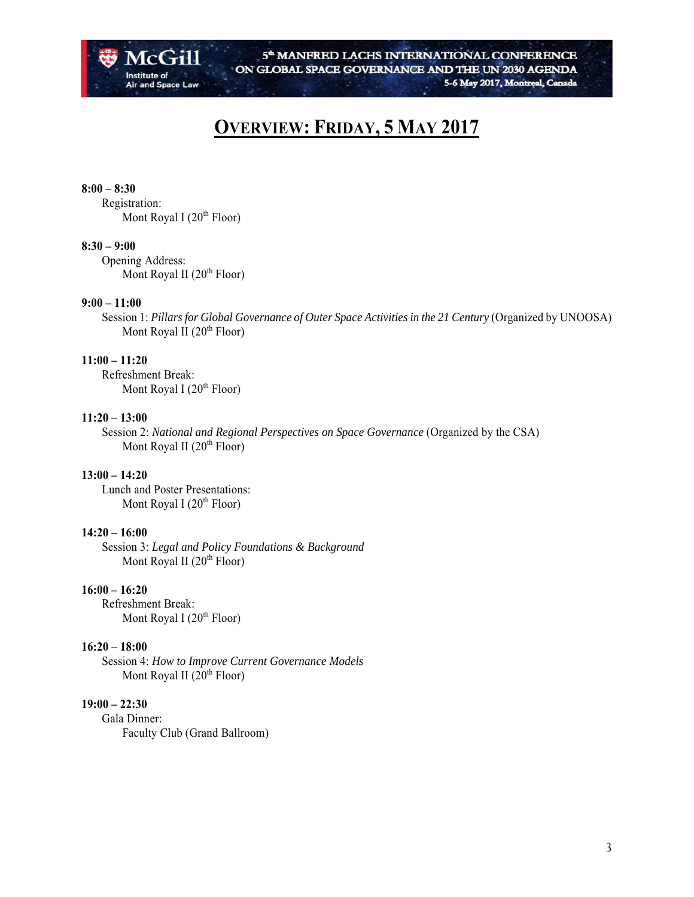# OVERVIEW: FRIDAY, 5 MAY 2017

**8:00 – 8:30**

Registration:
Mont Royal I (20th Floor)

**8:30 – 9:00**

Opening Address:
Mont Royal II (20th Floor)

**9:00 – 11:00**

Session 1: *Pillars for Global Governance of Outer Space Activities in the 21 Century* (Organized by UNOOSA)
Mont Royal II (20th Floor)

**11:00 – 11:20**

Refreshment Break:
Mont Royal I (20th Floor)

**11:20 – 13:00**

Session 2: *National and Regional Perspectives on Space Governance* (Organized by the CSA)
Mont Royal II (20th Floor)

**13:00 – 14:20**

Lunch and Poster Presentations:
Mont Royal I (20th Floor)

**14:20 – 16:00**

Session 3: *Legal and Policy Foundations & Background*
Mont Royal II (20th Floor)

**16:00 – 16:20**

Refreshment Break:
Mont Royal I (20th Floor)

**16:20 – 18:00**

Session 4: *How to Improve Current Governance Models*
Mont Royal II (20th Floor)

**19:00 – 22:30**

Gala Dinner:
Faculty Club (Grand Ballroom)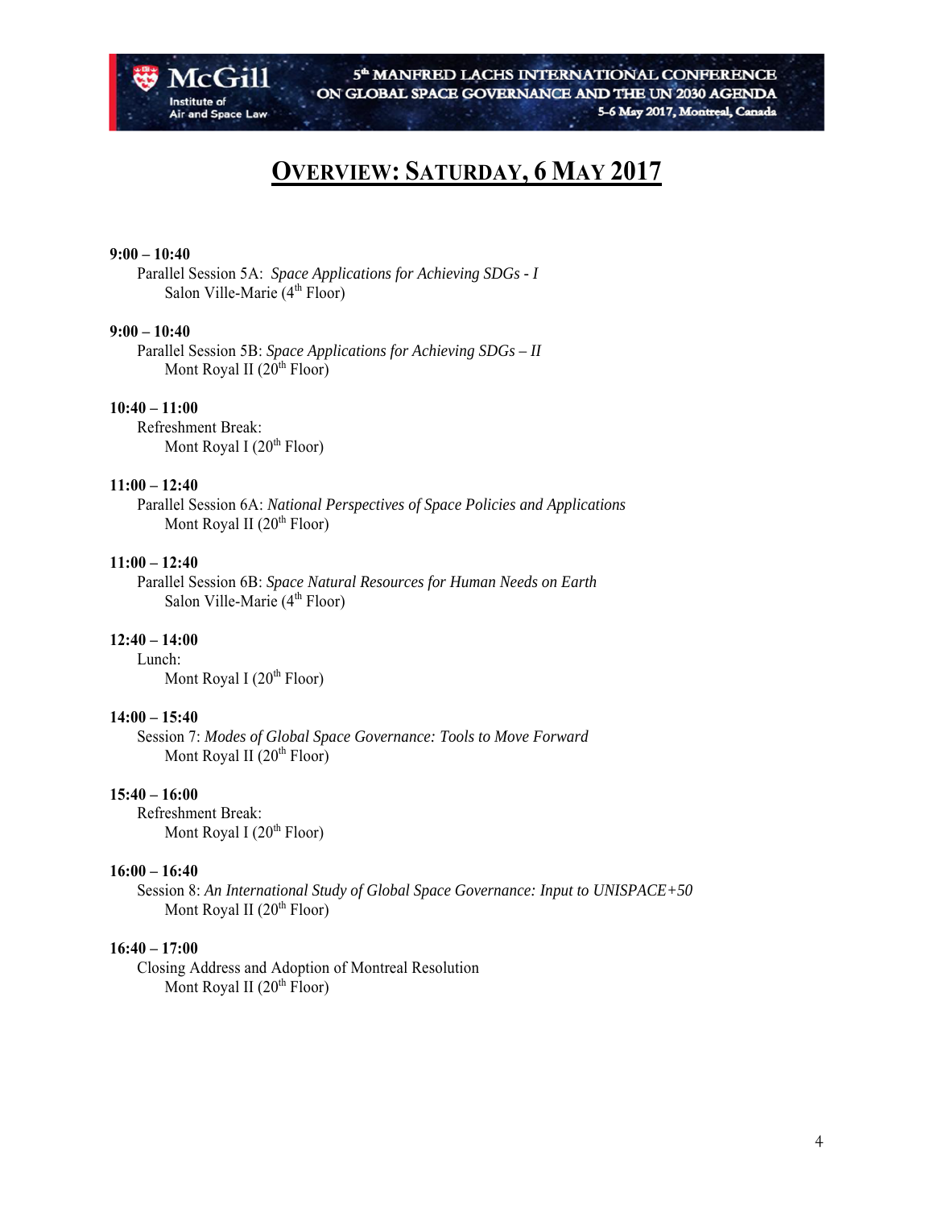# OVERVIEW: SATURDAY, 6 MAY 2017

**9:00 – 10:40**
Parallel Session 5A: *Space Applications for Achieving SDGs - I*
Salon Ville-Marie (4th Floor)

**9:00 – 10:40**
Parallel Session 5B: *Space Applications for Achieving SDGs – II*
Mont Royal II (20th Floor)

**10:40 – 11:00**
Refreshment Break:
Mont Royal I (20th Floor)

**11:00 – 12:40**
Parallel Session 6A: *National Perspectives of Space Policies and Applications*
Mont Royal II (20th Floor)

**11:00 – 12:40**
Parallel Session 6B: *Space Natural Resources for Human Needs on Earth*
Salon Ville-Marie (4th Floor)

**12:40 – 14:00**
Lunch:
Mont Royal I (20th Floor)

**14:00 – 15:40**
Session 7: *Modes of Global Space Governance: Tools to Move Forward*
Mont Royal II (20th Floor)

**15:40 – 16:00**
Refreshment Break:
Mont Royal I (20th Floor)

**16:00 – 16:40**
Session 8: *An International Study of Global Space Governance: Input to UNISPACE+50*
Mont Royal II (20th Floor)

**16:40 – 17:00**
Closing Address and Adoption of Montreal Resolution
Mont Royal II (20th Floor)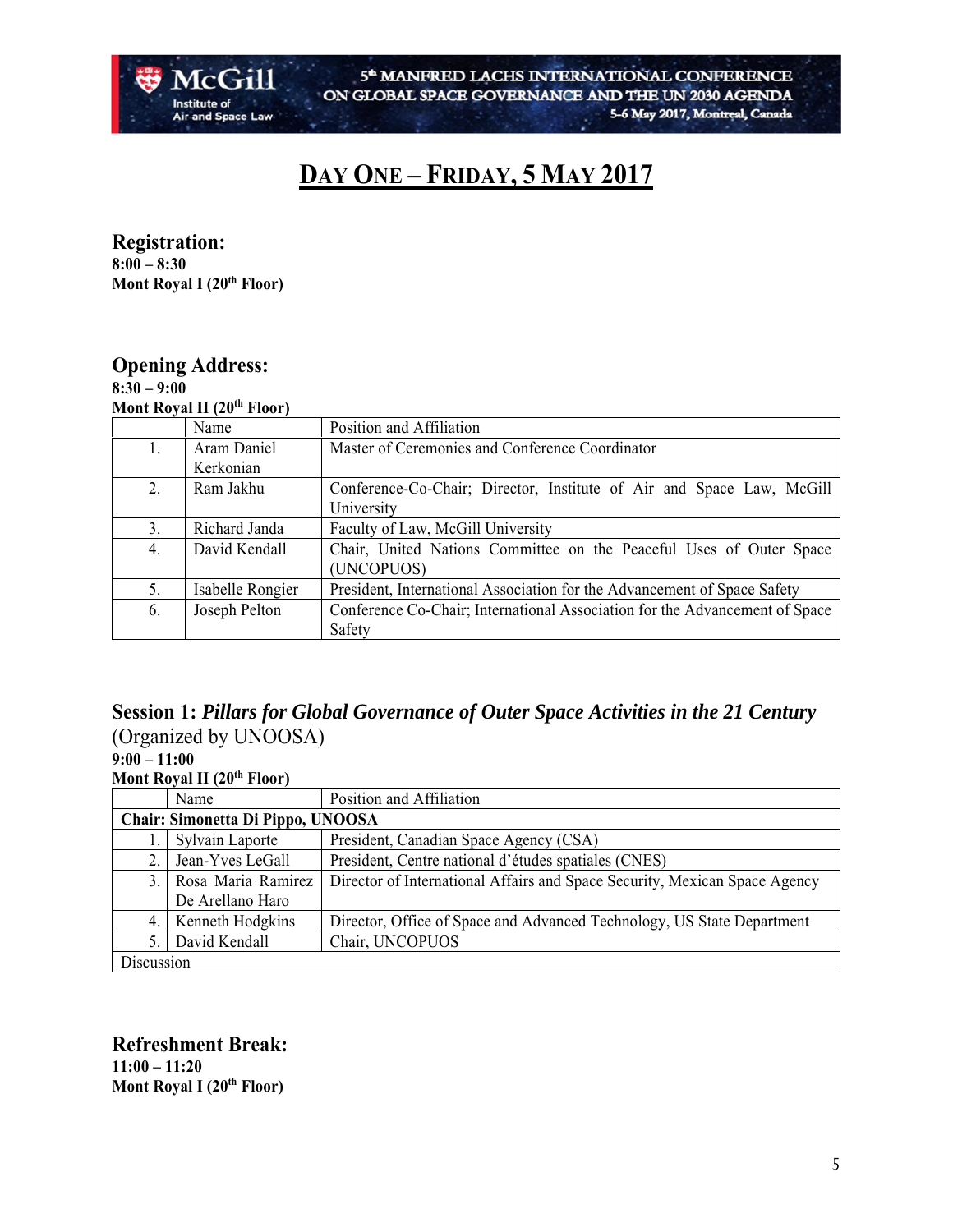# DAY ONE – FRIDAY, 5 MAY 2017

## Registration:

**8:00 – 8:30**
**Mont Royal I (20th Floor)**

## Opening Address:

**8:30 – 9:00**
**Mont Royal II (20th Floor)**

| | Name | Position and Affiliation |
|---|---|---|
| 1. | Aram Daniel Kerkonian | Master of Ceremonies and Conference Coordinator |
| 2. | Ram Jakhu | Conference-Co-Chair; Director, Institute of Air and Space Law, McGill University |
| 3. | Richard Janda | Faculty of Law, McGill University |
| 4. | David Kendall | Chair, United Nations Committee on the Peaceful Uses of Outer Space (UNCOPUOS) |
| 5. | Isabelle Rongier | President, International Association for the Advancement of Space Safety |
| 6. | Joseph Pelton | Conference Co-Chair; International Association for the Advancement of Space Safety |

## Session 1: *Pillars for Global Governance of Outer Space Activities in the 21 Century* (Organized by UNOOSA)

**9:00 – 11:00**
**Mont Royal II (20th Floor)**

| | Name | Position and Affiliation |
|---|---|---|
| **Chair: Simonetta Di Pippo, UNOOSA** | | |
| 1. | Sylvain Laporte | President, Canadian Space Agency (CSA) |
| 2. | Jean-Yves LeGall | President, Centre national d'études spatiales (CNES) |
| 3. | Rosa Maria Ramirez De Arellano Haro | Director of International Affairs and Space Security, Mexican Space Agency |
| 4. | Kenneth Hodgkins | Director, Office of Space and Advanced Technology, US State Department |
| 5. | David Kendall | Chair, UNCOPUOS |
| Discussion | | |

## Refreshment Break:

**11:00 – 11:20**
**Mont Royal I (20th Floor)**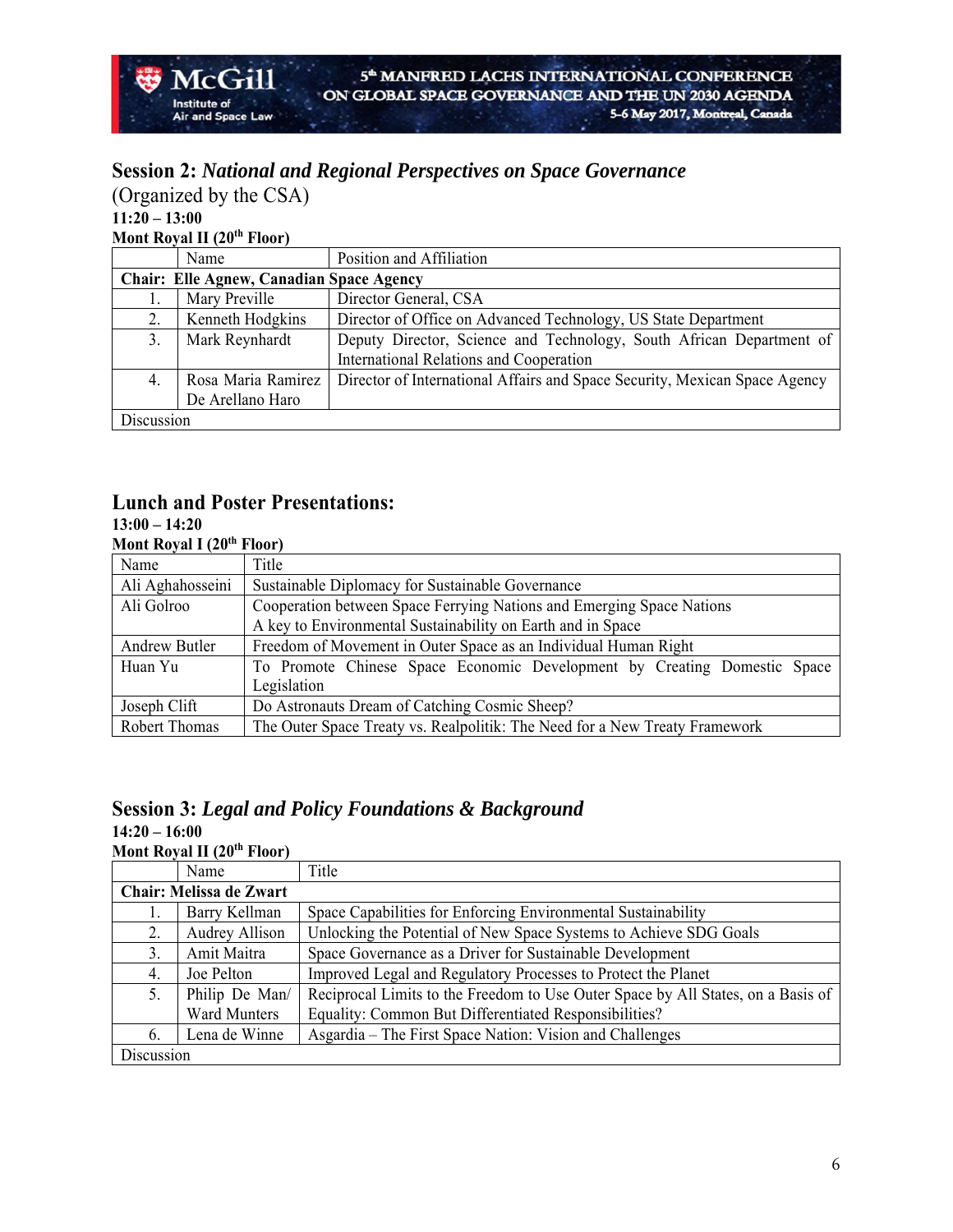## Session 2: *National and Regional Perspectives on Space Governance*

(Organized by the CSA)

**11:20 – 13:00**

**Mont Royal II (20th Floor)**

| | Name | Position and Affiliation |
|---|---|---|
| **Chair: Elle Agnew, Canadian Space Agency** | | |
| 1. | Mary Preville | Director General, CSA |
| 2. | Kenneth Hodgkins | Director of Office on Advanced Technology, US State Department |
| 3. | Mark Reynhardt | Deputy Director, Science and Technology, South African Department of International Relations and Cooperation |
| 4. | Rosa Maria Ramirez De Arellano Haro | Director of International Affairs and Space Security, Mexican Space Agency |
| Discussion | | |

## Lunch and Poster Presentations:

**13:00 – 14:20**

**Mont Royal I (20th Floor)**

| Name | Title |
|---|---|
| Ali Aghahosseini | Sustainable Diplomacy for Sustainable Governance |
| Ali Golroo | Cooperation between Space Ferrying Nations and Emerging Space Nations A key to Environmental Sustainability on Earth and in Space |
| Andrew Butler | Freedom of Movement in Outer Space as an Individual Human Right |
| Huan Yu | To Promote Chinese Space Economic Development by Creating Domestic Space Legislation |
| Joseph Clift | Do Astronauts Dream of Catching Cosmic Sheep? |
| Robert Thomas | The Outer Space Treaty vs. Realpolitik: The Need for a New Treaty Framework |

## Session 3: *Legal and Policy Foundations & Background*

**14:20 – 16:00**

**Mont Royal II (20th Floor)**

| | Name | Title |
|---|---|---|
| **Chair: Melissa de Zwart** | | |
| 1. | Barry Kellman | Space Capabilities for Enforcing Environmental Sustainability |
| 2. | Audrey Allison | Unlocking the Potential of New Space Systems to Achieve SDG Goals |
| 3. | Amit Maitra | Space Governance as a Driver for Sustainable Development |
| 4. | Joe Pelton | Improved Legal and Regulatory Processes to Protect the Planet |
| 5. | Philip De Man/ Ward Munters | Reciprocal Limits to the Freedom to Use Outer Space by All States, on a Basis of Equality: Common But Differentiated Responsibilities? |
| 6. | Lena de Winne | Asgardia – The First Space Nation: Vision and Challenges |
| Discussion | | |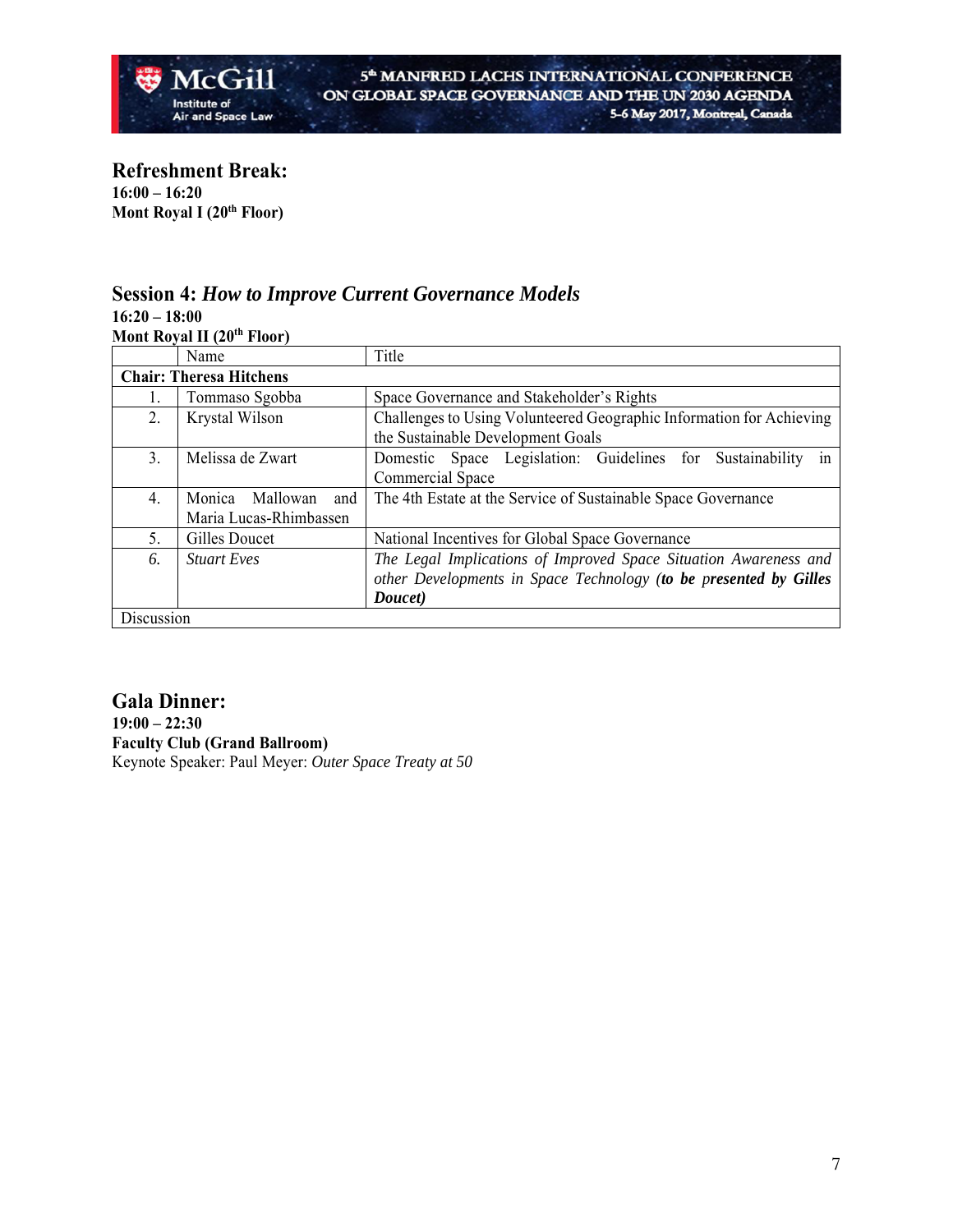## Refreshment Break:

**16:00 – 16:20**
**Mont Royal I (20th Floor)**

## Session 4: *How to Improve Current Governance Models*

**16:20 – 18:00**
**Mont Royal II (20th Floor)**

| | Name | Title |
|---|---|---|
| **Chair: Theresa Hitchens** | | |
| 1. | Tommaso Sgobba | Space Governance and Stakeholder's Rights |
| 2. | Krystal Wilson | Challenges to Using Volunteered Geographic Information for Achieving the Sustainable Development Goals |
| 3. | Melissa de Zwart | Domestic Space Legislation: Guidelines for Sustainability in Commercial Space |
| 4. | Monica Mallowan and Maria Lucas-Rhimbassen | The 4th Estate at the Service of Sustainable Space Governance |
| 5. | Gilles Doucet | National Incentives for Global Space Governance |
| *6.* | *Stuart Eves* | *The Legal Implications of Improved Space Situation Awareness and other Developments in Space Technology* ***(to be presented by Gilles Doucet)*** |
| Discussion | | |

## Gala Dinner:

**19:00 – 22:30**
**Faculty Club (Grand Ballroom)**
Keynote Speaker: Paul Meyer: *Outer Space Treaty at 50*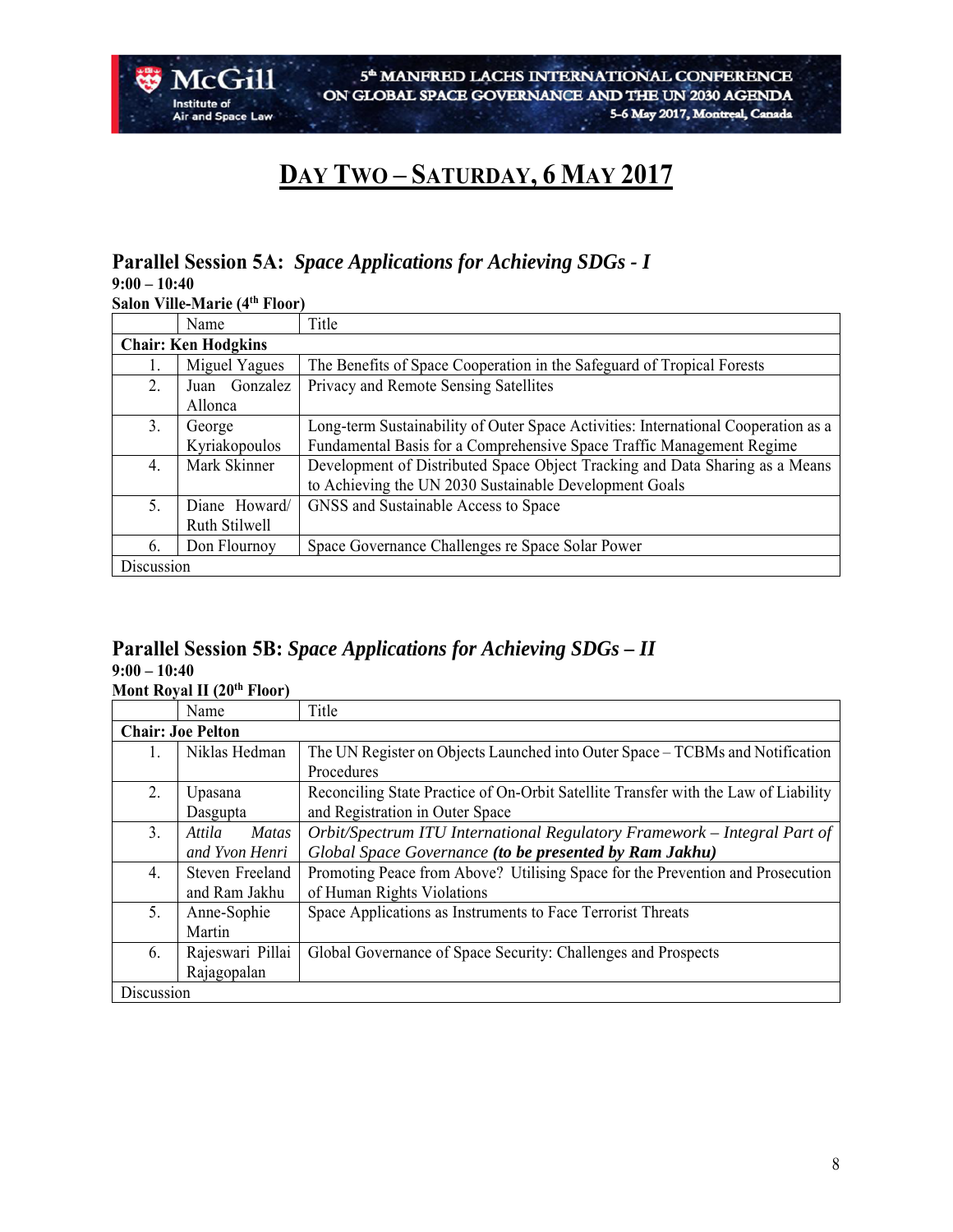# DAY TWO – SATURDAY, 6 MAY 2017

## Parallel Session 5A: *Space Applications for Achieving SDGs - I*

**9:00 – 10:40**

**Salon Ville-Marie (4th Floor)**

| | Name | Title |
|---|---|---|
| **Chair: Ken Hodgkins** | | |
| 1. | Miguel Yagues | The Benefits of Space Cooperation in the Safeguard of Tropical Forests |
| 2. | Juan Gonzalez Allonca | Privacy and Remote Sensing Satellites |
| 3. | George Kyriakopoulos | Long-term Sustainability of Outer Space Activities: International Cooperation as a Fundamental Basis for a Comprehensive Space Traffic Management Regime |
| 4. | Mark Skinner | Development of Distributed Space Object Tracking and Data Sharing as a Means to Achieving the UN 2030 Sustainable Development Goals |
| 5. | Diane Howard/ Ruth Stilwell | GNSS and Sustainable Access to Space |
| 6. | Don Flournoy | Space Governance Challenges re Space Solar Power |
| Discussion | | |

## Parallel Session 5B: *Space Applications for Achieving SDGs – II*

**9:00 – 10:40**

**Mont Royal II (20th Floor)**

| | Name | Title |
|---|---|---|
| **Chair: Joe Pelton** | | |
| 1. | Niklas Hedman | The UN Register on Objects Launched into Outer Space – TCBMs and Notification Procedures |
| 2. | Upasana Dasgupta | Reconciling State Practice of On-Orbit Satellite Transfer with the Law of Liability and Registration in Outer Space |
| 3. | *Attila Matas and Yvon Henri* | *Orbit/Spectrum ITU International Regulatory Framework – Integral Part of Global Space Governance* ***(to be presented by Ram Jakhu)*** |
| 4. | Steven Freeland and Ram Jakhu | Promoting Peace from Above? Utilising Space for the Prevention and Prosecution of Human Rights Violations |
| 5. | Anne-Sophie Martin | Space Applications as Instruments to Face Terrorist Threats |
| 6. | Rajeswari Pillai Rajagopalan | Global Governance of Space Security: Challenges and Prospects |
| Discussion | | |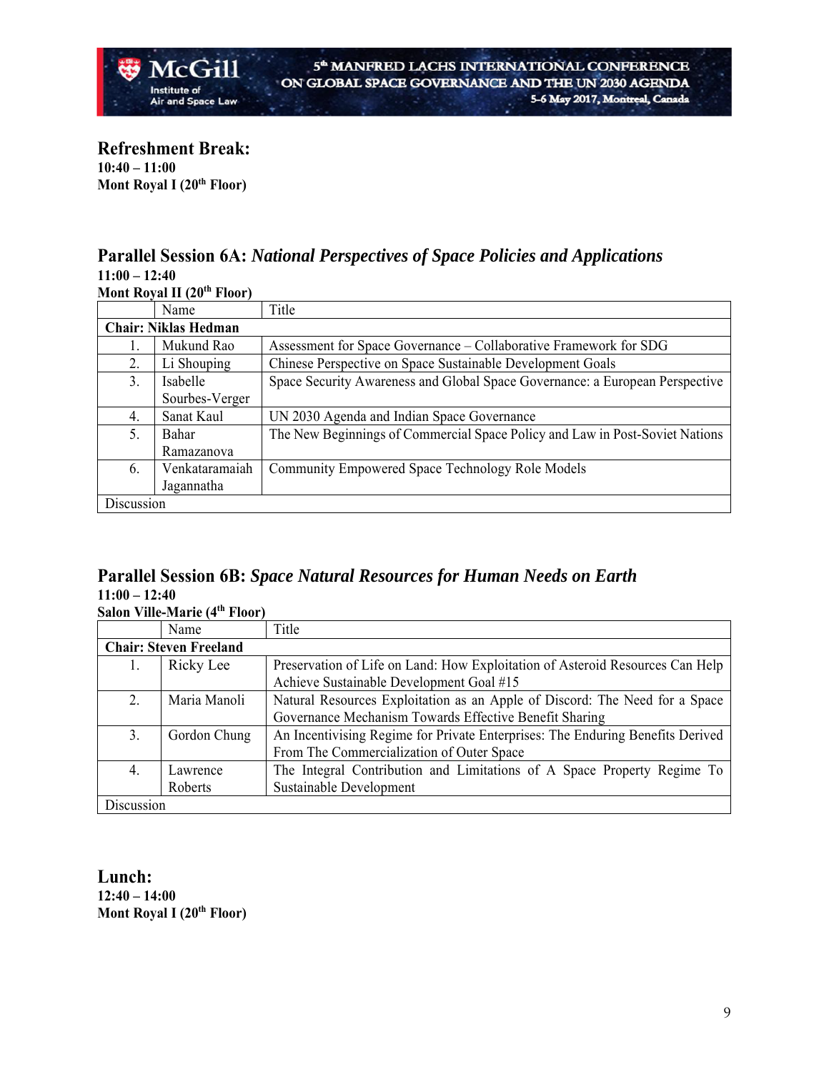## Refreshment Break:

**10:40 – 11:00**
**Mont Royal I (20th Floor)**

## Parallel Session 6A: *National Perspectives of Space Policies and Applications*

**11:00 – 12:40**
**Mont Royal II (20th Floor)**

| | Name | Title |
|---|---|---|
| **Chair: Niklas Hedman** | | |
| 1. | Mukund Rao | Assessment for Space Governance – Collaborative Framework for SDG |
| 2. | Li Shouping | Chinese Perspective on Space Sustainable Development Goals |
| 3. | Isabelle Sourbes-Verger | Space Security Awareness and Global Space Governance: a European Perspective |
| 4. | Sanat Kaul | UN 2030 Agenda and Indian Space Governance |
| 5. | Bahar Ramazanova | The New Beginnings of Commercial Space Policy and Law in Post-Soviet Nations |
| 6. | Venkataramaiah Jagannatha | Community Empowered Space Technology Role Models |
| Discussion | | |

## Parallel Session 6B: *Space Natural Resources for Human Needs on Earth*

**11:00 – 12:40**
**Salon Ville-Marie (4th Floor)**

| | Name | Title |
|---|---|---|
| **Chair: Steven Freeland** | | |
| 1. | Ricky Lee | Preservation of Life on Land: How Exploitation of Asteroid Resources Can Help Achieve Sustainable Development Goal #15 |
| 2. | Maria Manoli | Natural Resources Exploitation as an Apple of Discord: The Need for a Space Governance Mechanism Towards Effective Benefit Sharing |
| 3. | Gordon Chung | An Incentivising Regime for Private Enterprises: The Enduring Benefits Derived From The Commercialization of Outer Space |
| 4. | Lawrence Roberts | The Integral Contribution and Limitations of A Space Property Regime To Sustainable Development |
| Discussion | | |

## Lunch:

**12:40 – 14:00**
**Mont Royal I (20th Floor)**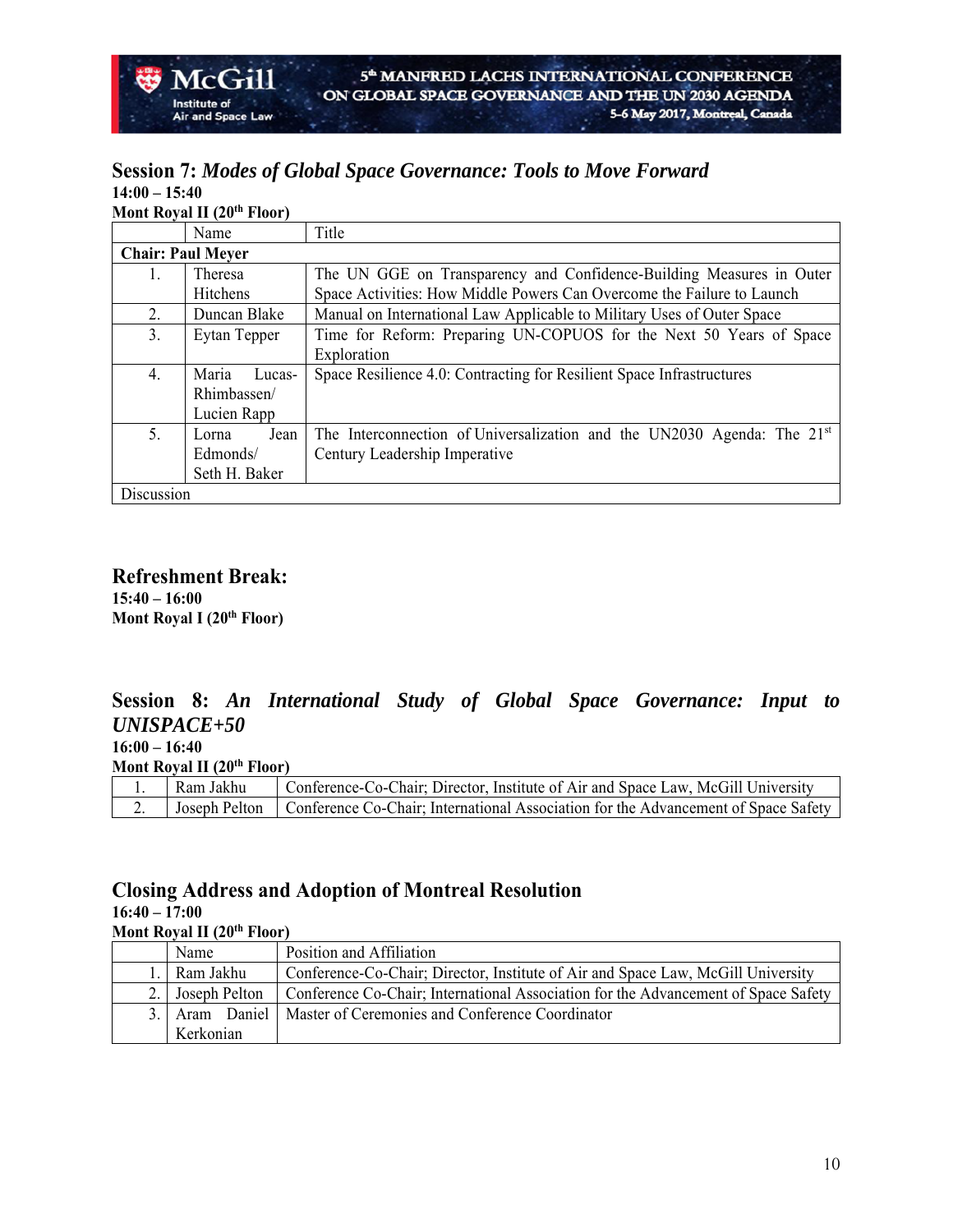## Session 7: *Modes of Global Space Governance: Tools to Move Forward*

**14:00 – 15:40**

**Mont Royal II (20th Floor)**

| | Name | Title |
|---|---|---|
| **Chair: Paul Meyer** | | |
| 1. | Theresa Hitchens | The UN GGE on Transparency and Confidence-Building Measures in Outer Space Activities: How Middle Powers Can Overcome the Failure to Launch |
| 2. | Duncan Blake | Manual on International Law Applicable to Military Uses of Outer Space |
| 3. | Eytan Tepper | Time for Reform: Preparing UN-COPUOS for the Next 50 Years of Space Exploration |
| 4. | Maria Lucas-Rhimbassen/ Lucien Rapp | Space Resilience 4.0: Contracting for Resilient Space Infrastructures |
| 5. | Lorna Jean Edmonds/ Seth H. Baker | The Interconnection of Universalization and the UN2030 Agenda: The 21st Century Leadership Imperative |
| Discussion | | |

## Refreshment Break:

**15:40 – 16:00**

**Mont Royal I (20th Floor)**

## Session 8: *An International Study of Global Space Governance: Input to UNISPACE+50*

**16:00 – 16:40**

**Mont Royal II (20th Floor)**

| | | |
|---|---|---|
| 1. | Ram Jakhu | Conference-Co-Chair; Director, Institute of Air and Space Law, McGill University |
| 2. | Joseph Pelton | Conference Co-Chair; International Association for the Advancement of Space Safety |

## Closing Address and Adoption of Montreal Resolution

**16:40 – 17:00**

**Mont Royal II (20th Floor)**

| | Name | Position and Affiliation |
|---|---|---|
| 1. | Ram Jakhu | Conference-Co-Chair; Director, Institute of Air and Space Law, McGill University |
| 2. | Joseph Pelton | Conference Co-Chair; International Association for the Advancement of Space Safety |
| 3. | Aram Daniel Kerkonian | Master of Ceremonies and Conference Coordinator |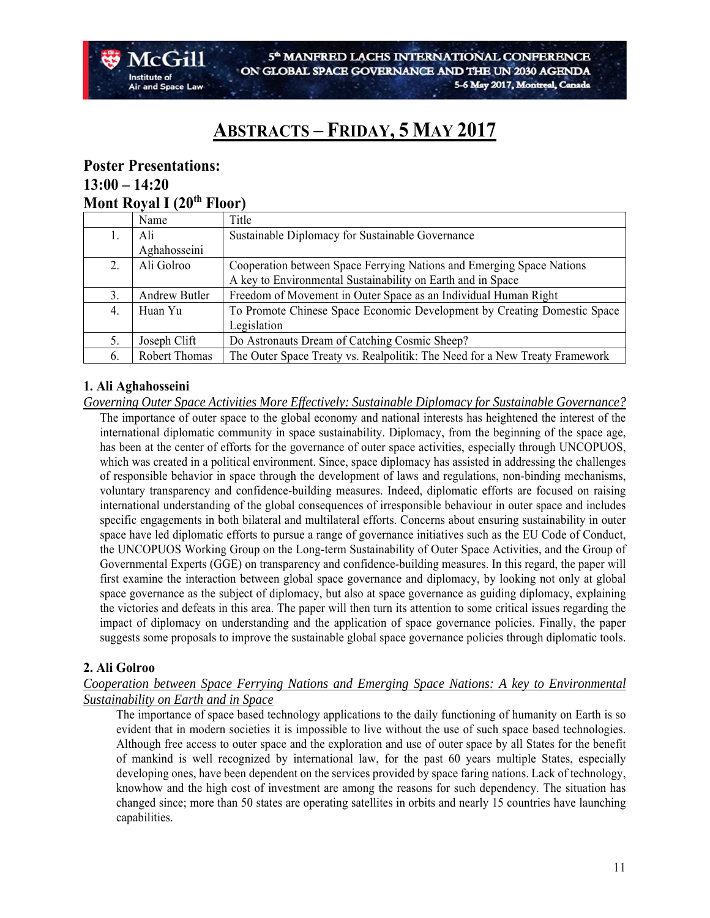# ABSTRACTS – FRIDAY, 5 MAY 2017

## Poster Presentations:
## 13:00 – 14:20
## Mont Royal I (20th Floor)

| | Name | Title |
|---|---|---|
| 1. | Ali Aghahosseini | Sustainable Diplomacy for Sustainable Governance |
| 2. | Ali Golroo | Cooperation between Space Ferrying Nations and Emerging Space Nations A key to Environmental Sustainability on Earth and in Space |
| 3. | Andrew Butler | Freedom of Movement in Outer Space as an Individual Human Right |
| 4. | Huan Yu | To Promote Chinese Space Economic Development by Creating Domestic Space Legislation |
| 5. | Joseph Clift | Do Astronauts Dream of Catching Cosmic Sheep? |
| 6. | Robert Thomas | The Outer Space Treaty vs. Realpolitik: The Need for a New Treaty Framework |

### 1. Ali Aghahosseini

*Governing Outer Space Activities More Effectively: Sustainable Diplomacy for Sustainable Governance?*

The importance of outer space to the global economy and national interests has heightened the interest of the international diplomatic community in space sustainability. Diplomacy, from the beginning of the space age, has been at the center of efforts for the governance of outer space activities, especially through UNCOPUOS, which was created in a political environment. Since, space diplomacy has assisted in addressing the challenges of responsible behavior in space through the development of laws and regulations, non-binding mechanisms, voluntary transparency and confidence-building measures. Indeed, diplomatic efforts are focused on raising international understanding of the global consequences of irresponsible behaviour in outer space and includes specific engagements in both bilateral and multilateral efforts. Concerns about ensuring sustainability in outer space have led diplomatic efforts to pursue a range of governance initiatives such as the EU Code of Conduct, the UNCOPUOS Working Group on the Long-term Sustainability of Outer Space Activities, and the Group of Governmental Experts (GGE) on transparency and confidence-building measures. In this regard, the paper will first examine the interaction between global space governance and diplomacy, by looking not only at global space governance as the subject of diplomacy, but also at space governance as guiding diplomacy, explaining the victories and defeats in this area. The paper will then turn its attention to some critical issues regarding the impact of diplomacy on understanding and the application of space governance policies. Finally, the paper suggests some proposals to improve the sustainable global space governance policies through diplomatic tools.

### 2. Ali Golroo

*Cooperation between Space Ferrying Nations and Emerging Space Nations: A key to Environmental Sustainability on Earth and in Space*

The importance of space based technology applications to the daily functioning of humanity on Earth is so evident that in modern societies it is impossible to live without the use of such space based technologies. Although free access to outer space and the exploration and use of outer space by all States for the benefit of mankind is well recognized by international law, for the past 60 years multiple States, especially developing ones, have been dependent on the services provided by space faring nations. Lack of technology, knowhow and the high cost of investment are among the reasons for such dependency. The situation has changed since; more than 50 states are operating satellites in orbits and nearly 15 countries have launching capabilities.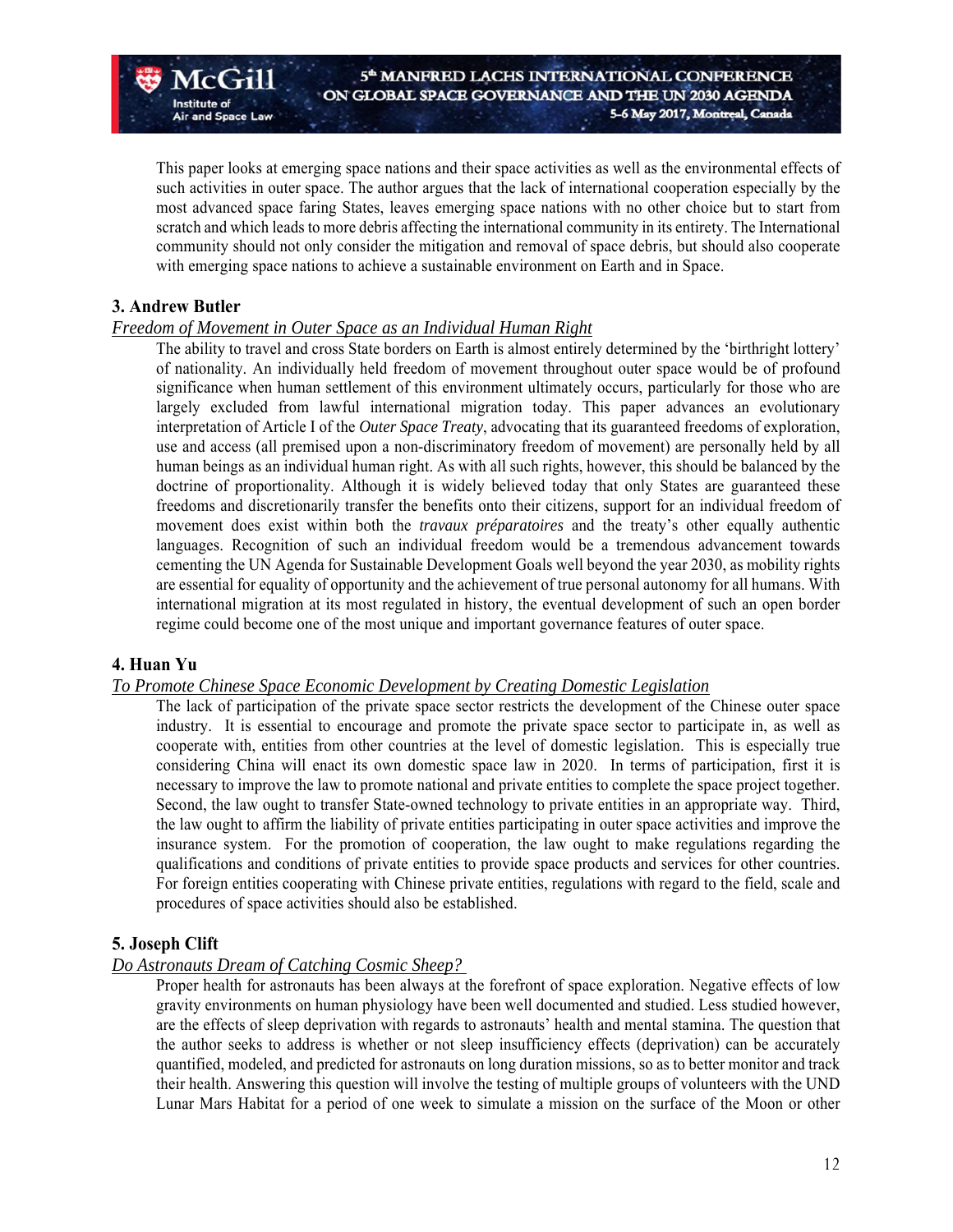This paper looks at emerging space nations and their space activities as well as the environmental effects of such activities in outer space. The author argues that the lack of international cooperation especially by the most advanced space faring States, leaves emerging space nations with no other choice but to start from scratch and which leads to more debris affecting the international community in its entirety. The International community should not only consider the mitigation and removal of space debris, but should also cooperate with emerging space nations to achieve a sustainable environment on Earth and in Space.

### 3. Andrew Butler

*Freedom of Movement in Outer Space as an Individual Human Right*

The ability to travel and cross State borders on Earth is almost entirely determined by the 'birthright lottery' of nationality. An individually held freedom of movement throughout outer space would be of profound significance when human settlement of this environment ultimately occurs, particularly for those who are largely excluded from lawful international migration today. This paper advances an evolutionary interpretation of Article I of the *Outer Space Treaty*, advocating that its guaranteed freedoms of exploration, use and access (all premised upon a non-discriminatory freedom of movement) are personally held by all human beings as an individual human right. As with all such rights, however, this should be balanced by the doctrine of proportionality. Although it is widely believed today that only States are guaranteed these freedoms and discretionarily transfer the benefits onto their citizens, support for an individual freedom of movement does exist within both the *travaux préparatoires* and the treaty's other equally authentic languages. Recognition of such an individual freedom would be a tremendous advancement towards cementing the UN Agenda for Sustainable Development Goals well beyond the year 2030, as mobility rights are essential for equality of opportunity and the achievement of true personal autonomy for all humans. With international migration at its most regulated in history, the eventual development of such an open border regime could become one of the most unique and important governance features of outer space.

### 4. Huan Yu

*To Promote Chinese Space Economic Development by Creating Domestic Legislation*

The lack of participation of the private space sector restricts the development of the Chinese outer space industry. It is essential to encourage and promote the private space sector to participate in, as well as cooperate with, entities from other countries at the level of domestic legislation. This is especially true considering China will enact its own domestic space law in 2020. In terms of participation, first it is necessary to improve the law to promote national and private entities to complete the space project together. Second, the law ought to transfer State-owned technology to private entities in an appropriate way. Third, the law ought to affirm the liability of private entities participating in outer space activities and improve the insurance system. For the promotion of cooperation, the law ought to make regulations regarding the qualifications and conditions of private entities to provide space products and services for other countries. For foreign entities cooperating with Chinese private entities, regulations with regard to the field, scale and procedures of space activities should also be established.

### 5. Joseph Clift

*Do Astronauts Dream of Catching Cosmic Sheep?*

Proper health for astronauts has been always at the forefront of space exploration. Negative effects of low gravity environments on human physiology have been well documented and studied. Less studied however, are the effects of sleep deprivation with regards to astronauts' health and mental stamina. The question that the author seeks to address is whether or not sleep insufficiency effects (deprivation) can be accurately quantified, modeled, and predicted for astronauts on long duration missions, so as to better monitor and track their health. Answering this question will involve the testing of multiple groups of volunteers with the UND Lunar Mars Habitat for a period of one week to simulate a mission on the surface of the Moon or other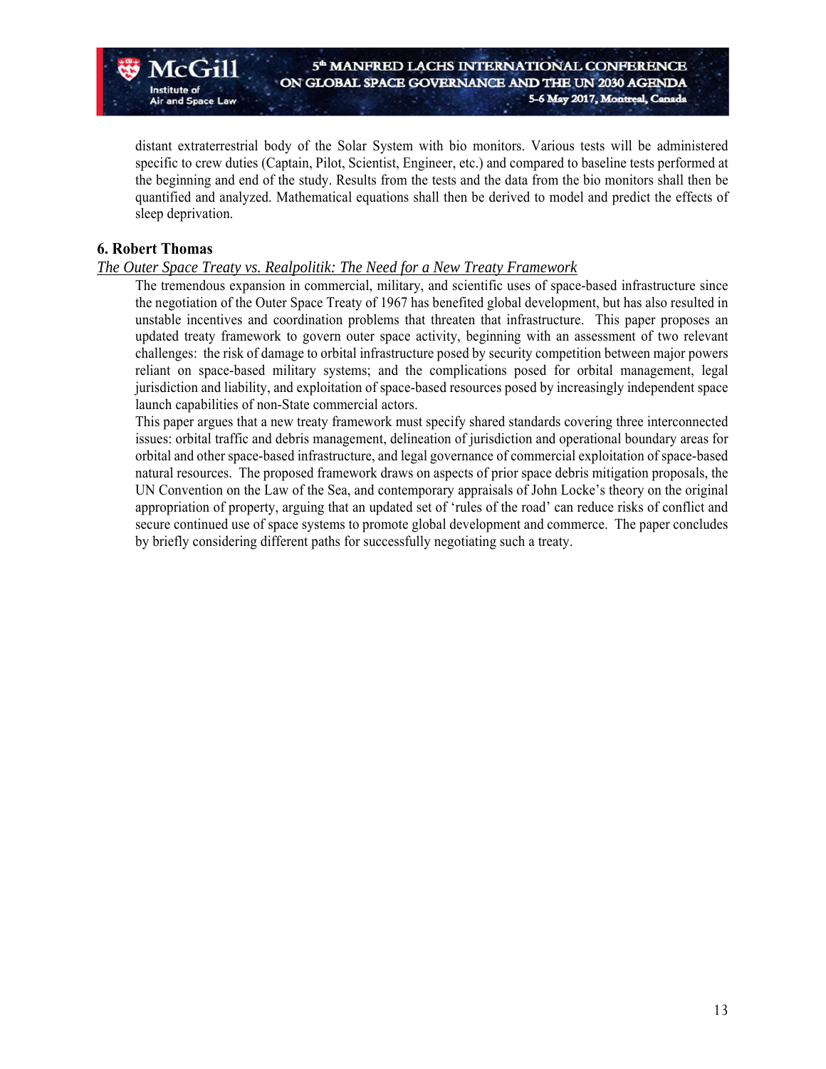distant extraterrestrial body of the Solar System with bio monitors. Various tests will be administered specific to crew duties (Captain, Pilot, Scientist, Engineer, etc.) and compared to baseline tests performed at the beginning and end of the study. Results from the tests and the data from the bio monitors shall then be quantified and analyzed. Mathematical equations shall then be derived to model and predict the effects of sleep deprivation.

### 6. Robert Thomas

*The Outer Space Treaty vs. Realpolitik: The Need for a New Treaty Framework*

The tremendous expansion in commercial, military, and scientific uses of space-based infrastructure since the negotiation of the Outer Space Treaty of 1967 has benefited global development, but has also resulted in unstable incentives and coordination problems that threaten that infrastructure. This paper proposes an updated treaty framework to govern outer space activity, beginning with an assessment of two relevant challenges: the risk of damage to orbital infrastructure posed by security competition between major powers reliant on space-based military systems; and the complications posed for orbital management, legal jurisdiction and liability, and exploitation of space-based resources posed by increasingly independent space launch capabilities of non-State commercial actors.

This paper argues that a new treaty framework must specify shared standards covering three interconnected issues: orbital traffic and debris management, delineation of jurisdiction and operational boundary areas for orbital and other space-based infrastructure, and legal governance of commercial exploitation of space-based natural resources. The proposed framework draws on aspects of prior space debris mitigation proposals, the UN Convention on the Law of the Sea, and contemporary appraisals of John Locke's theory on the original appropriation of property, arguing that an updated set of 'rules of the road' can reduce risks of conflict and secure continued use of space systems to promote global development and commerce. The paper concludes by briefly considering different paths for successfully negotiating such a treaty.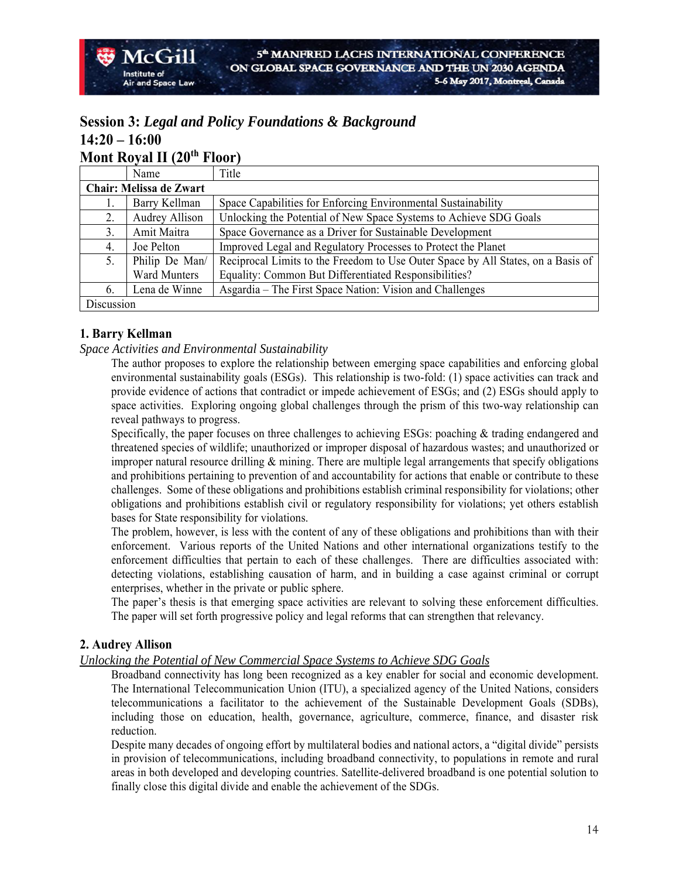## Session 3: *Legal and Policy Foundations & Background*
## 14:20 – 16:00
## Mont Royal II (20th Floor)

| | Name | Title |
|---|---|---|
| **Chair: Melissa de Zwart** | | |
| 1. | Barry Kellman | Space Capabilities for Enforcing Environmental Sustainability |
| 2. | Audrey Allison | Unlocking the Potential of New Space Systems to Achieve SDG Goals |
| 3. | Amit Maitra | Space Governance as a Driver for Sustainable Development |
| 4. | Joe Pelton | Improved Legal and Regulatory Processes to Protect the Planet |
| 5. | Philip De Man/ Ward Munters | Reciprocal Limits to the Freedom to Use Outer Space by All States, on a Basis of Equality: Common But Differentiated Responsibilities? |
| 6. | Lena de Winne | Asgardia – The First Space Nation: Vision and Challenges |
| Discussion | | |

### 1. Barry Kellman

*Space Activities and Environmental Sustainability*

The author proposes to explore the relationship between emerging space capabilities and enforcing global environmental sustainability goals (ESGs). This relationship is two-fold: (1) space activities can track and provide evidence of actions that contradict or impede achievement of ESGs; and (2) ESGs should apply to space activities. Exploring ongoing global challenges through the prism of this two-way relationship can reveal pathways to progress.

Specifically, the paper focuses on three challenges to achieving ESGs: poaching & trading endangered and threatened species of wildlife; unauthorized or improper disposal of hazardous wastes; and unauthorized or improper natural resource drilling & mining. There are multiple legal arrangements that specify obligations and prohibitions pertaining to prevention of and accountability for actions that enable or contribute to these challenges. Some of these obligations and prohibitions establish criminal responsibility for violations; other obligations and prohibitions establish civil or regulatory responsibility for violations; yet others establish bases for State responsibility for violations.

The problem, however, is less with the content of any of these obligations and prohibitions than with their enforcement. Various reports of the United Nations and other international organizations testify to the enforcement difficulties that pertain to each of these challenges. There are difficulties associated with: detecting violations, establishing causation of harm, and in building a case against criminal or corrupt enterprises, whether in the private or public sphere.

The paper's thesis is that emerging space activities are relevant to solving these enforcement difficulties. The paper will set forth progressive policy and legal reforms that can strengthen that relevancy.

### 2. Audrey Allison

*Unlocking the Potential of New Commercial Space Systems to Achieve SDG Goals*

Broadband connectivity has long been recognized as a key enabler for social and economic development. The International Telecommunication Union (ITU), a specialized agency of the United Nations, considers telecommunications a facilitator to the achievement of the Sustainable Development Goals (SDBs), including those on education, health, governance, agriculture, commerce, finance, and disaster risk reduction.

Despite many decades of ongoing effort by multilateral bodies and national actors, a "digital divide" persists in provision of telecommunications, including broadband connectivity, to populations in remote and rural areas in both developed and developing countries. Satellite-delivered broadband is one potential solution to finally close this digital divide and enable the achievement of the SDGs.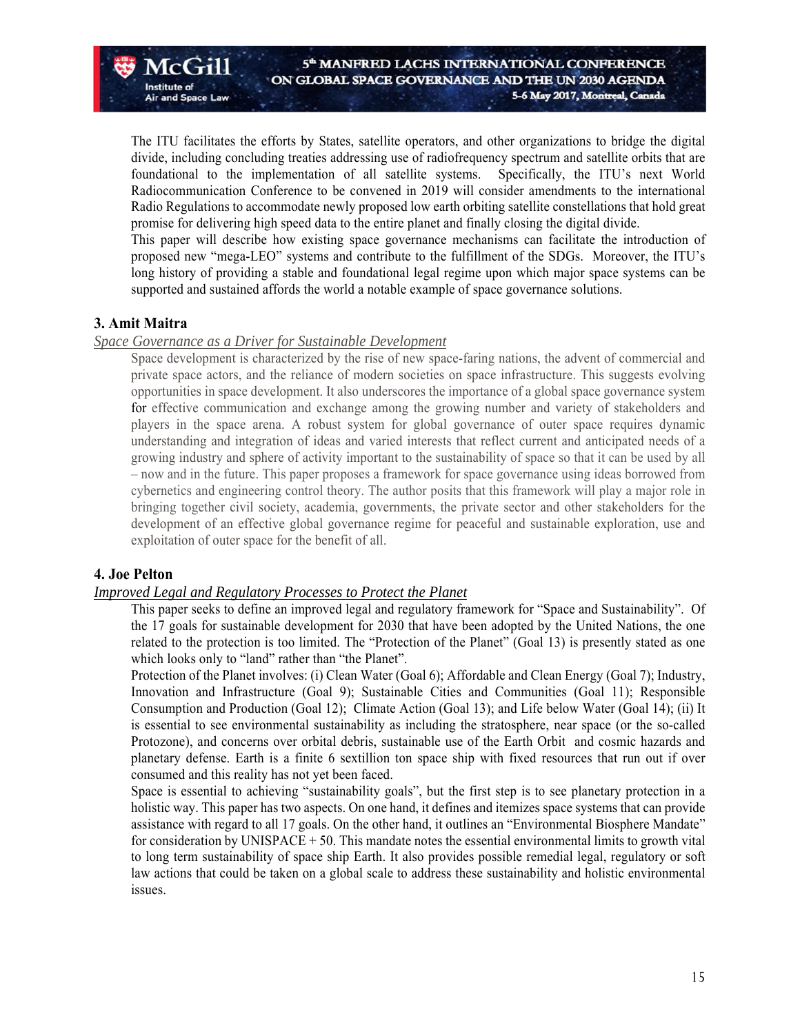The ITU facilitates the efforts by States, satellite operators, and other organizations to bridge the digital divide, including concluding treaties addressing use of radiofrequency spectrum and satellite orbits that are foundational to the implementation of all satellite systems. Specifically, the ITU's next World Radiocommunication Conference to be convened in 2019 will consider amendments to the international Radio Regulations to accommodate newly proposed low earth orbiting satellite constellations that hold great promise for delivering high speed data to the entire planet and finally closing the digital divide.

This paper will describe how existing space governance mechanisms can facilitate the introduction of proposed new "mega-LEO" systems and contribute to the fulfillment of the SDGs. Moreover, the ITU's long history of providing a stable and foundational legal regime upon which major space systems can be supported and sustained affords the world a notable example of space governance solutions.

### 3. Amit Maitra

*Space Governance as a Driver for Sustainable Development*

Space development is characterized by the rise of new space-faring nations, the advent of commercial and private space actors, and the reliance of modern societies on space infrastructure. This suggests evolving opportunities in space development. It also underscores the importance of a global space governance system for effective communication and exchange among the growing number and variety of stakeholders and players in the space arena. A robust system for global governance of outer space requires dynamic understanding and integration of ideas and varied interests that reflect current and anticipated needs of a growing industry and sphere of activity important to the sustainability of space so that it can be used by all – now and in the future. This paper proposes a framework for space governance using ideas borrowed from cybernetics and engineering control theory. The author posits that this framework will play a major role in bringing together civil society, academia, governments, the private sector and other stakeholders for the development of an effective global governance regime for peaceful and sustainable exploration, use and exploitation of outer space for the benefit of all.

### 4. Joe Pelton

*Improved Legal and Regulatory Processes to Protect the Planet*

This paper seeks to define an improved legal and regulatory framework for "Space and Sustainability". Of the 17 goals for sustainable development for 2030 that have been adopted by the United Nations, the one related to the protection is too limited. The "Protection of the Planet" (Goal 13) is presently stated as one which looks only to "land" rather than "the Planet".

Protection of the Planet involves: (i) Clean Water (Goal 6); Affordable and Clean Energy (Goal 7); Industry, Innovation and Infrastructure (Goal 9); Sustainable Cities and Communities (Goal 11); Responsible Consumption and Production (Goal 12); Climate Action (Goal 13); and Life below Water (Goal 14); (ii) It is essential to see environmental sustainability as including the stratosphere, near space (or the so-called Protozone), and concerns over orbital debris, sustainable use of the Earth Orbit and cosmic hazards and planetary defense. Earth is a finite 6 sextillion ton space ship with fixed resources that run out if over consumed and this reality has not yet been faced.

Space is essential to achieving "sustainability goals", but the first step is to see planetary protection in a holistic way. This paper has two aspects. On one hand, it defines and itemizes space systems that can provide assistance with regard to all 17 goals. On the other hand, it outlines an "Environmental Biosphere Mandate" for consideration by UNISPACE + 50. This mandate notes the essential environmental limits to growth vital to long term sustainability of space ship Earth. It also provides possible remedial legal, regulatory or soft law actions that could be taken on a global scale to address these sustainability and holistic environmental issues.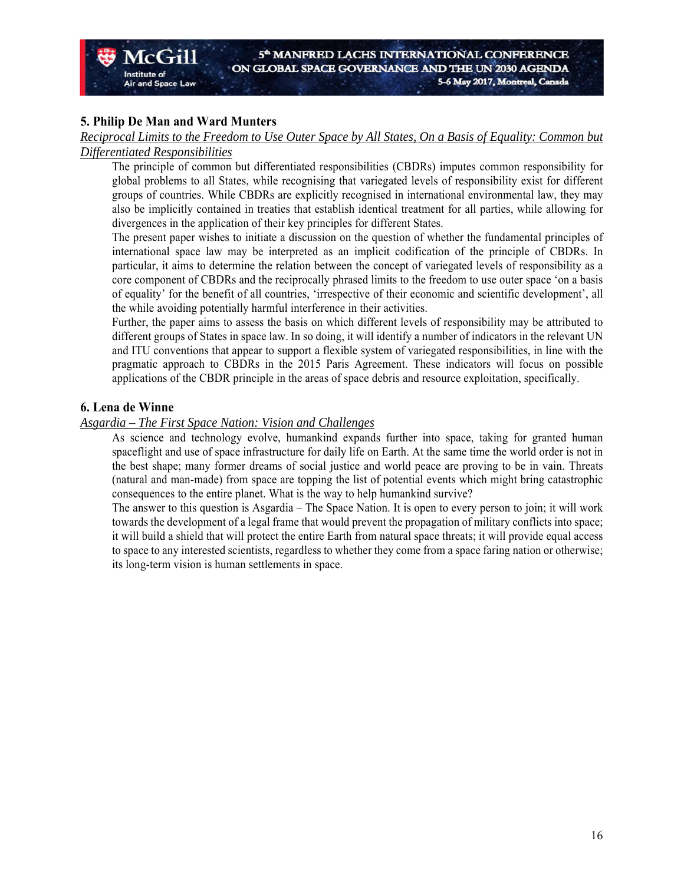### 5. Philip De Man and Ward Munters

*Reciprocal Limits to the Freedom to Use Outer Space by All States, On a Basis of Equality: Common but Differentiated Responsibilities*

The principle of common but differentiated responsibilities (CBDRs) imputes common responsibility for global problems to all States, while recognising that variegated levels of responsibility exist for different groups of countries. While CBDRs are explicitly recognised in international environmental law, they may also be implicitly contained in treaties that establish identical treatment for all parties, while allowing for divergences in the application of their key principles for different States.

The present paper wishes to initiate a discussion on the question of whether the fundamental principles of international space law may be interpreted as an implicit codification of the principle of CBDRs. In particular, it aims to determine the relation between the concept of variegated levels of responsibility as a core component of CBDRs and the reciprocally phrased limits to the freedom to use outer space 'on a basis of equality' for the benefit of all countries, 'irrespective of their economic and scientific development', all the while avoiding potentially harmful interference in their activities.

Further, the paper aims to assess the basis on which different levels of responsibility may be attributed to different groups of States in space law. In so doing, it will identify a number of indicators in the relevant UN and ITU conventions that appear to support a flexible system of variegated responsibilities, in line with the pragmatic approach to CBDRs in the 2015 Paris Agreement. These indicators will focus on possible applications of the CBDR principle in the areas of space debris and resource exploitation, specifically.

### 6. Lena de Winne

*Asgardia – The First Space Nation: Vision and Challenges*

As science and technology evolve, humankind expands further into space, taking for granted human spaceflight and use of space infrastructure for daily life on Earth. At the same time the world order is not in the best shape; many former dreams of social justice and world peace are proving to be in vain. Threats (natural and man-made) from space are topping the list of potential events which might bring catastrophic consequences to the entire planet. What is the way to help humankind survive?

The answer to this question is Asgardia – The Space Nation. It is open to every person to join; it will work towards the development of a legal frame that would prevent the propagation of military conflicts into space; it will build a shield that will protect the entire Earth from natural space threats; it will provide equal access to space to any interested scientists, regardless to whether they come from a space faring nation or otherwise; its long-term vision is human settlements in space.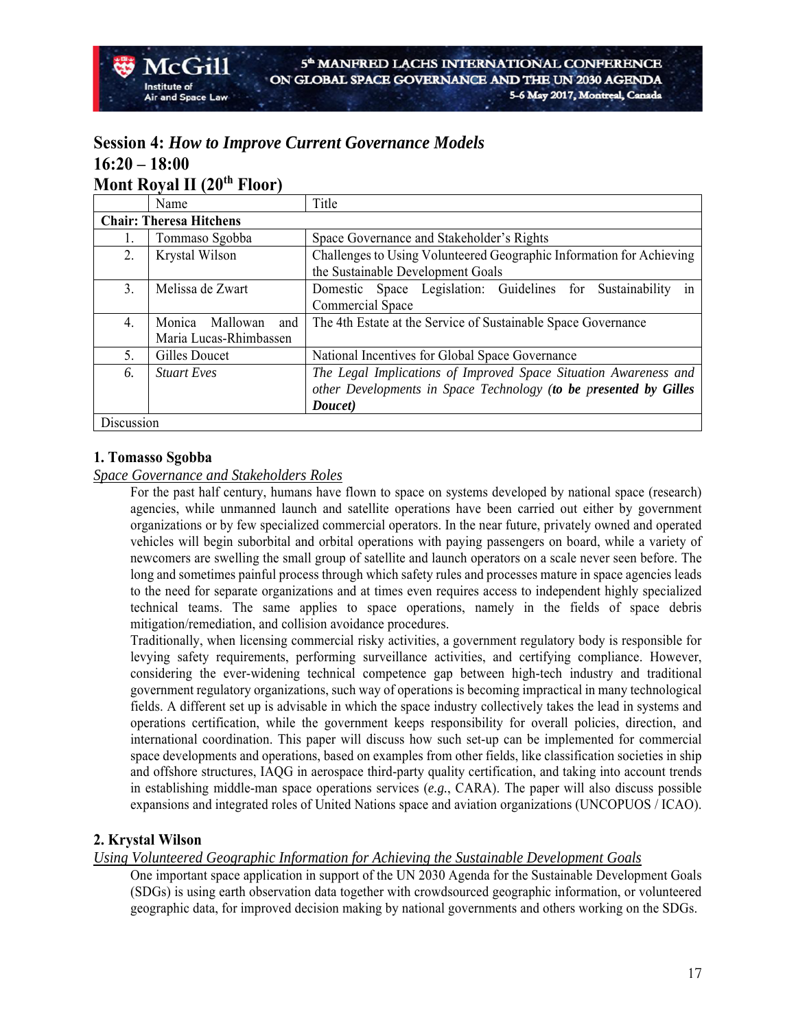## Session 4: *How to Improve Current Governance Models*
## 16:20 – 18:00
## Mont Royal II (20th Floor)

| | Name | Title |
|---|---|---|
| **Chair: Theresa Hitchens** | | |
| 1. | Tommaso Sgobba | Space Governance and Stakeholder's Rights |
| 2. | Krystal Wilson | Challenges to Using Volunteered Geographic Information for Achieving the Sustainable Development Goals |
| 3. | Melissa de Zwart | Domestic Space Legislation: Guidelines for Sustainability in Commercial Space |
| 4. | Monica Mallowan and Maria Lucas-Rhimbassen | The 4th Estate at the Service of Sustainable Space Governance |
| 5. | Gilles Doucet | National Incentives for Global Space Governance |
| *6.* | *Stuart Eves* | *The Legal Implications of Improved Space Situation Awareness and other Developments in Space Technology* ***(to be presented by Gilles Doucet)*** |
| Discussion | | |

### 1. Tomasso Sgobba

<u>*Space Governance and Stakeholders Roles*</u>

For the past half century, humans have flown to space on systems developed by national space (research) agencies, while unmanned launch and satellite operations have been carried out either by government organizations or by few specialized commercial operators. In the near future, privately owned and operated vehicles will begin suborbital and orbital operations with paying passengers on board, while a variety of newcomers are swelling the small group of satellite and launch operators on a scale never seen before. The long and sometimes painful process through which safety rules and processes mature in space agencies leads to the need for separate organizations and at times even requires access to independent highly specialized technical teams. The same applies to space operations, namely in the fields of space debris mitigation/remediation, and collision avoidance procedures.

Traditionally, when licensing commercial risky activities, a government regulatory body is responsible for levying safety requirements, performing surveillance activities, and certifying compliance. However, considering the ever-widening technical competence gap between high-tech industry and traditional government regulatory organizations, such way of operations is becoming impractical in many technological fields. A different set up is advisable in which the space industry collectively takes the lead in systems and operations certification, while the government keeps responsibility for overall policies, direction, and international coordination. This paper will discuss how such set-up can be implemented for commercial space developments and operations, based on examples from other fields, like classification societies in ship and offshore structures, IAQG in aerospace third-party quality certification, and taking into account trends in establishing middle-man space operations services (*e.g.*, CARA). The paper will also discuss possible expansions and integrated roles of United Nations space and aviation organizations (UNCOPUOS / ICAO).

### 2. Krystal Wilson

<u>*Using Volunteered Geographic Information for Achieving the Sustainable Development Goals*</u>

One important space application in support of the UN 2030 Agenda for the Sustainable Development Goals (SDGs) is using earth observation data together with crowdsourced geographic information, or volunteered geographic data, for improved decision making by national governments and others working on the SDGs.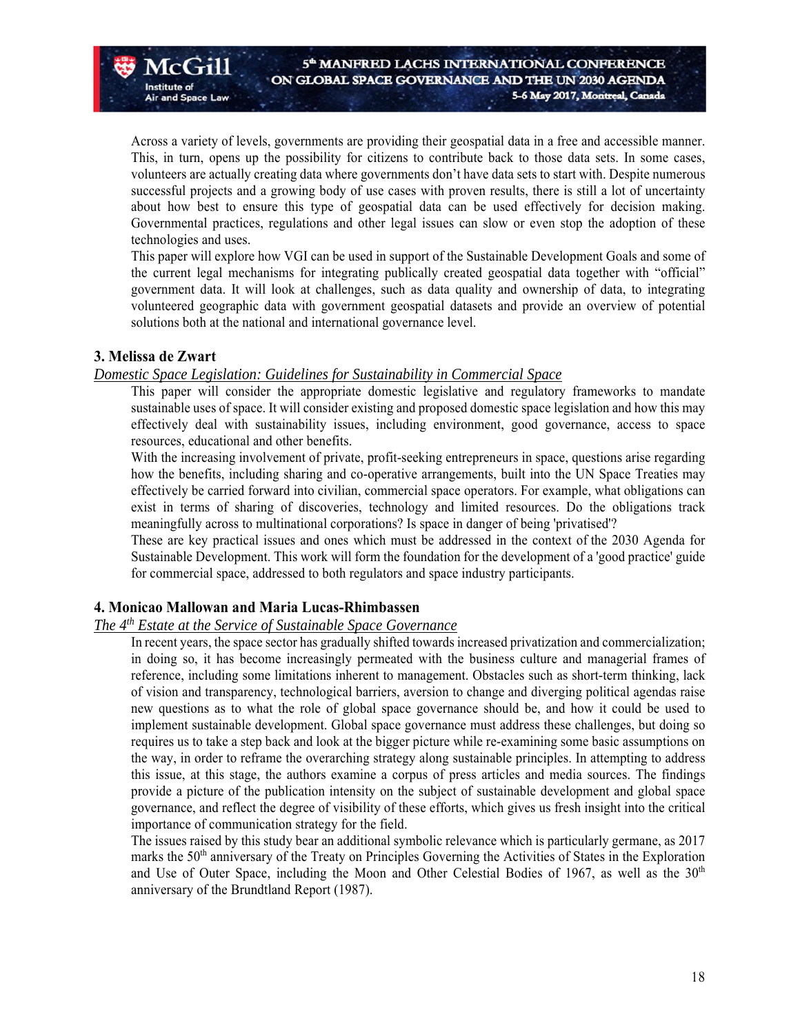Across a variety of levels, governments are providing their geospatial data in a free and accessible manner. This, in turn, opens up the possibility for citizens to contribute back to those data sets. In some cases, volunteers are actually creating data where governments don't have data sets to start with. Despite numerous successful projects and a growing body of use cases with proven results, there is still a lot of uncertainty about how best to ensure this type of geospatial data can be used effectively for decision making. Governmental practices, regulations and other legal issues can slow or even stop the adoption of these technologies and uses.

This paper will explore how VGI can be used in support of the Sustainable Development Goals and some of the current legal mechanisms for integrating publically created geospatial data together with "official" government data. It will look at challenges, such as data quality and ownership of data, to integrating volunteered geographic data with government geospatial datasets and provide an overview of potential solutions both at the national and international governance level.

### 3. Melissa de Zwart

*Domestic Space Legislation: Guidelines for Sustainability in Commercial Space*

This paper will consider the appropriate domestic legislative and regulatory frameworks to mandate sustainable uses of space. It will consider existing and proposed domestic space legislation and how this may effectively deal with sustainability issues, including environment, good governance, access to space resources, educational and other benefits.

With the increasing involvement of private, profit-seeking entrepreneurs in space, questions arise regarding how the benefits, including sharing and co-operative arrangements, built into the UN Space Treaties may effectively be carried forward into civilian, commercial space operators. For example, what obligations can exist in terms of sharing of discoveries, technology and limited resources. Do the obligations track meaningfully across to multinational corporations? Is space in danger of being 'privatised'?

These are key practical issues and ones which must be addressed in the context of the 2030 Agenda for Sustainable Development. This work will form the foundation for the development of a 'good practice' guide for commercial space, addressed to both regulators and space industry participants.

### 4. Monicao Mallowan and Maria Lucas-Rhimbassen

*The 4th Estate at the Service of Sustainable Space Governance*

In recent years, the space sector has gradually shifted towards increased privatization and commercialization; in doing so, it has become increasingly permeated with the business culture and managerial frames of reference, including some limitations inherent to management. Obstacles such as short-term thinking, lack of vision and transparency, technological barriers, aversion to change and diverging political agendas raise new questions as to what the role of global space governance should be, and how it could be used to implement sustainable development. Global space governance must address these challenges, but doing so requires us to take a step back and look at the bigger picture while re-examining some basic assumptions on the way, in order to reframe the overarching strategy along sustainable principles. In attempting to address this issue, at this stage, the authors examine a corpus of press articles and media sources. The findings provide a picture of the publication intensity on the subject of sustainable development and global space governance, and reflect the degree of visibility of these efforts, which gives us fresh insight into the critical importance of communication strategy for the field.

The issues raised by this study bear an additional symbolic relevance which is particularly germane, as 2017 marks the 50th anniversary of the Treaty on Principles Governing the Activities of States in the Exploration and Use of Outer Space, including the Moon and Other Celestial Bodies of 1967, as well as the 30th anniversary of the Brundtland Report (1987).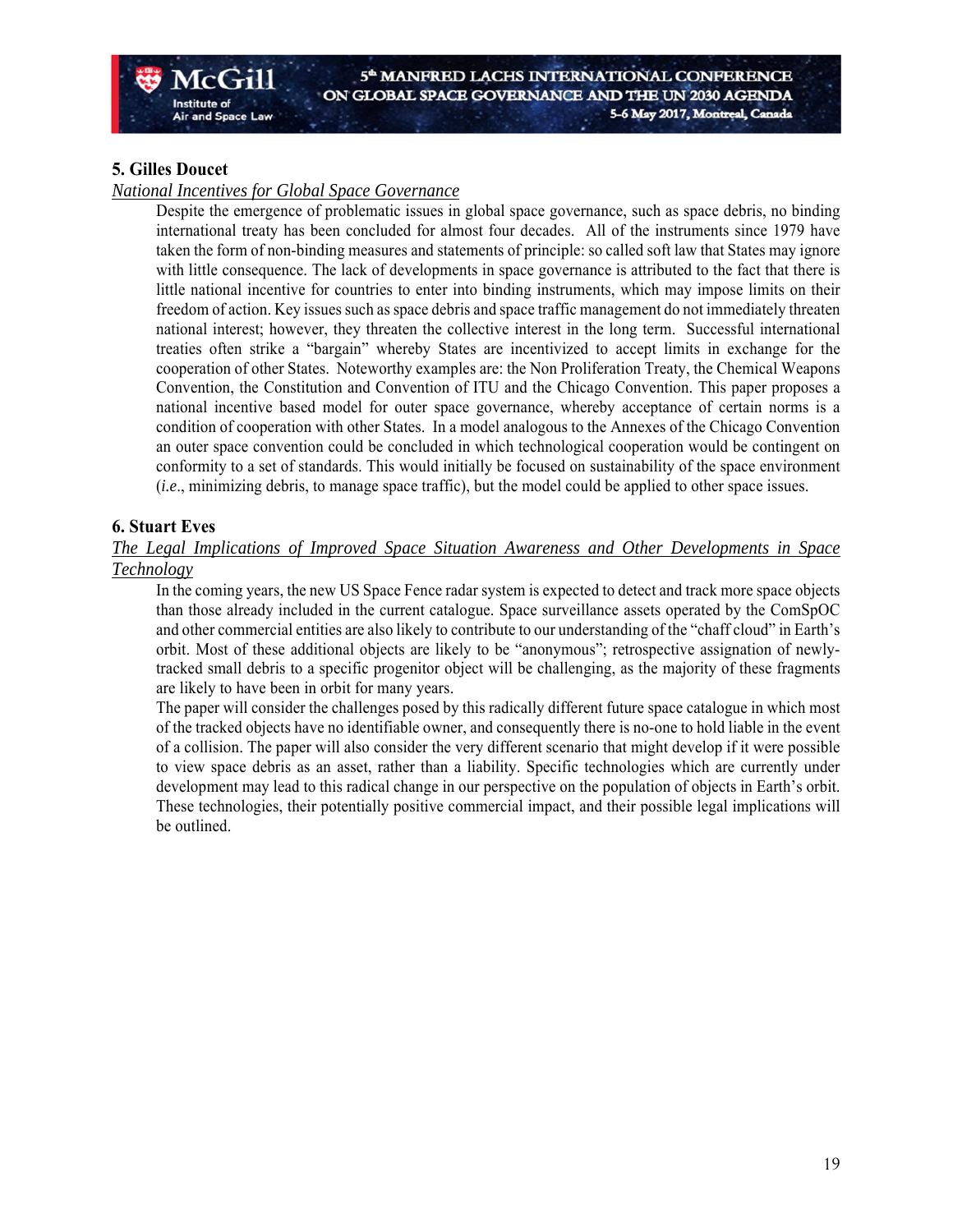## 5. Gilles Doucet

*National Incentives for Global Space Governance*

Despite the emergence of problematic issues in global space governance, such as space debris, no binding international treaty has been concluded for almost four decades. All of the instruments since 1979 have taken the form of non-binding measures and statements of principle: so called soft law that States may ignore with little consequence. The lack of developments in space governance is attributed to the fact that there is little national incentive for countries to enter into binding instruments, which may impose limits on their freedom of action. Key issues such as space debris and space traffic management do not immediately threaten national interest; however, they threaten the collective interest in the long term. Successful international treaties often strike a "bargain" whereby States are incentivized to accept limits in exchange for the cooperation of other States. Noteworthy examples are: the Non Proliferation Treaty, the Chemical Weapons Convention, the Constitution and Convention of ITU and the Chicago Convention. This paper proposes a national incentive based model for outer space governance, whereby acceptance of certain norms is a condition of cooperation with other States. In a model analogous to the Annexes of the Chicago Convention an outer space convention could be concluded in which technological cooperation would be contingent on conformity to a set of standards. This would initially be focused on sustainability of the space environment (*i.e*., minimizing debris, to manage space traffic), but the model could be applied to other space issues.

## 6. Stuart Eves

*The Legal Implications of Improved Space Situation Awareness and Other Developments in Space Technology*

In the coming years, the new US Space Fence radar system is expected to detect and track more space objects than those already included in the current catalogue. Space surveillance assets operated by the ComSpOC and other commercial entities are also likely to contribute to our understanding of the "chaff cloud" in Earth's orbit. Most of these additional objects are likely to be "anonymous"; retrospective assignation of newly-tracked small debris to a specific progenitor object will be challenging, as the majority of these fragments are likely to have been in orbit for many years.

The paper will consider the challenges posed by this radically different future space catalogue in which most of the tracked objects have no identifiable owner, and consequently there is no-one to hold liable in the event of a collision. The paper will also consider the very different scenario that might develop if it were possible to view space debris as an asset, rather than a liability. Specific technologies which are currently under development may lead to this radical change in our perspective on the population of objects in Earth's orbit. These technologies, their potentially positive commercial impact, and their possible legal implications will be outlined.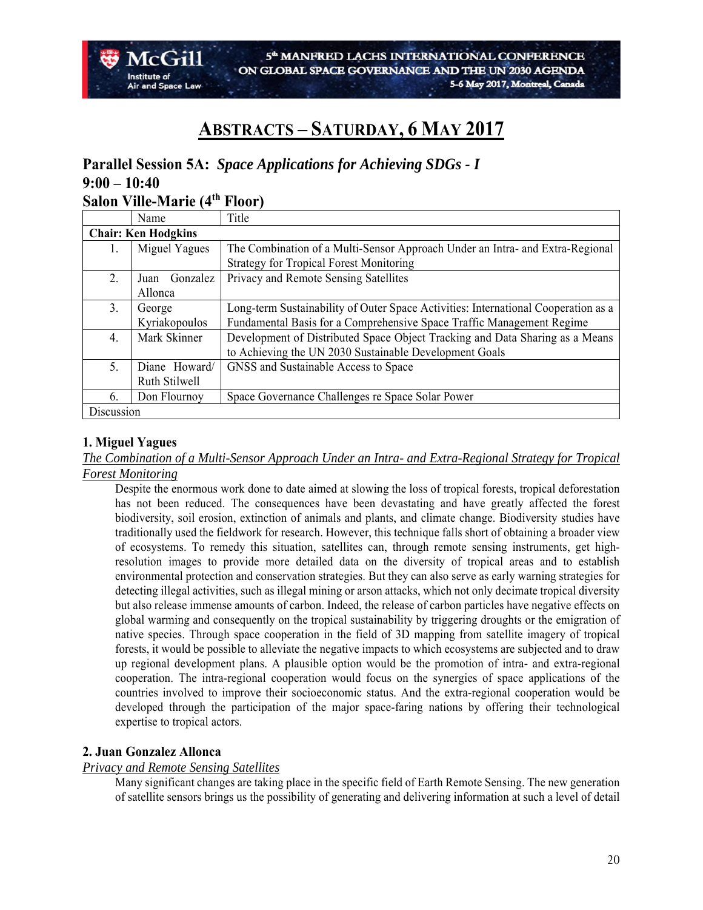# ABSTRACTS – SATURDAY, 6 MAY 2017

## Parallel Session 5A: *Space Applications for Achieving SDGs - I*
## 9:00 – 10:40
## Salon Ville-Marie (4th Floor)

| | Name | Title |
|---|---|---|
| **Chair: Ken Hodgkins** | | |
| 1. | Miguel Yagues | The Combination of a Multi-Sensor Approach Under an Intra- and Extra-Regional Strategy for Tropical Forest Monitoring |
| 2. | Juan Gonzalez Allonca | Privacy and Remote Sensing Satellites |
| 3. | George Kyriakopoulos | Long-term Sustainability of Outer Space Activities: International Cooperation as a Fundamental Basis for a Comprehensive Space Traffic Management Regime |
| 4. | Mark Skinner | Development of Distributed Space Object Tracking and Data Sharing as a Means to Achieving the UN 2030 Sustainable Development Goals |
| 5. | Diane Howard/ Ruth Stilwell | GNSS and Sustainable Access to Space |
| 6. | Don Flournoy | Space Governance Challenges re Space Solar Power |
| Discussion | | |

### 1. Miguel Yagues

*The Combination of a Multi-Sensor Approach Under an Intra- and Extra-Regional Strategy for Tropical Forest Monitoring*

Despite the enormous work done to date aimed at slowing the loss of tropical forests, tropical deforestation has not been reduced. The consequences have been devastating and have greatly affected the forest biodiversity, soil erosion, extinction of animals and plants, and climate change. Biodiversity studies have traditionally used the fieldwork for research. However, this technique falls short of obtaining a broader view of ecosystems. To remedy this situation, satellites can, through remote sensing instruments, get high-resolution images to provide more detailed data on the diversity of tropical areas and to establish environmental protection and conservation strategies. But they can also serve as early warning strategies for detecting illegal activities, such as illegal mining or arson attacks, which not only decimate tropical diversity but also release immense amounts of carbon. Indeed, the release of carbon particles have negative effects on global warming and consequently on the tropical sustainability by triggering droughts or the emigration of native species. Through space cooperation in the field of 3D mapping from satellite imagery of tropical forests, it would be possible to alleviate the negative impacts to which ecosystems are subjected and to draw up regional development plans. A plausible option would be the promotion of intra- and extra-regional cooperation. The intra-regional cooperation would focus on the synergies of space applications of the countries involved to improve their socioeconomic status. And the extra-regional cooperation would be developed through the participation of the major space-faring nations by offering their technological expertise to tropical actors.

### 2. Juan Gonzalez Allonca

*Privacy and Remote Sensing Satellites*

Many significant changes are taking place in the specific field of Earth Remote Sensing. The new generation of satellite sensors brings us the possibility of generating and delivering information at such a level of detail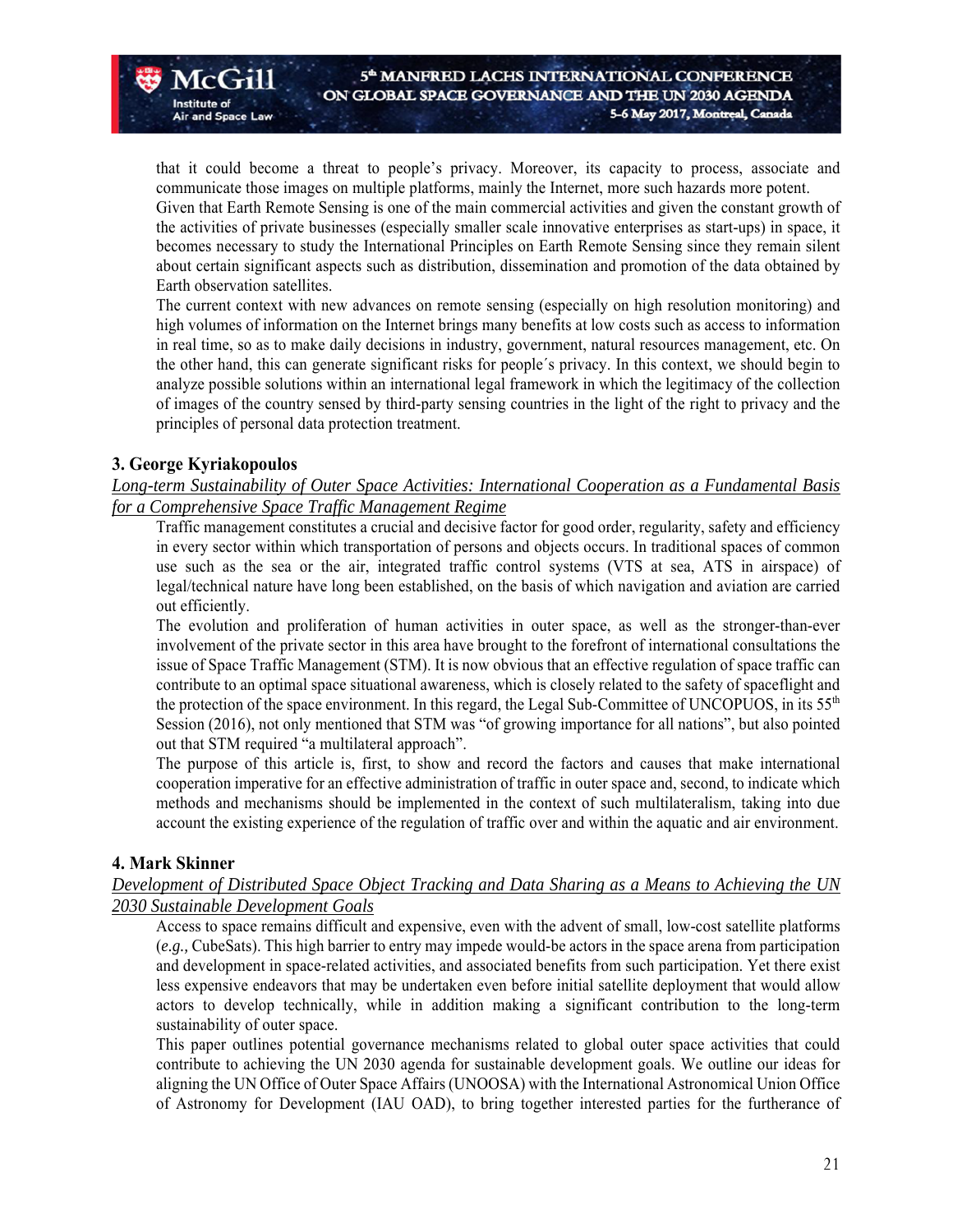that it could become a threat to people's privacy. Moreover, its capacity to process, associate and communicate those images on multiple platforms, mainly the Internet, more such hazards more potent.

Given that Earth Remote Sensing is one of the main commercial activities and given the constant growth of the activities of private businesses (especially smaller scale innovative enterprises as start-ups) in space, it becomes necessary to study the International Principles on Earth Remote Sensing since they remain silent about certain significant aspects such as distribution, dissemination and promotion of the data obtained by Earth observation satellites.

The current context with new advances on remote sensing (especially on high resolution monitoring) and high volumes of information on the Internet brings many benefits at low costs such as access to information in real time, so as to make daily decisions in industry, government, natural resources management, etc. On the other hand, this can generate significant risks for people´s privacy. In this context, we should begin to analyze possible solutions within an international legal framework in which the legitimacy of the collection of images of the country sensed by third-party sensing countries in the light of the right to privacy and the principles of personal data protection treatment.

### 3. George Kyriakopoulos

*Long-term Sustainability of Outer Space Activities: International Cooperation as a Fundamental Basis for a Comprehensive Space Traffic Management Regime*

Traffic management constitutes a crucial and decisive factor for good order, regularity, safety and efficiency in every sector within which transportation of persons and objects occurs. In traditional spaces of common use such as the sea or the air, integrated traffic control systems (VTS at sea, ATS in airspace) of legal/technical nature have long been established, on the basis of which navigation and aviation are carried out efficiently.

The evolution and proliferation of human activities in outer space, as well as the stronger-than-ever involvement of the private sector in this area have brought to the forefront of international consultations the issue of Space Traffic Management (STM). It is now obvious that an effective regulation of space traffic can contribute to an optimal space situational awareness, which is closely related to the safety of spaceflight and the protection of the space environment. In this regard, the Legal Sub-Committee of UNCOPUOS, in its 55th Session (2016), not only mentioned that STM was "of growing importance for all nations", but also pointed out that STM required "a multilateral approach".

The purpose of this article is, first, to show and record the factors and causes that make international cooperation imperative for an effective administration of traffic in outer space and, second, to indicate which methods and mechanisms should be implemented in the context of such multilateralism, taking into due account the existing experience of the regulation of traffic over and within the aquatic and air environment.

### 4. Mark Skinner

*Development of Distributed Space Object Tracking and Data Sharing as a Means to Achieving the UN 2030 Sustainable Development Goals*

Access to space remains difficult and expensive, even with the advent of small, low-cost satellite platforms (*e.g.,* CubeSats). This high barrier to entry may impede would-be actors in the space arena from participation and development in space-related activities, and associated benefits from such participation. Yet there exist less expensive endeavors that may be undertaken even before initial satellite deployment that would allow actors to develop technically, while in addition making a significant contribution to the long-term sustainability of outer space.

This paper outlines potential governance mechanisms related to global outer space activities that could contribute to achieving the UN 2030 agenda for sustainable development goals. We outline our ideas for aligning the UN Office of Outer Space Affairs (UNOOSA) with the International Astronomical Union Office of Astronomy for Development (IAU OAD), to bring together interested parties for the furtherance of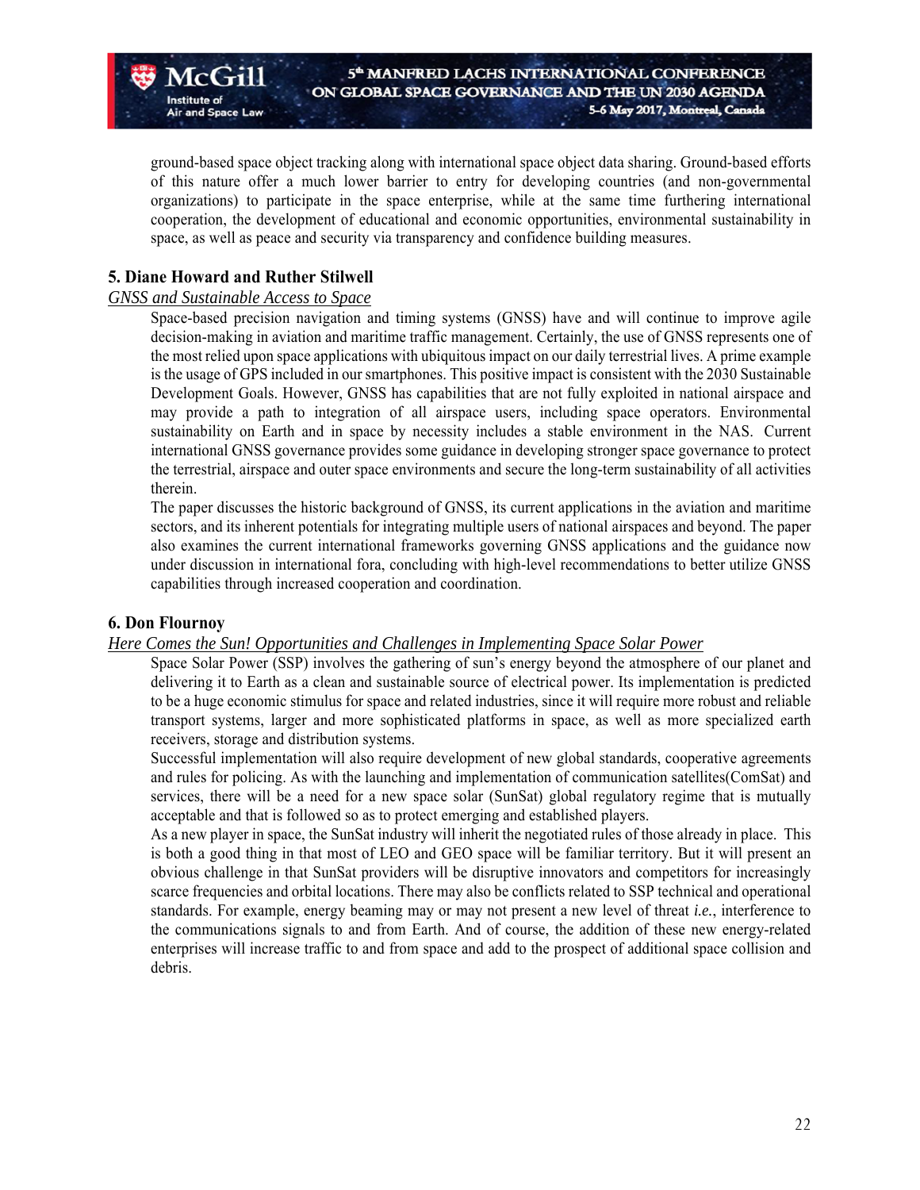ground-based space object tracking along with international space object data sharing. Ground-based efforts of this nature offer a much lower barrier to entry for developing countries (and non-governmental organizations) to participate in the space enterprise, while at the same time furthering international cooperation, the development of educational and economic opportunities, environmental sustainability in space, as well as peace and security via transparency and confidence building measures.

### 5. Diane Howard and Ruther Stilwell

*GNSS and Sustainable Access to Space*

Space-based precision navigation and timing systems (GNSS) have and will continue to improve agile decision-making in aviation and maritime traffic management. Certainly, the use of GNSS represents one of the most relied upon space applications with ubiquitous impact on our daily terrestrial lives. A prime example is the usage of GPS included in our smartphones. This positive impact is consistent with the 2030 Sustainable Development Goals. However, GNSS has capabilities that are not fully exploited in national airspace and may provide a path to integration of all airspace users, including space operators. Environmental sustainability on Earth and in space by necessity includes a stable environment in the NAS. Current international GNSS governance provides some guidance in developing stronger space governance to protect the terrestrial, airspace and outer space environments and secure the long-term sustainability of all activities therein.

The paper discusses the historic background of GNSS, its current applications in the aviation and maritime sectors, and its inherent potentials for integrating multiple users of national airspaces and beyond. The paper also examines the current international frameworks governing GNSS applications and the guidance now under discussion in international fora, concluding with high-level recommendations to better utilize GNSS capabilities through increased cooperation and coordination.

### 6. Don Flournoy

*Here Comes the Sun! Opportunities and Challenges in Implementing Space Solar Power*

Space Solar Power (SSP) involves the gathering of sun's energy beyond the atmosphere of our planet and delivering it to Earth as a clean and sustainable source of electrical power. Its implementation is predicted to be a huge economic stimulus for space and related industries, since it will require more robust and reliable transport systems, larger and more sophisticated platforms in space, as well as more specialized earth receivers, storage and distribution systems.

Successful implementation will also require development of new global standards, cooperative agreements and rules for policing. As with the launching and implementation of communication satellites(ComSat) and services, there will be a need for a new space solar (SunSat) global regulatory regime that is mutually acceptable and that is followed so as to protect emerging and established players.

As a new player in space, the SunSat industry will inherit the negotiated rules of those already in place. This is both a good thing in that most of LEO and GEO space will be familiar territory. But it will present an obvious challenge in that SunSat providers will be disruptive innovators and competitors for increasingly scarce frequencies and orbital locations. There may also be conflicts related to SSP technical and operational standards. For example, energy beaming may or may not present a new level of threat *i.e.*, interference to the communications signals to and from Earth. And of course, the addition of these new energy-related enterprises will increase traffic to and from space and add to the prospect of additional space collision and debris.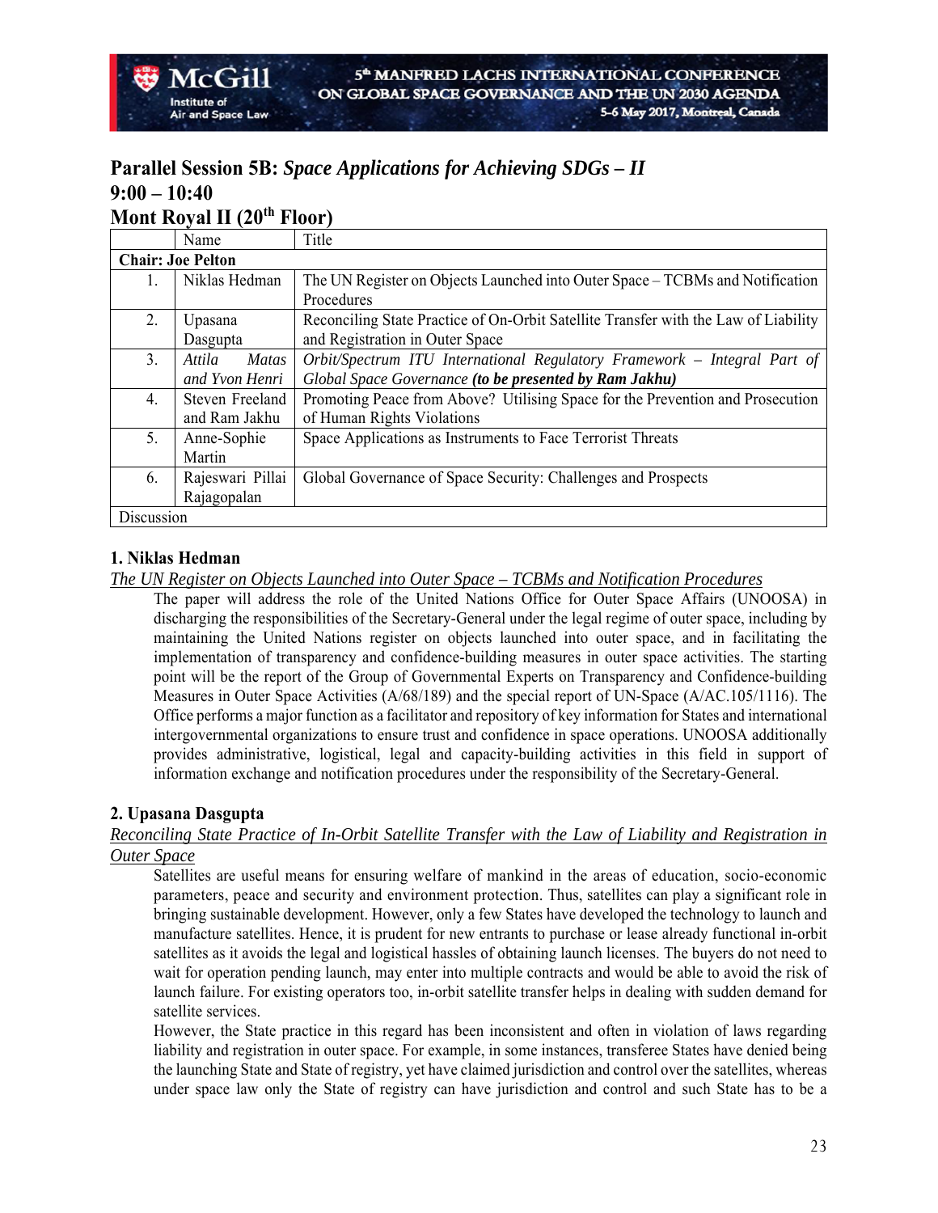## Parallel Session 5B: *Space Applications for Achieving SDGs – II*
## 9:00 – 10:40
## Mont Royal II (20th Floor)

| | Name | Title |
|---|---|---|
| **Chair: Joe Pelton** | | |
| 1. | Niklas Hedman | The UN Register on Objects Launched into Outer Space – TCBMs and Notification Procedures |
| 2. | Upasana Dasgupta | Reconciling State Practice of On-Orbit Satellite Transfer with the Law of Liability and Registration in Outer Space |
| 3. | *Attila Matas and Yvon Henri* | *Orbit/Spectrum ITU International Regulatory Framework – Integral Part of Global Space Governance* ***(to be presented by Ram Jakhu)*** |
| 4. | Steven Freeland and Ram Jakhu | Promoting Peace from Above? Utilising Space for the Prevention and Prosecution of Human Rights Violations |
| 5. | Anne-Sophie Martin | Space Applications as Instruments to Face Terrorist Threats |
| 6. | Rajeswari Pillai Rajagopalan | Global Governance of Space Security: Challenges and Prospects |
| Discussion | | |

### 1. Niklas Hedman

*The UN Register on Objects Launched into Outer Space – TCBMs and Notification Procedures*

The paper will address the role of the United Nations Office for Outer Space Affairs (UNOOSA) in discharging the responsibilities of the Secretary-General under the legal regime of outer space, including by maintaining the United Nations register on objects launched into outer space, and in facilitating the implementation of transparency and confidence-building measures in outer space activities. The starting point will be the report of the Group of Governmental Experts on Transparency and Confidence-building Measures in Outer Space Activities (A/68/189) and the special report of UN-Space (A/AC.105/1116). The Office performs a major function as a facilitator and repository of key information for States and international intergovernmental organizations to ensure trust and confidence in space operations. UNOOSA additionally provides administrative, logistical, legal and capacity-building activities in this field in support of information exchange and notification procedures under the responsibility of the Secretary-General.

### 2. Upasana Dasgupta

*Reconciling State Practice of In-Orbit Satellite Transfer with the Law of Liability and Registration in Outer Space*

Satellites are useful means for ensuring welfare of mankind in the areas of education, socio-economic parameters, peace and security and environment protection. Thus, satellites can play a significant role in bringing sustainable development. However, only a few States have developed the technology to launch and manufacture satellites. Hence, it is prudent for new entrants to purchase or lease already functional in-orbit satellites as it avoids the legal and logistical hassles of obtaining launch licenses. The buyers do not need to wait for operation pending launch, may enter into multiple contracts and would be able to avoid the risk of launch failure. For existing operators too, in-orbit satellite transfer helps in dealing with sudden demand for satellite services.

However, the State practice in this regard has been inconsistent and often in violation of laws regarding liability and registration in outer space. For example, in some instances, transferee States have denied being the launching State and State of registry, yet have claimed jurisdiction and control over the satellites, whereas under space law only the State of registry can have jurisdiction and control and such State has to be a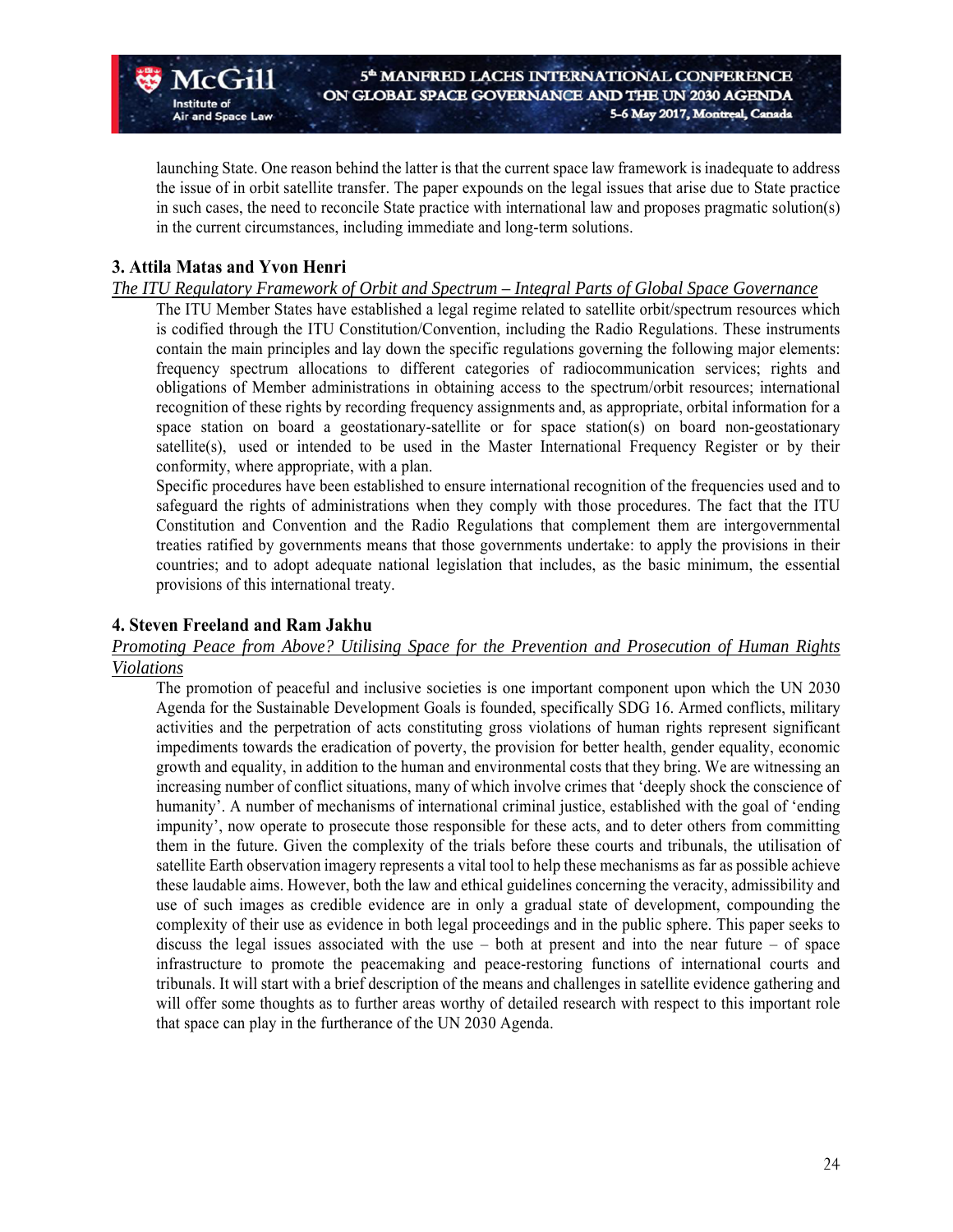launching State. One reason behind the latter is that the current space law framework is inadequate to address the issue of in orbit satellite transfer. The paper expounds on the legal issues that arise due to State practice in such cases, the need to reconcile State practice with international law and proposes pragmatic solution(s) in the current circumstances, including immediate and long-term solutions.

### 3. Attila Matas and Yvon Henri

*The ITU Regulatory Framework of Orbit and Spectrum – Integral Parts of Global Space Governance*

The ITU Member States have established a legal regime related to satellite orbit/spectrum resources which is codified through the ITU Constitution/Convention, including the Radio Regulations. These instruments contain the main principles and lay down the specific regulations governing the following major elements: frequency spectrum allocations to different categories of radiocommunication services; rights and obligations of Member administrations in obtaining access to the spectrum/orbit resources; international recognition of these rights by recording frequency assignments and, as appropriate, orbital information for a space station on board a geostationary-satellite or for space station(s) on board non-geostationary satellite(s), used or intended to be used in the Master International Frequency Register or by their conformity, where appropriate, with a plan.

Specific procedures have been established to ensure international recognition of the frequencies used and to safeguard the rights of administrations when they comply with those procedures. The fact that the ITU Constitution and Convention and the Radio Regulations that complement them are intergovernmental treaties ratified by governments means that those governments undertake: to apply the provisions in their countries; and to adopt adequate national legislation that includes, as the basic minimum, the essential provisions of this international treaty.

### 4. Steven Freeland and Ram Jakhu

*Promoting Peace from Above? Utilising Space for the Prevention and Prosecution of Human Rights Violations*

The promotion of peaceful and inclusive societies is one important component upon which the UN 2030 Agenda for the Sustainable Development Goals is founded, specifically SDG 16. Armed conflicts, military activities and the perpetration of acts constituting gross violations of human rights represent significant impediments towards the eradication of poverty, the provision for better health, gender equality, economic growth and equality, in addition to the human and environmental costs that they bring. We are witnessing an increasing number of conflict situations, many of which involve crimes that 'deeply shock the conscience of humanity'. A number of mechanisms of international criminal justice, established with the goal of 'ending impunity', now operate to prosecute those responsible for these acts, and to deter others from committing them in the future. Given the complexity of the trials before these courts and tribunals, the utilisation of satellite Earth observation imagery represents a vital tool to help these mechanisms as far as possible achieve these laudable aims. However, both the law and ethical guidelines concerning the veracity, admissibility and use of such images as credible evidence are in only a gradual state of development, compounding the complexity of their use as evidence in both legal proceedings and in the public sphere. This paper seeks to discuss the legal issues associated with the use – both at present and into the near future – of space infrastructure to promote the peacemaking and peace-restoring functions of international courts and tribunals. It will start with a brief description of the means and challenges in satellite evidence gathering and will offer some thoughts as to further areas worthy of detailed research with respect to this important role that space can play in the furtherance of the UN 2030 Agenda.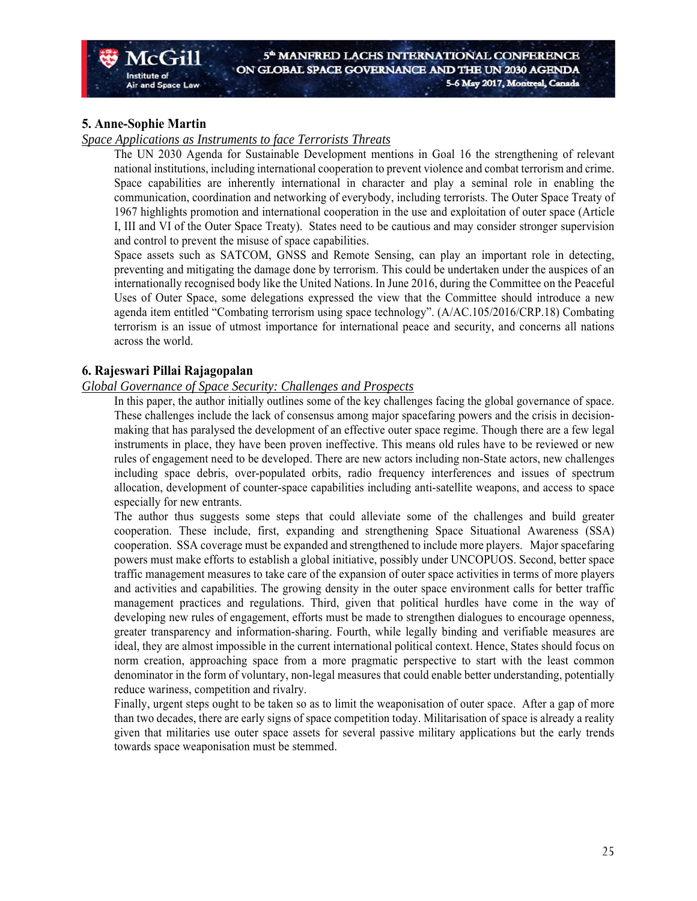### 5. Anne-Sophie Martin

*Space Applications as Instruments to face Terrorists Threats*

The UN 2030 Agenda for Sustainable Development mentions in Goal 16 the strengthening of relevant national institutions, including international cooperation to prevent violence and combat terrorism and crime. Space capabilities are inherently international in character and play a seminal role in enabling the communication, coordination and networking of everybody, including terrorists. The Outer Space Treaty of 1967 highlights promotion and international cooperation in the use and exploitation of outer space (Article I, III and VI of the Outer Space Treaty). States need to be cautious and may consider stronger supervision and control to prevent the misuse of space capabilities.

Space assets such as SATCOM, GNSS and Remote Sensing, can play an important role in detecting, preventing and mitigating the damage done by terrorism. This could be undertaken under the auspices of an internationally recognised body like the United Nations. In June 2016, during the Committee on the Peaceful Uses of Outer Space, some delegations expressed the view that the Committee should introduce a new agenda item entitled "Combating terrorism using space technology". (A/AC.105/2016/CRP.18) Combating terrorism is an issue of utmost importance for international peace and security, and concerns all nations across the world.

### 6. Rajeswari Pillai Rajagopalan

*Global Governance of Space Security: Challenges and Prospects*

In this paper, the author initially outlines some of the key challenges facing the global governance of space. These challenges include the lack of consensus among major spacefaring powers and the crisis in decision-making that has paralysed the development of an effective outer space regime. Though there are a few legal instruments in place, they have been proven ineffective. This means old rules have to be reviewed or new rules of engagement need to be developed. There are new actors including non-State actors, new challenges including space debris, over-populated orbits, radio frequency interferences and issues of spectrum allocation, development of counter-space capabilities including anti-satellite weapons, and access to space especially for new entrants.

The author thus suggests some steps that could alleviate some of the challenges and build greater cooperation. These include, first, expanding and strengthening Space Situational Awareness (SSA) cooperation. SSA coverage must be expanded and strengthened to include more players. Major spacefaring powers must make efforts to establish a global initiative, possibly under UNCOPUOS. Second, better space traffic management measures to take care of the expansion of outer space activities in terms of more players and activities and capabilities. The growing density in the outer space environment calls for better traffic management practices and regulations. Third, given that political hurdles have come in the way of developing new rules of engagement, efforts must be made to strengthen dialogues to encourage openness, greater transparency and information-sharing. Fourth, while legally binding and verifiable measures are ideal, they are almost impossible in the current international political context. Hence, States should focus on norm creation, approaching space from a more pragmatic perspective to start with the least common denominator in the form of voluntary, non-legal measures that could enable better understanding, potentially reduce wariness, competition and rivalry.

Finally, urgent steps ought to be taken so as to limit the weaponisation of outer space. After a gap of more than two decades, there are early signs of space competition today. Militarisation of space is already a reality given that militaries use outer space assets for several passive military applications but the early trends towards space weaponisation must be stemmed.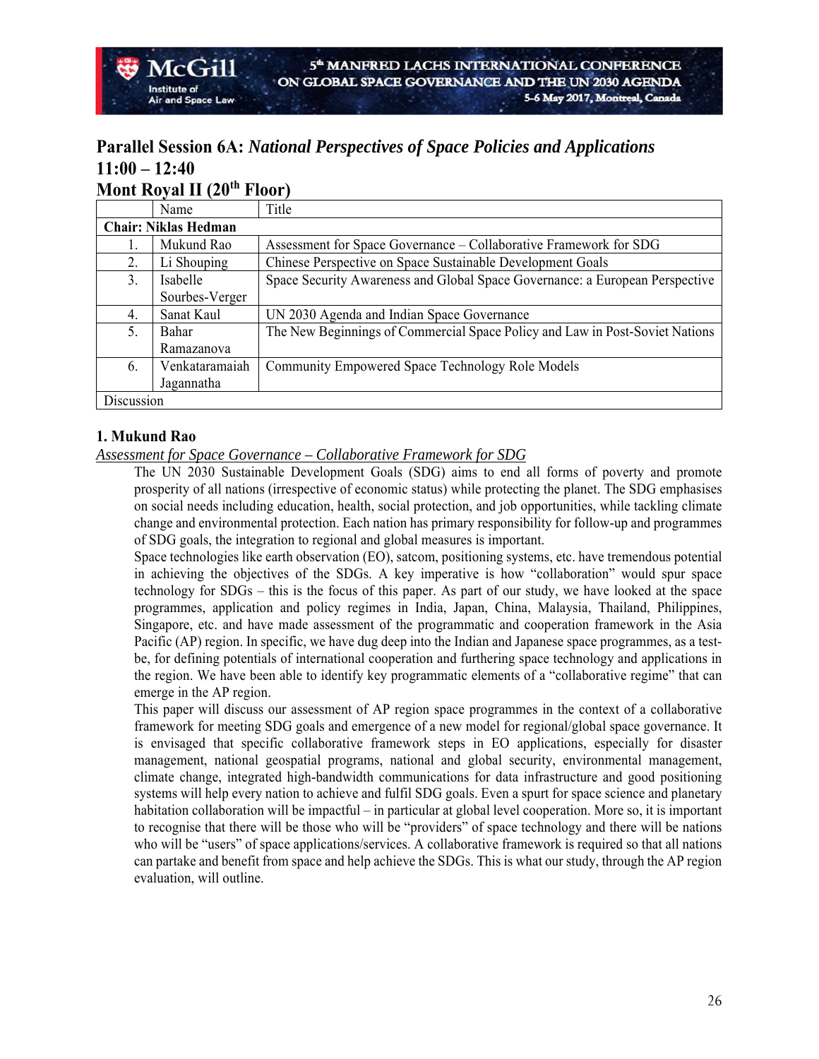## Parallel Session 6A: *National Perspectives of Space Policies and Applications*
## 11:00 – 12:40
## Mont Royal II (20th Floor)

| | Name | Title |
|---|---|---|
| **Chair: Niklas Hedman** | | |
| 1. | Mukund Rao | Assessment for Space Governance – Collaborative Framework for SDG |
| 2. | Li Shouping | Chinese Perspective on Space Sustainable Development Goals |
| 3. | Isabelle Sourbes-Verger | Space Security Awareness and Global Space Governance: a European Perspective |
| 4. | Sanat Kaul | UN 2030 Agenda and Indian Space Governance |
| 5. | Bahar Ramazanova | The New Beginnings of Commercial Space Policy and Law in Post-Soviet Nations |
| 6. | Venkataramaiah Jagannatha | Community Empowered Space Technology Role Models |
| Discussion | | |

### 1. Mukund Rao

*Assessment for Space Governance – Collaborative Framework for SDG*

The UN 2030 Sustainable Development Goals (SDG) aims to end all forms of poverty and promote prosperity of all nations (irrespective of economic status) while protecting the planet. The SDG emphasises on social needs including education, health, social protection, and job opportunities, while tackling climate change and environmental protection. Each nation has primary responsibility for follow-up and programmes of SDG goals, the integration to regional and global measures is important.

Space technologies like earth observation (EO), satcom, positioning systems, etc. have tremendous potential in achieving the objectives of the SDGs. A key imperative is how "collaboration" would spur space technology for SDGs – this is the focus of this paper. As part of our study, we have looked at the space programmes, application and policy regimes in India, Japan, China, Malaysia, Thailand, Philippines, Singapore, etc. and have made assessment of the programmatic and cooperation framework in the Asia Pacific (AP) region. In specific, we have dug deep into the Indian and Japanese space programmes, as a test-be, for defining potentials of international cooperation and furthering space technology and applications in the region. We have been able to identify key programmatic elements of a "collaborative regime" that can emerge in the AP region.

This paper will discuss our assessment of AP region space programmes in the context of a collaborative framework for meeting SDG goals and emergence of a new model for regional/global space governance. It is envisaged that specific collaborative framework steps in EO applications, especially for disaster management, national geospatial programs, national and global security, environmental management, climate change, integrated high-bandwidth communications for data infrastructure and good positioning systems will help every nation to achieve and fulfil SDG goals. Even a spurt for space science and planetary habitation collaboration will be impactful – in particular at global level cooperation. More so, it is important to recognise that there will be those who will be "providers" of space technology and there will be nations who will be "users" of space applications/services. A collaborative framework is required so that all nations can partake and benefit from space and help achieve the SDGs. This is what our study, through the AP region evaluation, will outline.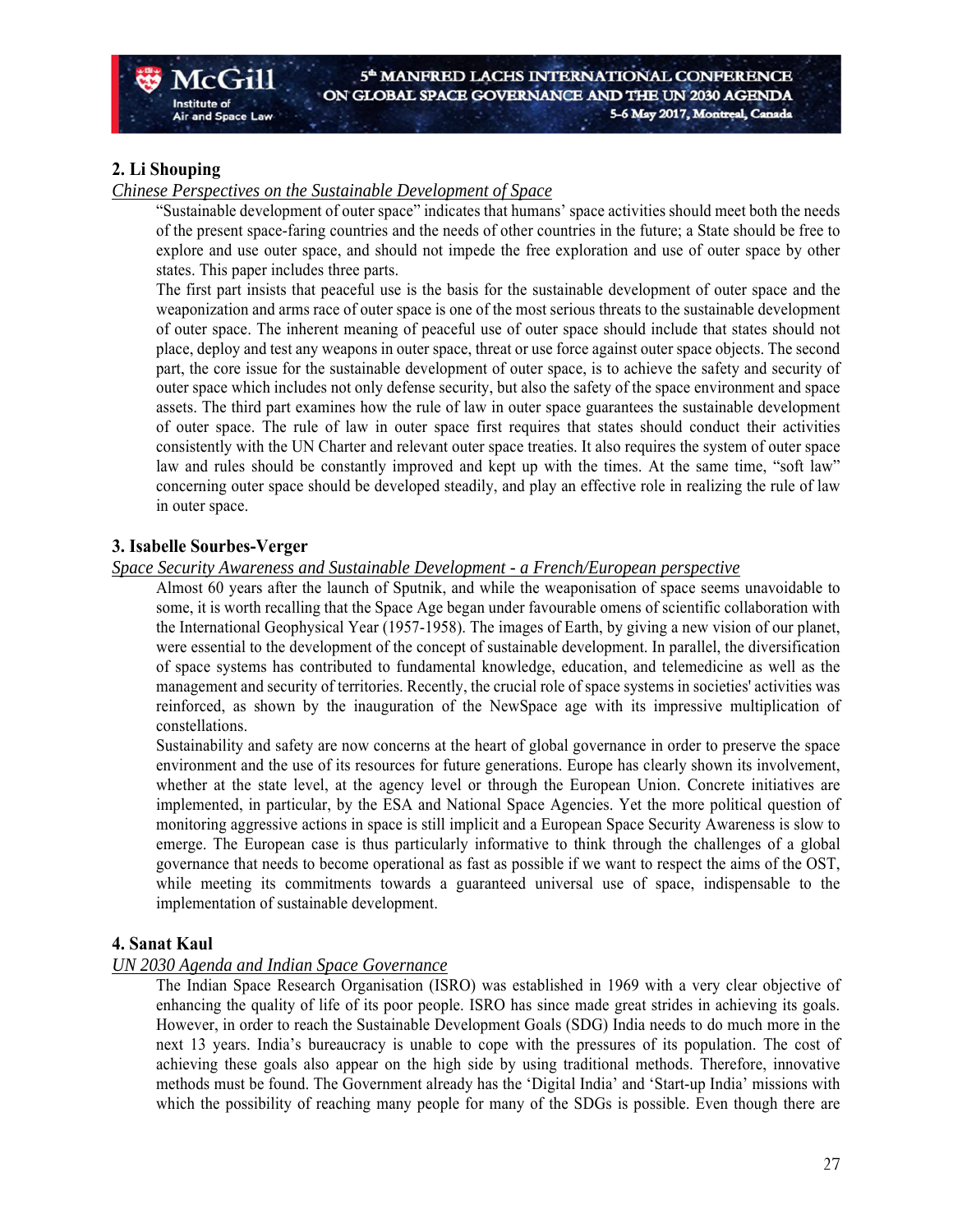### 2. Li Shouping

*Chinese Perspectives on the Sustainable Development of Space*

"Sustainable development of outer space" indicates that humans' space activities should meet both the needs of the present space-faring countries and the needs of other countries in the future; a State should be free to explore and use outer space, and should not impede the free exploration and use of outer space by other states. This paper includes three parts.

The first part insists that peaceful use is the basis for the sustainable development of outer space and the weaponization and arms race of outer space is one of the most serious threats to the sustainable development of outer space. The inherent meaning of peaceful use of outer space should include that states should not place, deploy and test any weapons in outer space, threat or use force against outer space objects. The second part, the core issue for the sustainable development of outer space, is to achieve the safety and security of outer space which includes not only defense security, but also the safety of the space environment and space assets. The third part examines how the rule of law in outer space guarantees the sustainable development of outer space. The rule of law in outer space first requires that states should conduct their activities consistently with the UN Charter and relevant outer space treaties. It also requires the system of outer space law and rules should be constantly improved and kept up with the times. At the same time, "soft law" concerning outer space should be developed steadily, and play an effective role in realizing the rule of law in outer space.

### 3. Isabelle Sourbes-Verger

*Space Security Awareness and Sustainable Development - a French/European perspective*

Almost 60 years after the launch of Sputnik, and while the weaponisation of space seems unavoidable to some, it is worth recalling that the Space Age began under favourable omens of scientific collaboration with the International Geophysical Year (1957-1958). The images of Earth, by giving a new vision of our planet, were essential to the development of the concept of sustainable development. In parallel, the diversification of space systems has contributed to fundamental knowledge, education, and telemedicine as well as the management and security of territories. Recently, the crucial role of space systems in societies' activities was reinforced, as shown by the inauguration of the NewSpace age with its impressive multiplication of constellations.

Sustainability and safety are now concerns at the heart of global governance in order to preserve the space environment and the use of its resources for future generations. Europe has clearly shown its involvement, whether at the state level, at the agency level or through the European Union. Concrete initiatives are implemented, in particular, by the ESA and National Space Agencies. Yet the more political question of monitoring aggressive actions in space is still implicit and a European Space Security Awareness is slow to emerge. The European case is thus particularly informative to think through the challenges of a global governance that needs to become operational as fast as possible if we want to respect the aims of the OST, while meeting its commitments towards a guaranteed universal use of space, indispensable to the implementation of sustainable development.

### 4. Sanat Kaul

*UN 2030 Agenda and Indian Space Governance*

The Indian Space Research Organisation (ISRO) was established in 1969 with a very clear objective of enhancing the quality of life of its poor people. ISRO has since made great strides in achieving its goals. However, in order to reach the Sustainable Development Goals (SDG) India needs to do much more in the next 13 years. India's bureaucracy is unable to cope with the pressures of its population. The cost of achieving these goals also appear on the high side by using traditional methods. Therefore, innovative methods must be found. The Government already has the 'Digital India' and 'Start-up India' missions with which the possibility of reaching many people for many of the SDGs is possible. Even though there are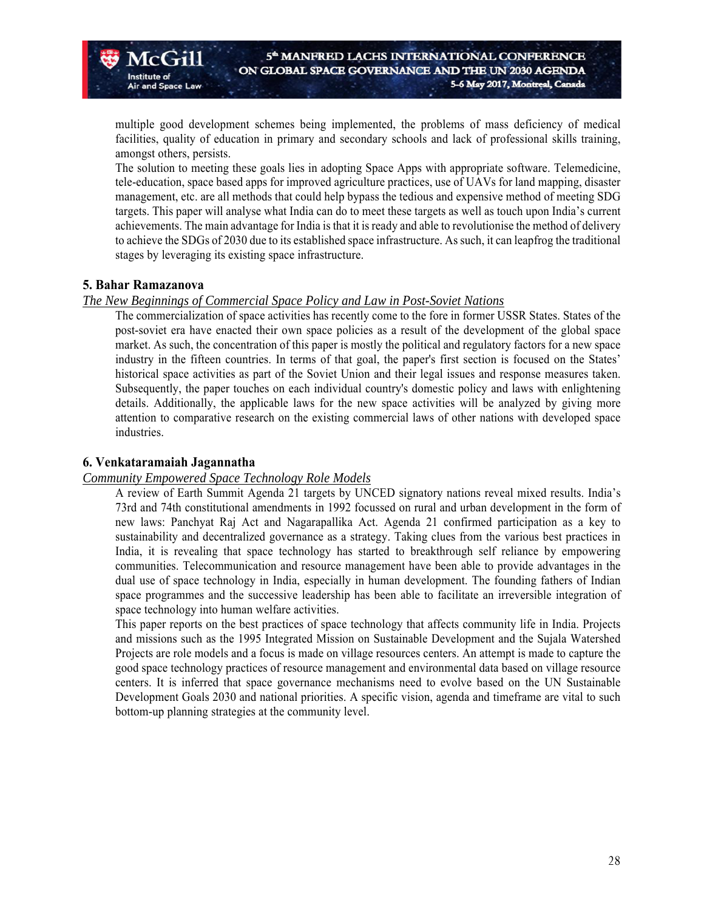multiple good development schemes being implemented, the problems of mass deficiency of medical facilities, quality of education in primary and secondary schools and lack of professional skills training, amongst others, persists.

The solution to meeting these goals lies in adopting Space Apps with appropriate software. Telemedicine, tele-education, space based apps for improved agriculture practices, use of UAVs for land mapping, disaster management, etc. are all methods that could help bypass the tedious and expensive method of meeting SDG targets. This paper will analyse what India can do to meet these targets as well as touch upon India's current achievements. The main advantage for India is that it is ready and able to revolutionise the method of delivery to achieve the SDGs of 2030 due to its established space infrastructure. As such, it can leapfrog the traditional stages by leveraging its existing space infrastructure.

### 5. Bahar Ramazanova

*The New Beginnings of Commercial Space Policy and Law in Post-Soviet Nations*

The commercialization of space activities has recently come to the fore in former USSR States. States of the post-soviet era have enacted their own space policies as a result of the development of the global space market. As such, the concentration of this paper is mostly the political and regulatory factors for a new space industry in the fifteen countries. In terms of that goal, the paper's first section is focused on the States' historical space activities as part of the Soviet Union and their legal issues and response measures taken. Subsequently, the paper touches on each individual country's domestic policy and laws with enlightening details. Additionally, the applicable laws for the new space activities will be analyzed by giving more attention to comparative research on the existing commercial laws of other nations with developed space industries.

### 6. Venkataramaiah Jagannatha

*Community Empowered Space Technology Role Models*

A review of Earth Summit Agenda 21 targets by UNCED signatory nations reveal mixed results. India's 73rd and 74th constitutional amendments in 1992 focussed on rural and urban development in the form of new laws: Panchyat Raj Act and Nagarapallika Act. Agenda 21 confirmed participation as a key to sustainability and decentralized governance as a strategy. Taking clues from the various best practices in India, it is revealing that space technology has started to breakthrough self reliance by empowering communities. Telecommunication and resource management have been able to provide advantages in the dual use of space technology in India, especially in human development. The founding fathers of Indian space programmes and the successive leadership has been able to facilitate an irreversible integration of space technology into human welfare activities.

This paper reports on the best practices of space technology that affects community life in India. Projects and missions such as the 1995 Integrated Mission on Sustainable Development and the Sujala Watershed Projects are role models and a focus is made on village resources centers. An attempt is made to capture the good space technology practices of resource management and environmental data based on village resource centers. It is inferred that space governance mechanisms need to evolve based on the UN Sustainable Development Goals 2030 and national priorities. A specific vision, agenda and timeframe are vital to such bottom-up planning strategies at the community level.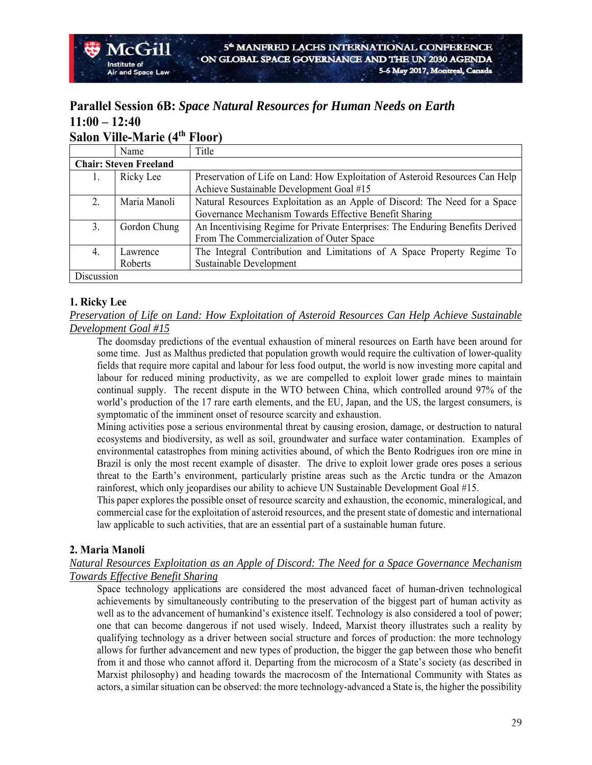## Parallel Session 6B: *Space Natural Resources for Human Needs on Earth*
## 11:00 – 12:40
## Salon Ville-Marie (4th Floor)

| | Name | Title |
|---|---|---|
| **Chair: Steven Freeland** | | |
| 1. | Ricky Lee | Preservation of Life on Land: How Exploitation of Asteroid Resources Can Help Achieve Sustainable Development Goal #15 |
| 2. | Maria Manoli | Natural Resources Exploitation as an Apple of Discord: The Need for a Space Governance Mechanism Towards Effective Benefit Sharing |
| 3. | Gordon Chung | An Incentivising Regime for Private Enterprises: The Enduring Benefits Derived From The Commercialization of Outer Space |
| 4. | Lawrence Roberts | The Integral Contribution and Limitations of A Space Property Regime To Sustainable Development |
| Discussion | | |

### 1. Ricky Lee

<u>*Preservation of Life on Land: How Exploitation of Asteroid Resources Can Help Achieve Sustainable Development Goal #15*</u>

The doomsday predictions of the eventual exhaustion of mineral resources on Earth have been around for some time. Just as Malthus predicted that population growth would require the cultivation of lower-quality fields that require more capital and labour for less food output, the world is now investing more capital and labour for reduced mining productivity, as we are compelled to exploit lower grade mines to maintain continual supply. The recent dispute in the WTO between China, which controlled around 97% of the world's production of the 17 rare earth elements, and the EU, Japan, and the US, the largest consumers, is symptomatic of the imminent onset of resource scarcity and exhaustion.

Mining activities pose a serious environmental threat by causing erosion, damage, or destruction to natural ecosystems and biodiversity, as well as soil, groundwater and surface water contamination. Examples of environmental catastrophes from mining activities abound, of which the Bento Rodrigues iron ore mine in Brazil is only the most recent example of disaster. The drive to exploit lower grade ores poses a serious threat to the Earth's environment, particularly pristine areas such as the Arctic tundra or the Amazon rainforest, which only jeopardises our ability to achieve UN Sustainable Development Goal #15.

This paper explores the possible onset of resource scarcity and exhaustion, the economic, mineralogical, and commercial case for the exploitation of asteroid resources, and the present state of domestic and international law applicable to such activities, that are an essential part of a sustainable human future.

### 2. Maria Manoli

<u>*Natural Resources Exploitation as an Apple of Discord: The Need for a Space Governance Mechanism Towards Effective Benefit Sharing*</u>

Space technology applications are considered the most advanced facet of human-driven technological achievements by simultaneously contributing to the preservation of the biggest part of human activity as well as to the advancement of humankind's existence itself. Technology is also considered a tool of power; one that can become dangerous if not used wisely. Indeed, Marxist theory illustrates such a reality by qualifying technology as a driver between social structure and forces of production: the more technology allows for further advancement and new types of production, the bigger the gap between those who benefit from it and those who cannot afford it. Departing from the microcosm of a State's society (as described in Marxist philosophy) and heading towards the macrocosm of the International Community with States as actors, a similar situation can be observed: the more technology-advanced a State is, the higher the possibility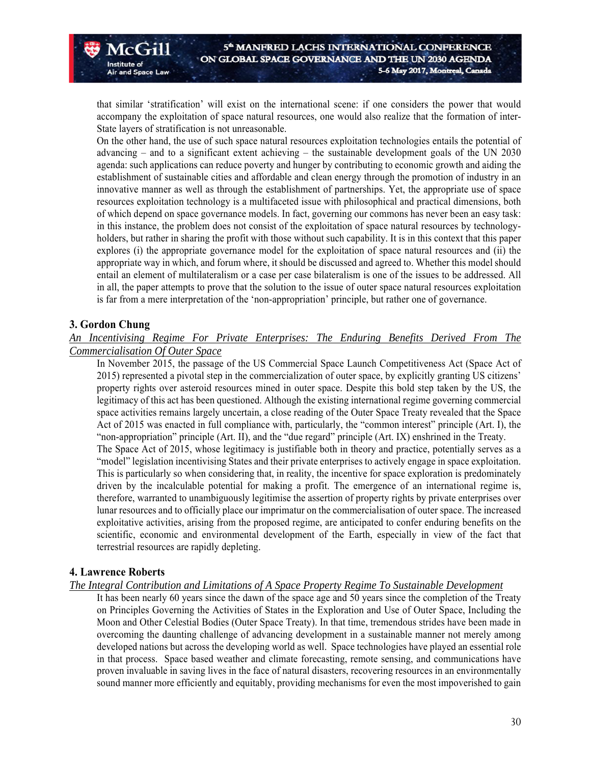that similar 'stratification' will exist on the international scene: if one considers the power that would accompany the exploitation of space natural resources, one would also realize that the formation of inter-State layers of stratification is not unreasonable.

On the other hand, the use of such space natural resources exploitation technologies entails the potential of advancing – and to a significant extent achieving – the sustainable development goals of the UN 2030 agenda: such applications can reduce poverty and hunger by contributing to economic growth and aiding the establishment of sustainable cities and affordable and clean energy through the promotion of industry in an innovative manner as well as through the establishment of partnerships. Yet, the appropriate use of space resources exploitation technology is a multifaceted issue with philosophical and practical dimensions, both of which depend on space governance models. In fact, governing our commons has never been an easy task: in this instance, the problem does not consist of the exploitation of space natural resources by technology-holders, but rather in sharing the profit with those without such capability. It is in this context that this paper explores (i) the appropriate governance model for the exploitation of space natural resources and (ii) the appropriate way in which, and forum where, it should be discussed and agreed to. Whether this model should entail an element of multilateralism or a case per case bilateralism is one of the issues to be addressed. All in all, the paper attempts to prove that the solution to the issue of outer space natural resources exploitation is far from a mere interpretation of the 'non-appropriation' principle, but rather one of governance.

### 3. Gordon Chung

*An Incentivising Regime For Private Enterprises: The Enduring Benefits Derived From The Commercialisation Of Outer Space*

In November 2015, the passage of the US Commercial Space Launch Competitiveness Act (Space Act of 2015) represented a pivotal step in the commercialization of outer space, by explicitly granting US citizens' property rights over asteroid resources mined in outer space. Despite this bold step taken by the US, the legitimacy of this act has been questioned. Although the existing international regime governing commercial space activities remains largely uncertain, a close reading of the Outer Space Treaty revealed that the Space Act of 2015 was enacted in full compliance with, particularly, the "common interest" principle (Art. I), the "non-appropriation" principle (Art. II), and the "due regard" principle (Art. IX) enshrined in the Treaty.

The Space Act of 2015, whose legitimacy is justifiable both in theory and practice, potentially serves as a "model" legislation incentivising States and their private enterprises to actively engage in space exploitation. This is particularly so when considering that, in reality, the incentive for space exploration is predominately driven by the incalculable potential for making a profit. The emergence of an international regime is, therefore, warranted to unambiguously legitimise the assertion of property rights by private enterprises over lunar resources and to officially place our imprimatur on the commercialisation of outer space. The increased exploitative activities, arising from the proposed regime, are anticipated to confer enduring benefits on the scientific, economic and environmental development of the Earth, especially in view of the fact that terrestrial resources are rapidly depleting.

### 4. Lawrence Roberts

*The Integral Contribution and Limitations of A Space Property Regime To Sustainable Development*

It has been nearly 60 years since the dawn of the space age and 50 years since the completion of the Treaty on Principles Governing the Activities of States in the Exploration and Use of Outer Space, Including the Moon and Other Celestial Bodies (Outer Space Treaty). In that time, tremendous strides have been made in overcoming the daunting challenge of advancing development in a sustainable manner not merely among developed nations but across the developing world as well. Space technologies have played an essential role in that process. Space based weather and climate forecasting, remote sensing, and communications have proven invaluable in saving lives in the face of natural disasters, recovering resources in an environmentally sound manner more efficiently and equitably, providing mechanisms for even the most impoverished to gain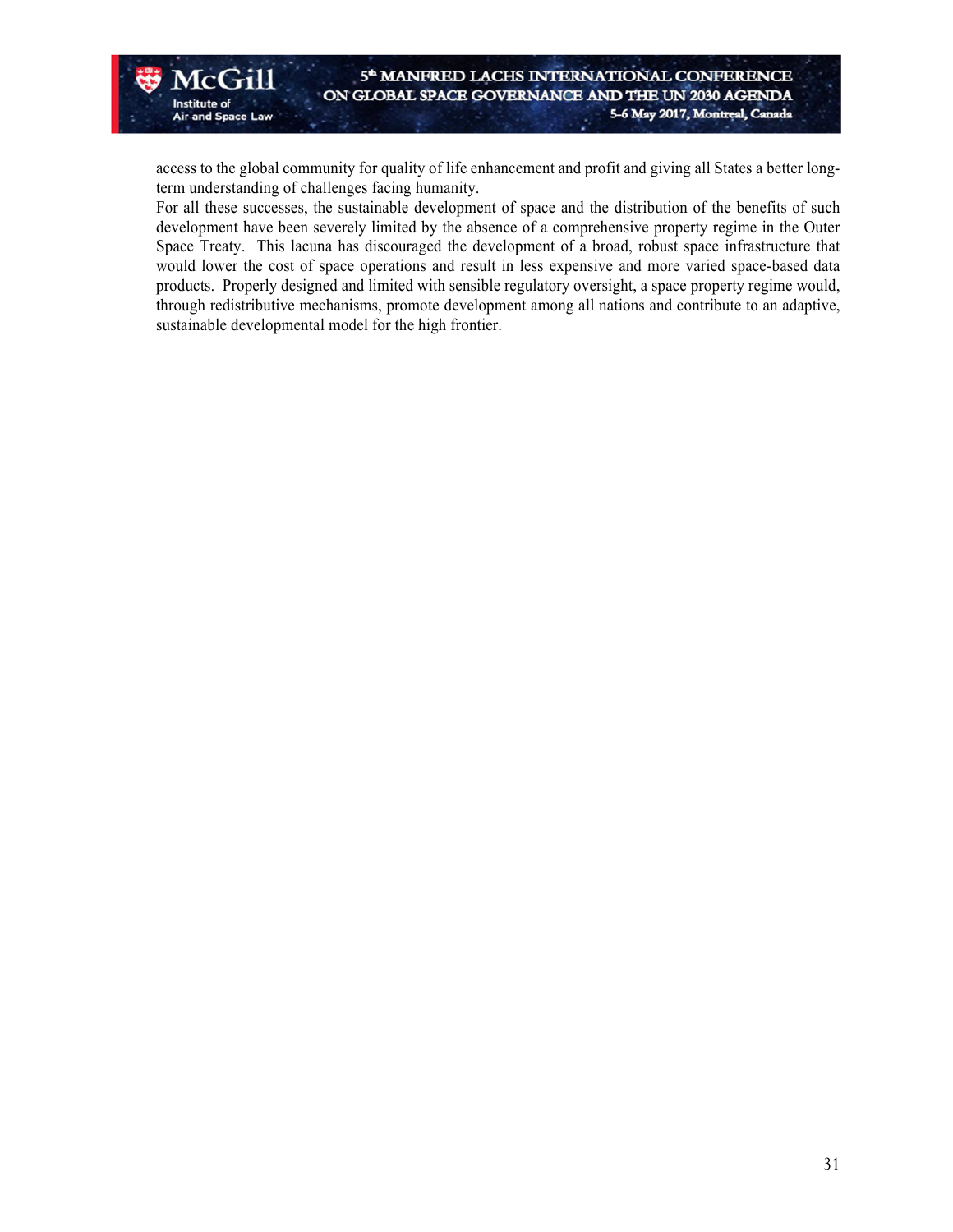access to the global community for quality of life enhancement and profit and giving all States a better long-term understanding of challenges facing humanity.

For all these successes, the sustainable development of space and the distribution of the benefits of such development have been severely limited by the absence of a comprehensive property regime in the Outer Space Treaty. This lacuna has discouraged the development of a broad, robust space infrastructure that would lower the cost of space operations and result in less expensive and more varied space-based data products. Properly designed and limited with sensible regulatory oversight, a space property regime would, through redistributive mechanisms, promote development among all nations and contribute to an adaptive, sustainable developmental model for the high frontier.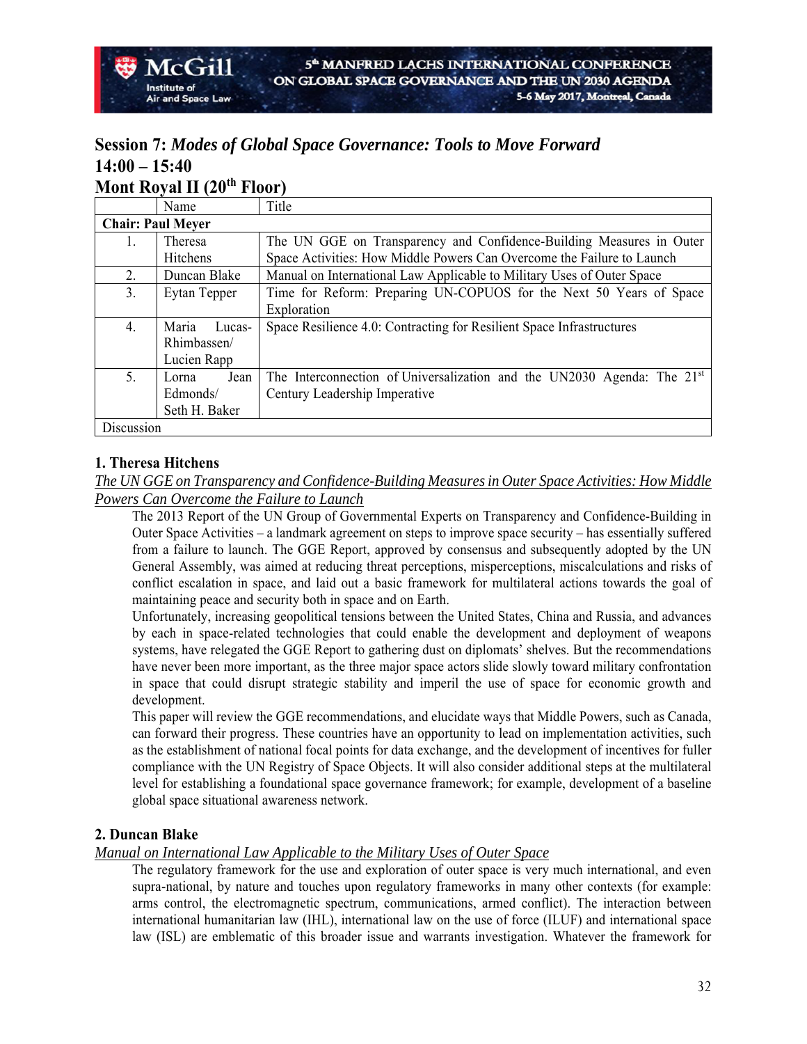## Session 7: *Modes of Global Space Governance: Tools to Move Forward*
## 14:00 – 15:40
## Mont Royal II (20th Floor)

| | Name | Title |
|---|---|---|
| **Chair: Paul Meyer** | | |
| 1. | Theresa Hitchens | The UN GGE on Transparency and Confidence-Building Measures in Outer Space Activities: How Middle Powers Can Overcome the Failure to Launch |
| 2. | Duncan Blake | Manual on International Law Applicable to Military Uses of Outer Space |
| 3. | Eytan Tepper | Time for Reform: Preparing UN-COPUOS for the Next 50 Years of Space Exploration |
| 4. | Maria Lucas-Rhimbassen/ Lucien Rapp | Space Resilience 4.0: Contracting for Resilient Space Infrastructures |
| 5. | Lorna Jean Edmonds/ Seth H. Baker | The Interconnection of Universalization and the UN2030 Agenda: The 21st Century Leadership Imperative |
| Discussion | | |

### 1. Theresa Hitchens

*The UN GGE on Transparency and Confidence-Building Measures in Outer Space Activities: How Middle Powers Can Overcome the Failure to Launch*

The 2013 Report of the UN Group of Governmental Experts on Transparency and Confidence-Building in Outer Space Activities – a landmark agreement on steps to improve space security – has essentially suffered from a failure to launch. The GGE Report, approved by consensus and subsequently adopted by the UN General Assembly, was aimed at reducing threat perceptions, misperceptions, miscalculations and risks of conflict escalation in space, and laid out a basic framework for multilateral actions towards the goal of maintaining peace and security both in space and on Earth.

Unfortunately, increasing geopolitical tensions between the United States, China and Russia, and advances by each in space-related technologies that could enable the development and deployment of weapons systems, have relegated the GGE Report to gathering dust on diplomats' shelves. But the recommendations have never been more important, as the three major space actors slide slowly toward military confrontation in space that could disrupt strategic stability and imperil the use of space for economic growth and development.

This paper will review the GGE recommendations, and elucidate ways that Middle Powers, such as Canada, can forward their progress. These countries have an opportunity to lead on implementation activities, such as the establishment of national focal points for data exchange, and the development of incentives for fuller compliance with the UN Registry of Space Objects. It will also consider additional steps at the multilateral level for establishing a foundational space governance framework; for example, development of a baseline global space situational awareness network.

### 2. Duncan Blake

*Manual on International Law Applicable to the Military Uses of Outer Space*

The regulatory framework for the use and exploration of outer space is very much international, and even supra-national, by nature and touches upon regulatory frameworks in many other contexts (for example: arms control, the electromagnetic spectrum, communications, armed conflict). The interaction between international humanitarian law (IHL), international law on the use of force (ILUF) and international space law (ISL) are emblematic of this broader issue and warrants investigation. Whatever the framework for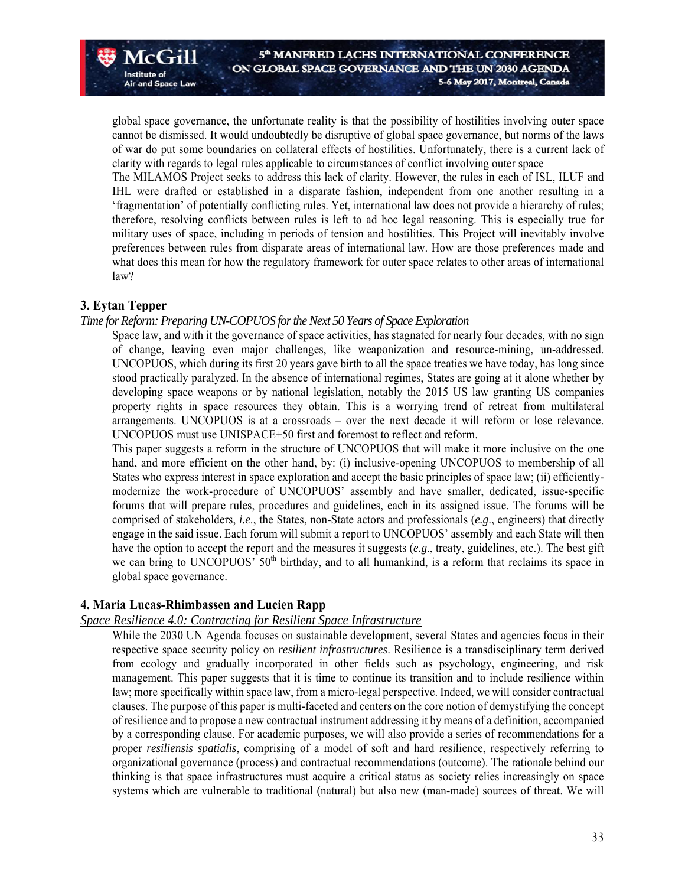global space governance, the unfortunate reality is that the possibility of hostilities involving outer space cannot be dismissed. It would undoubtedly be disruptive of global space governance, but norms of the laws of war do put some boundaries on collateral effects of hostilities. Unfortunately, there is a current lack of clarity with regards to legal rules applicable to circumstances of conflict involving outer space

The MILAMOS Project seeks to address this lack of clarity. However, the rules in each of ISL, ILUF and IHL were drafted or established in a disparate fashion, independent from one another resulting in a 'fragmentation' of potentially conflicting rules. Yet, international law does not provide a hierarchy of rules; therefore, resolving conflicts between rules is left to ad hoc legal reasoning. This is especially true for military uses of space, including in periods of tension and hostilities. This Project will inevitably involve preferences between rules from disparate areas of international law. How are those preferences made and what does this mean for how the regulatory framework for outer space relates to other areas of international law?

### 3. Eytan Tepper

*Time for Reform: Preparing UN-COPUOS for the Next 50 Years of Space Exploration*

Space law, and with it the governance of space activities, has stagnated for nearly four decades, with no sign of change, leaving even major challenges, like weaponization and resource-mining, un-addressed. UNCOPUOS, which during its first 20 years gave birth to all the space treaties we have today, has long since stood practically paralyzed. In the absence of international regimes, States are going at it alone whether by developing space weapons or by national legislation, notably the 2015 US law granting US companies property rights in space resources they obtain. This is a worrying trend of retreat from multilateral arrangements. UNCOPUOS is at a crossroads – over the next decade it will reform or lose relevance. UNCOPUOS must use UNISPACE+50 first and foremost to reflect and reform.

This paper suggests a reform in the structure of UNCOPUOS that will make it more inclusive on the one hand, and more efficient on the other hand, by: (i) inclusive-opening UNCOPUOS to membership of all States who express interest in space exploration and accept the basic principles of space law; (ii) efficiently-modernize the work-procedure of UNCOPUOS' assembly and have smaller, dedicated, issue-specific forums that will prepare rules, procedures and guidelines, each in its assigned issue. The forums will be comprised of stakeholders, *i.e*., the States, non-State actors and professionals (*e.g*., engineers) that directly engage in the said issue. Each forum will submit a report to UNCOPUOS' assembly and each State will then have the option to accept the report and the measures it suggests (*e.g*., treaty, guidelines, etc.). The best gift we can bring to UNCOPUOS' 50th birthday, and to all humankind, is a reform that reclaims its space in global space governance.

### 4. Maria Lucas-Rhimbassen and Lucien Rapp

*Space Resilience 4.0: Contracting for Resilient Space Infrastructure*

While the 2030 UN Agenda focuses on sustainable development, several States and agencies focus in their respective space security policy on *resilient infrastructures*. Resilience is a transdisciplinary term derived from ecology and gradually incorporated in other fields such as psychology, engineering, and risk management. This paper suggests that it is time to continue its transition and to include resilience within law; more specifically within space law, from a micro-legal perspective. Indeed, we will consider contractual clauses. The purpose of this paper is multi-faceted and centers on the core notion of demystifying the concept of resilience and to propose a new contractual instrument addressing it by means of a definition, accompanied by a corresponding clause. For academic purposes, we will also provide a series of recommendations for a proper *resiliensis spatialis*, comprising of a model of soft and hard resilience, respectively referring to organizational governance (process) and contractual recommendations (outcome). The rationale behind our thinking is that space infrastructures must acquire a critical status as society relies increasingly on space systems which are vulnerable to traditional (natural) but also new (man-made) sources of threat. We will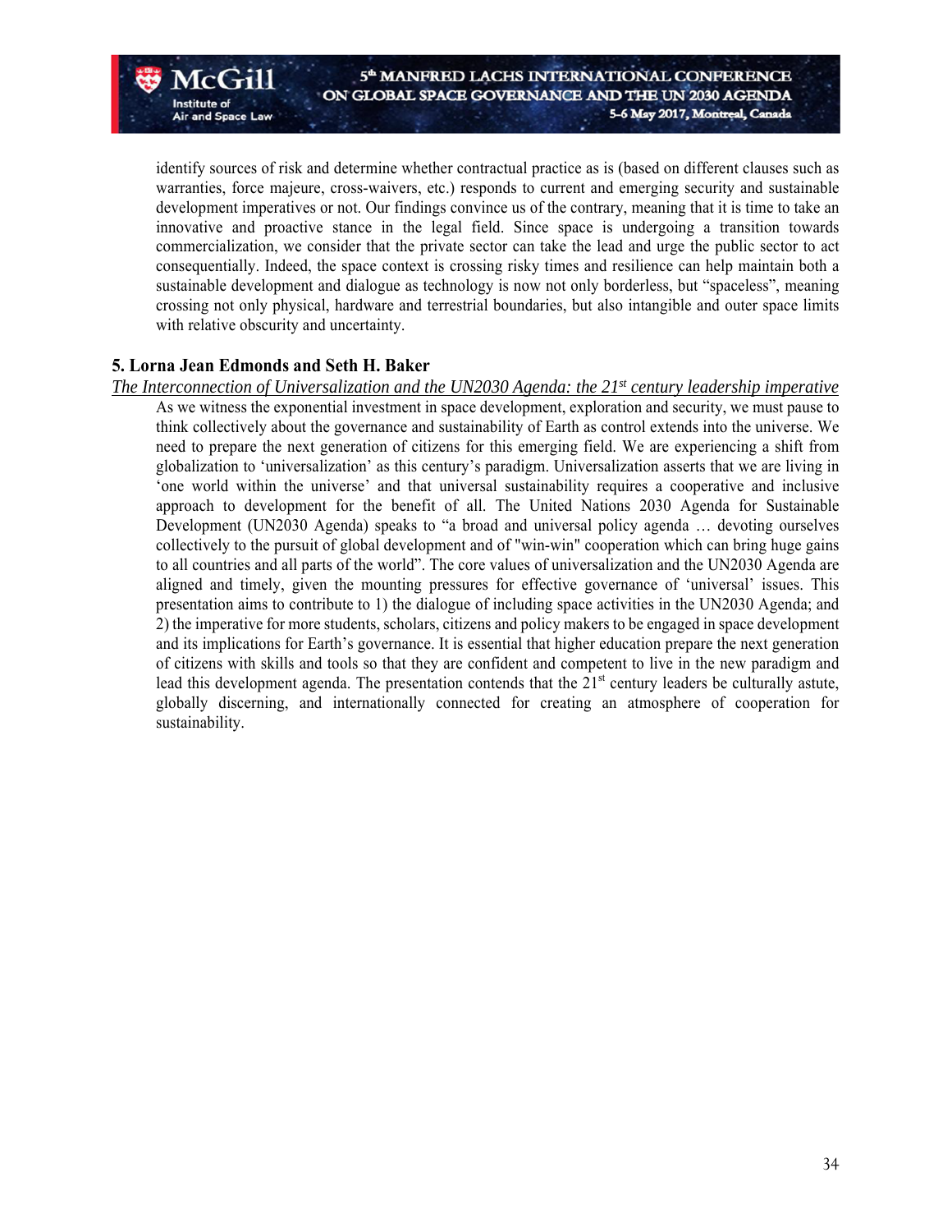identify sources of risk and determine whether contractual practice as is (based on different clauses such as warranties, force majeure, cross-waivers, etc.) responds to current and emerging security and sustainable development imperatives or not. Our findings convince us of the contrary, meaning that it is time to take an innovative and proactive stance in the legal field. Since space is undergoing a transition towards commercialization, we consider that the private sector can take the lead and urge the public sector to act consequentially. Indeed, the space context is crossing risky times and resilience can help maintain both a sustainable development and dialogue as technology is now not only borderless, but "spaceless", meaning crossing not only physical, hardware and terrestrial boundaries, but also intangible and outer space limits with relative obscurity and uncertainty.

### 5. Lorna Jean Edmonds and Seth H. Baker

*The Interconnection of Universalization and the UN2030 Agenda: the 21st century leadership imperative*

As we witness the exponential investment in space development, exploration and security, we must pause to think collectively about the governance and sustainability of Earth as control extends into the universe. We need to prepare the next generation of citizens for this emerging field. We are experiencing a shift from globalization to 'universalization' as this century's paradigm. Universalization asserts that we are living in 'one world within the universe' and that universal sustainability requires a cooperative and inclusive approach to development for the benefit of all. The United Nations 2030 Agenda for Sustainable Development (UN2030 Agenda) speaks to "a broad and universal policy agenda … devoting ourselves collectively to the pursuit of global development and of "win-win" cooperation which can bring huge gains to all countries and all parts of the world". The core values of universalization and the UN2030 Agenda are aligned and timely, given the mounting pressures for effective governance of 'universal' issues. This presentation aims to contribute to 1) the dialogue of including space activities in the UN2030 Agenda; and 2) the imperative for more students, scholars, citizens and policy makers to be engaged in space development and its implications for Earth's governance. It is essential that higher education prepare the next generation of citizens with skills and tools so that they are confident and competent to live in the new paradigm and lead this development agenda. The presentation contends that the 21st century leaders be culturally astute, globally discerning, and internationally connected for creating an atmosphere of cooperation for sustainability.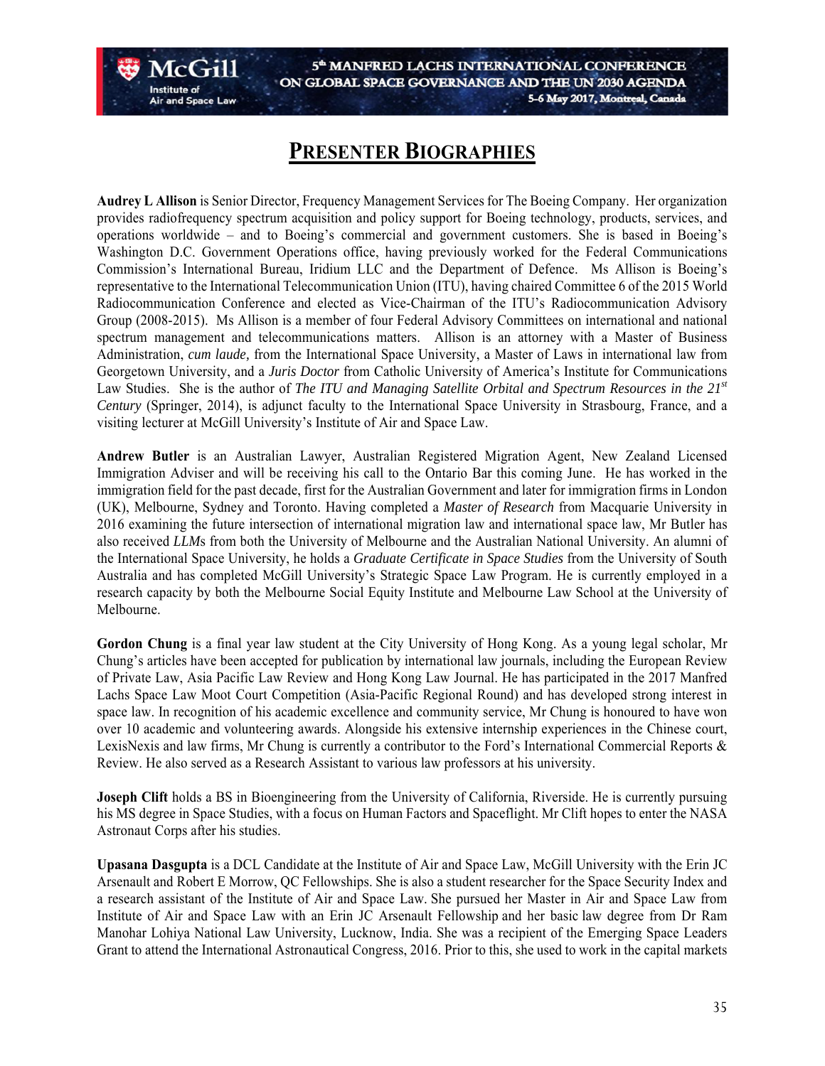# PRESENTER BIOGRAPHIES

**Audrey L Allison** is Senior Director, Frequency Management Services for The Boeing Company. Her organization provides radiofrequency spectrum acquisition and policy support for Boeing technology, products, services, and operations worldwide – and to Boeing's commercial and government customers. She is based in Boeing's Washington D.C. Government Operations office, having previously worked for the Federal Communications Commission's International Bureau, Iridium LLC and the Department of Defence. Ms Allison is Boeing's representative to the International Telecommunication Union (ITU), having chaired Committee 6 of the 2015 World Radiocommunication Conference and elected as Vice-Chairman of the ITU's Radiocommunication Advisory Group (2008-2015). Ms Allison is a member of four Federal Advisory Committees on international and national spectrum management and telecommunications matters. Allison is an attorney with a Master of Business Administration, *cum laude,* from the International Space University, a Master of Laws in international law from Georgetown University, and a *Juris Doctor* from Catholic University of America's Institute for Communications Law Studies. She is the author of *The ITU and Managing Satellite Orbital and Spectrum Resources in the 21st Century* (Springer, 2014), is adjunct faculty to the International Space University in Strasbourg, France, and a visiting lecturer at McGill University's Institute of Air and Space Law.

**Andrew Butler** is an Australian Lawyer, Australian Registered Migration Agent, New Zealand Licensed Immigration Adviser and will be receiving his call to the Ontario Bar this coming June. He has worked in the immigration field for the past decade, first for the Australian Government and later for immigration firms in London (UK), Melbourne, Sydney and Toronto. Having completed a *Master of Research* from Macquarie University in 2016 examining the future intersection of international migration law and international space law, Mr Butler has also received *LLM*s from both the University of Melbourne and the Australian National University. An alumni of the International Space University, he holds a *Graduate Certificate in Space Studies* from the University of South Australia and has completed McGill University's Strategic Space Law Program. He is currently employed in a research capacity by both the Melbourne Social Equity Institute and Melbourne Law School at the University of Melbourne.

**Gordon Chung** is a final year law student at the City University of Hong Kong. As a young legal scholar, Mr Chung's articles have been accepted for publication by international law journals, including the European Review of Private Law, Asia Pacific Law Review and Hong Kong Law Journal. He has participated in the 2017 Manfred Lachs Space Law Moot Court Competition (Asia-Pacific Regional Round) and has developed strong interest in space law. In recognition of his academic excellence and community service, Mr Chung is honoured to have won over 10 academic and volunteering awards. Alongside his extensive internship experiences in the Chinese court, LexisNexis and law firms, Mr Chung is currently a contributor to the Ford's International Commercial Reports & Review. He also served as a Research Assistant to various law professors at his university.

**Joseph Clift** holds a BS in Bioengineering from the University of California, Riverside. He is currently pursuing his MS degree in Space Studies, with a focus on Human Factors and Spaceflight. Mr Clift hopes to enter the NASA Astronaut Corps after his studies.

**Upasana Dasgupta** is a DCL Candidate at the Institute of Air and Space Law, McGill University with the Erin JC Arsenault and Robert E Morrow, QC Fellowships. She is also a student researcher for the Space Security Index and a research assistant of the Institute of Air and Space Law. She pursued her Master in Air and Space Law from Institute of Air and Space Law with an Erin JC Arsenault Fellowship and her basic law degree from Dr Ram Manohar Lohiya National Law University, Lucknow, India. She was a recipient of the Emerging Space Leaders Grant to attend the International Astronautical Congress, 2016. Prior to this, she used to work in the capital markets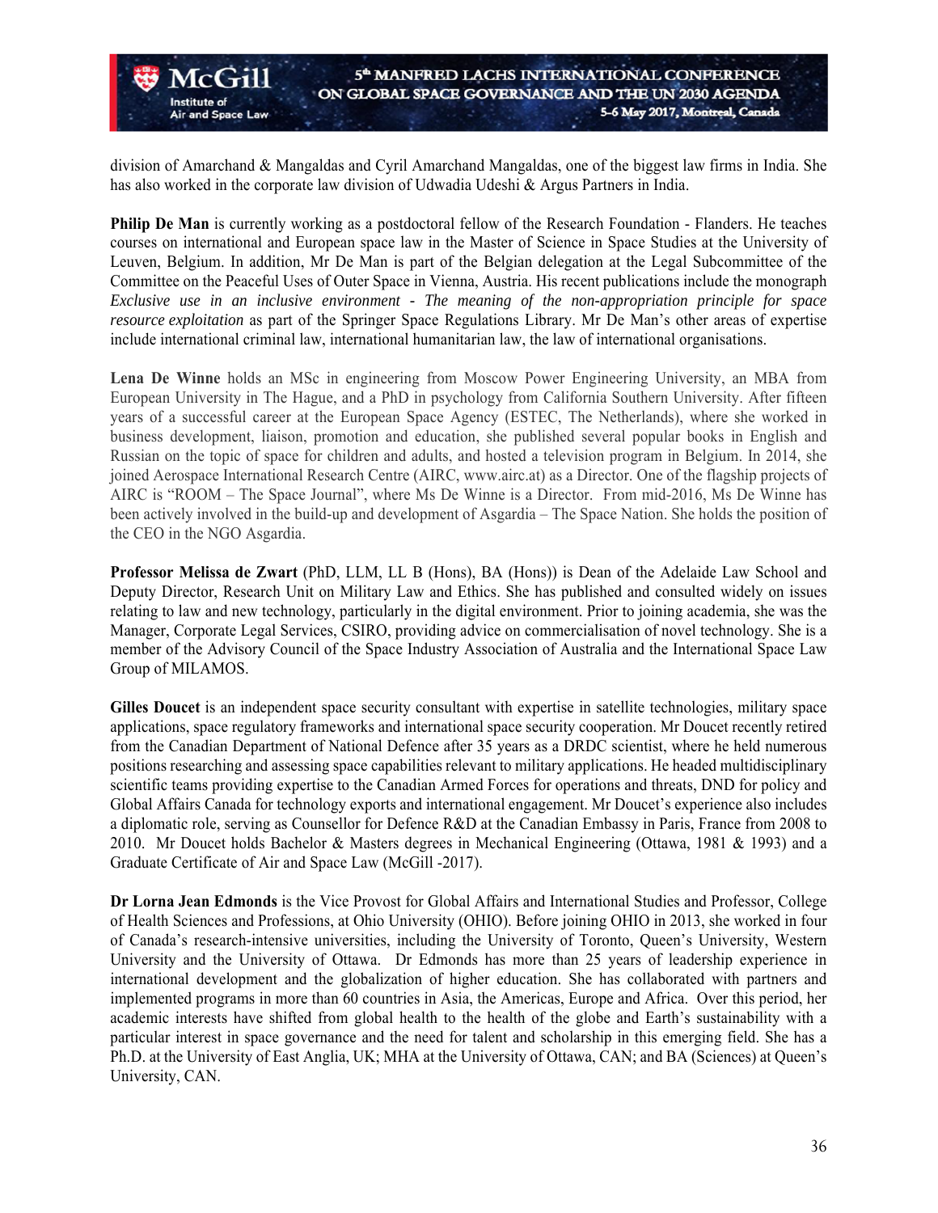division of Amarchand & Mangaldas and Cyril Amarchand Mangaldas, one of the biggest law firms in India. She has also worked in the corporate law division of Udwadia Udeshi & Argus Partners in India.

**Philip De Man** is currently working as a postdoctoral fellow of the Research Foundation - Flanders. He teaches courses on international and European space law in the Master of Science in Space Studies at the University of Leuven, Belgium. In addition, Mr De Man is part of the Belgian delegation at the Legal Subcommittee of the Committee on the Peaceful Uses of Outer Space in Vienna, Austria. His recent publications include the monograph *Exclusive use in an inclusive environment - The meaning of the non-appropriation principle for space resource exploitation* as part of the Springer Space Regulations Library. Mr De Man's other areas of expertise include international criminal law, international humanitarian law, the law of international organisations.

**Lena De Winne** holds an MSc in engineering from Moscow Power Engineering University, an MBA from European University in The Hague, and a PhD in psychology from California Southern University. After fifteen years of a successful career at the European Space Agency (ESTEC, The Netherlands), where she worked in business development, liaison, promotion and education, she published several popular books in English and Russian on the topic of space for children and adults, and hosted a television program in Belgium. In 2014, she joined Aerospace International Research Centre (AIRC, www.airc.at) as a Director. One of the flagship projects of AIRC is "ROOM – The Space Journal", where Ms De Winne is a Director. From mid-2016, Ms De Winne has been actively involved in the build-up and development of Asgardia – The Space Nation. She holds the position of the CEO in the NGO Asgardia.

**Professor Melissa de Zwart** (PhD, LLM, LL B (Hons), BA (Hons)) is Dean of the Adelaide Law School and Deputy Director, Research Unit on Military Law and Ethics. She has published and consulted widely on issues relating to law and new technology, particularly in the digital environment. Prior to joining academia, she was the Manager, Corporate Legal Services, CSIRO, providing advice on commercialisation of novel technology. She is a member of the Advisory Council of the Space Industry Association of Australia and the International Space Law Group of MILAMOS.

**Gilles Doucet** is an independent space security consultant with expertise in satellite technologies, military space applications, space regulatory frameworks and international space security cooperation. Mr Doucet recently retired from the Canadian Department of National Defence after 35 years as a DRDC scientist, where he held numerous positions researching and assessing space capabilities relevant to military applications. He headed multidisciplinary scientific teams providing expertise to the Canadian Armed Forces for operations and threats, DND for policy and Global Affairs Canada for technology exports and international engagement. Mr Doucet's experience also includes a diplomatic role, serving as Counsellor for Defence R&D at the Canadian Embassy in Paris, France from 2008 to 2010. Mr Doucet holds Bachelor & Masters degrees in Mechanical Engineering (Ottawa, 1981 & 1993) and a Graduate Certificate of Air and Space Law (McGill -2017).

**Dr Lorna Jean Edmonds** is the Vice Provost for Global Affairs and International Studies and Professor, College of Health Sciences and Professions, at Ohio University (OHIO). Before joining OHIO in 2013, she worked in four of Canada's research-intensive universities, including the University of Toronto, Queen's University, Western University and the University of Ottawa. Dr Edmonds has more than 25 years of leadership experience in international development and the globalization of higher education. She has collaborated with partners and implemented programs in more than 60 countries in Asia, the Americas, Europe and Africa. Over this period, her academic interests have shifted from global health to the health of the globe and Earth's sustainability with a particular interest in space governance and the need for talent and scholarship in this emerging field. She has a Ph.D. at the University of East Anglia, UK; MHA at the University of Ottawa, CAN; and BA (Sciences) at Queen's University, CAN.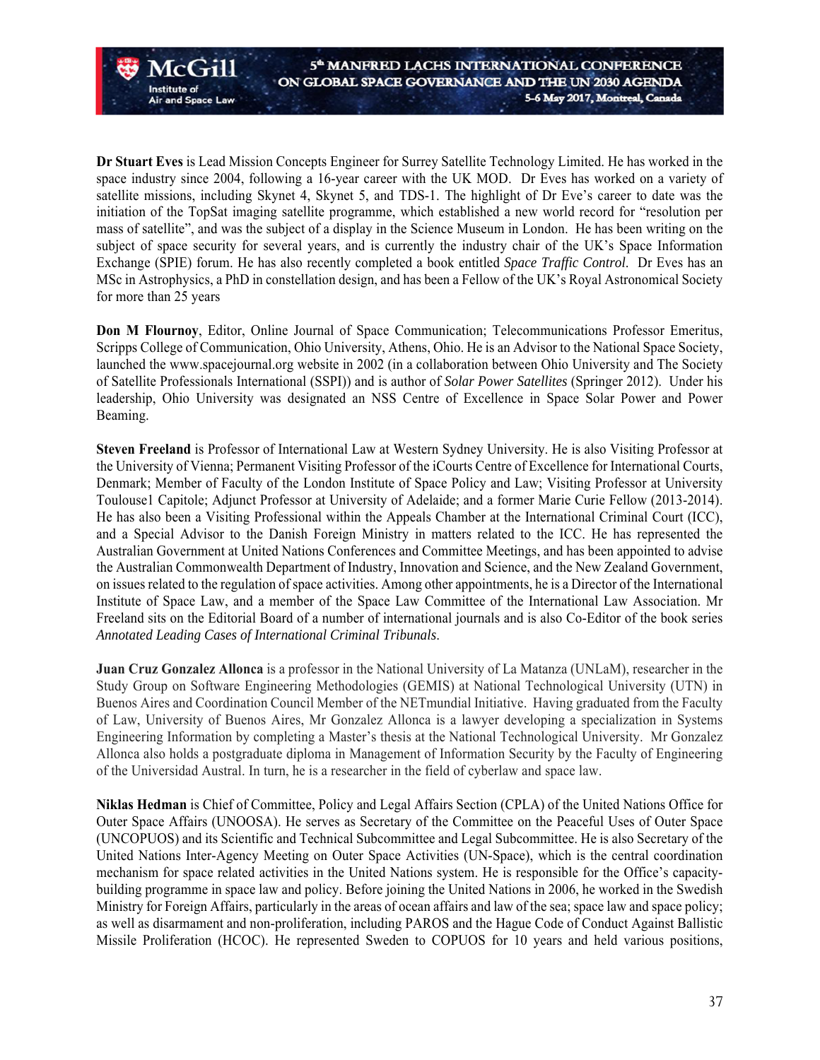**Dr Stuart Eves** is Lead Mission Concepts Engineer for Surrey Satellite Technology Limited. He has worked in the space industry since 2004, following a 16-year career with the UK MOD. Dr Eves has worked on a variety of satellite missions, including Skynet 4, Skynet 5, and TDS-1. The highlight of Dr Eve's career to date was the initiation of the TopSat imaging satellite programme, which established a new world record for "resolution per mass of satellite", and was the subject of a display in the Science Museum in London. He has been writing on the subject of space security for several years, and is currently the industry chair of the UK's Space Information Exchange (SPIE) forum. He has also recently completed a book entitled *Space Traffic Control*. Dr Eves has an MSc in Astrophysics, a PhD in constellation design, and has been a Fellow of the UK's Royal Astronomical Society for more than 25 years

**Don M Flournoy**, Editor, Online Journal of Space Communication; Telecommunications Professor Emeritus, Scripps College of Communication, Ohio University, Athens, Ohio. He is an Advisor to the National Space Society, launched the www.spacejournal.org website in 2002 (in a collaboration between Ohio University and The Society of Satellite Professionals International (SSPI)) and is author of *Solar Power Satellites* (Springer 2012). Under his leadership, Ohio University was designated an NSS Centre of Excellence in Space Solar Power and Power Beaming.

**Steven Freeland** is Professor of International Law at Western Sydney University. He is also Visiting Professor at the University of Vienna; Permanent Visiting Professor of the iCourts Centre of Excellence for International Courts, Denmark; Member of Faculty of the London Institute of Space Policy and Law; Visiting Professor at University Toulouse1 Capitole; Adjunct Professor at University of Adelaide; and a former Marie Curie Fellow (2013-2014). He has also been a Visiting Professional within the Appeals Chamber at the International Criminal Court (ICC), and a Special Advisor to the Danish Foreign Ministry in matters related to the ICC. He has represented the Australian Government at United Nations Conferences and Committee Meetings, and has been appointed to advise the Australian Commonwealth Department of Industry, Innovation and Science, and the New Zealand Government, on issues related to the regulation of space activities. Among other appointments, he is a Director of the International Institute of Space Law, and a member of the Space Law Committee of the International Law Association. Mr Freeland sits on the Editorial Board of a number of international journals and is also Co-Editor of the book series *Annotated Leading Cases of International Criminal Tribunals*.

**Juan Cruz Gonzalez Allonca** is a professor in the National University of La Matanza (UNLaM), researcher in the Study Group on Software Engineering Methodologies (GEMIS) at National Technological University (UTN) in Buenos Aires and Coordination Council Member of the NETmundial Initiative. Having graduated from the Faculty of Law, University of Buenos Aires, Mr Gonzalez Allonca is a lawyer developing a specialization in Systems Engineering Information by completing a Master's thesis at the National Technological University. Mr Gonzalez Allonca also holds a postgraduate diploma in Management of Information Security by the Faculty of Engineering of the Universidad Austral. In turn, he is a researcher in the field of cyberlaw and space law.

**Niklas Hedman** is Chief of Committee, Policy and Legal Affairs Section (CPLA) of the United Nations Office for Outer Space Affairs (UNOOSA). He serves as Secretary of the Committee on the Peaceful Uses of Outer Space (UNCOPUOS) and its Scientific and Technical Subcommittee and Legal Subcommittee. He is also Secretary of the United Nations Inter-Agency Meeting on Outer Space Activities (UN-Space), which is the central coordination mechanism for space related activities in the United Nations system. He is responsible for the Office's capacity-building programme in space law and policy. Before joining the United Nations in 2006, he worked in the Swedish Ministry for Foreign Affairs, particularly in the areas of ocean affairs and law of the sea; space law and space policy; as well as disarmament and non-proliferation, including PAROS and the Hague Code of Conduct Against Ballistic Missile Proliferation (HCOC). He represented Sweden to COPUOS for 10 years and held various positions,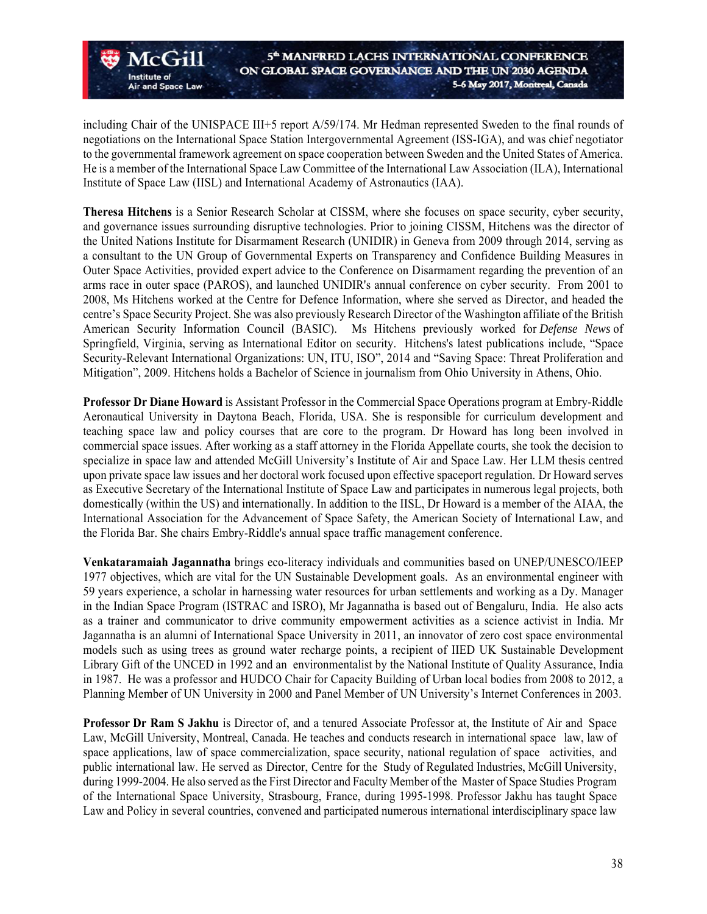including Chair of the UNISPACE III+5 report A/59/174. Mr Hedman represented Sweden to the final rounds of negotiations on the International Space Station Intergovernmental Agreement (ISS-IGA), and was chief negotiator to the governmental framework agreement on space cooperation between Sweden and the United States of America. He is a member of the International Space Law Committee of the International Law Association (ILA), International Institute of Space Law (IISL) and International Academy of Astronautics (IAA).

**Theresa Hitchens** is a Senior Research Scholar at CISSM, where she focuses on space security, cyber security, and governance issues surrounding disruptive technologies. Prior to joining CISSM, Hitchens was the director of the United Nations Institute for Disarmament Research (UNIDIR) in Geneva from 2009 through 2014, serving as a consultant to the UN Group of Governmental Experts on Transparency and Confidence Building Measures in Outer Space Activities, provided expert advice to the Conference on Disarmament regarding the prevention of an arms race in outer space (PAROS), and launched UNIDIR's annual conference on cyber security. From 2001 to 2008, Ms Hitchens worked at the Centre for Defence Information, where she served as Director, and headed the centre's Space Security Project. She was also previously Research Director of the Washington affiliate of the British American Security Information Council (BASIC). Ms Hitchens previously worked for *Defense News* of Springfield, Virginia, serving as International Editor on security. Hitchens's latest publications include, "Space Security-Relevant International Organizations: UN, ITU, ISO", 2014 and "Saving Space: Threat Proliferation and Mitigation", 2009. Hitchens holds a Bachelor of Science in journalism from Ohio University in Athens, Ohio.

**Professor Dr Diane Howard** is Assistant Professor in the Commercial Space Operations program at Embry-Riddle Aeronautical University in Daytona Beach, Florida, USA. She is responsible for curriculum development and teaching space law and policy courses that are core to the program. Dr Howard has long been involved in commercial space issues. After working as a staff attorney in the Florida Appellate courts, she took the decision to specialize in space law and attended McGill University's Institute of Air and Space Law. Her LLM thesis centred upon private space law issues and her doctoral work focused upon effective spaceport regulation. Dr Howard serves as Executive Secretary of the International Institute of Space Law and participates in numerous legal projects, both domestically (within the US) and internationally. In addition to the IISL, Dr Howard is a member of the AIAA, the International Association for the Advancement of Space Safety, the American Society of International Law, and the Florida Bar. She chairs Embry-Riddle's annual space traffic management conference.

**Venkataramaiah Jagannatha** brings eco-literacy individuals and communities based on UNEP/UNESCO/IEEP 1977 objectives, which are vital for the UN Sustainable Development goals. As an environmental engineer with 59 years experience, a scholar in harnessing water resources for urban settlements and working as a Dy. Manager in the Indian Space Program (ISTRAC and ISRO), Mr Jagannatha is based out of Bengaluru, India. He also acts as a trainer and communicator to drive community empowerment activities as a science activist in India. Mr Jagannatha is an alumni of International Space University in 2011, an innovator of zero cost space environmental models such as using trees as ground water recharge points, a recipient of IIED UK Sustainable Development Library Gift of the UNCED in 1992 and an environmentalist by the National Institute of Quality Assurance, India in 1987. He was a professor and HUDCO Chair for Capacity Building of Urban local bodies from 2008 to 2012, a Planning Member of UN University in 2000 and Panel Member of UN University's Internet Conferences in 2003.

**Professor Dr Ram S Jakhu** is Director of, and a tenured Associate Professor at, the Institute of Air and Space Law, McGill University, Montreal, Canada. He teaches and conducts research in international space law, law of space applications, law of space commercialization, space security, national regulation of space activities, and public international law. He served as Director, Centre for the Study of Regulated Industries, McGill University, during 1999-2004. He also served as the First Director and Faculty Member of the Master of Space Studies Program of the International Space University, Strasbourg, France, during 1995-1998. Professor Jakhu has taught Space Law and Policy in several countries, convened and participated numerous international interdisciplinary space law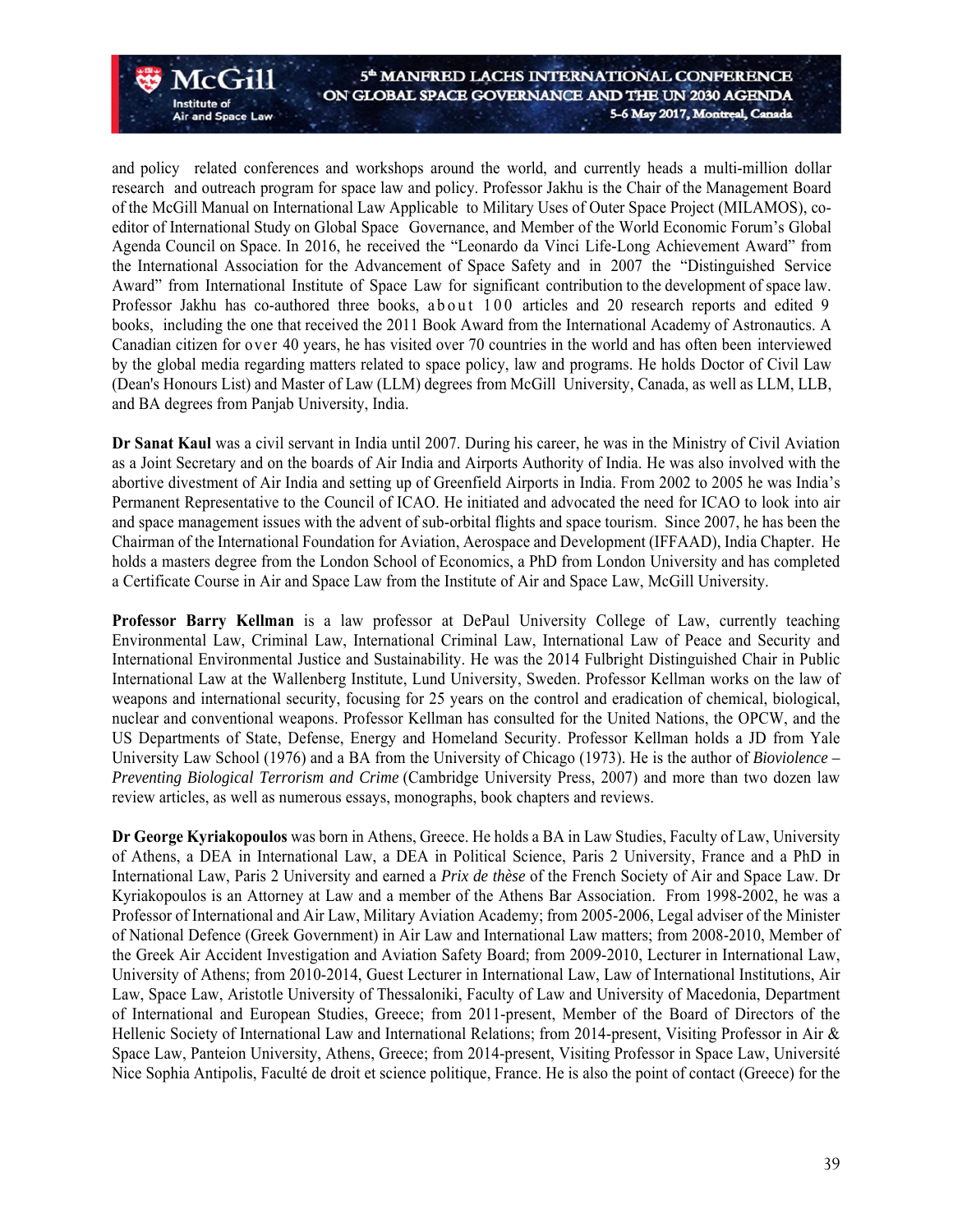and policy related conferences and workshops around the world, and currently heads a multi-million dollar research and outreach program for space law and policy. Professor Jakhu is the Chair of the Management Board of the McGill Manual on International Law Applicable to Military Uses of Outer Space Project (MILAMOS), co-editor of International Study on Global Space Governance, and Member of the World Economic Forum's Global Agenda Council on Space. In 2016, he received the "Leonardo da Vinci Life-Long Achievement Award" from the International Association for the Advancement of Space Safety and in 2007 the "Distinguished Service Award" from International Institute of Space Law for significant contribution to the development of space law. Professor Jakhu has co-authored three books, about 100 articles and 20 research reports and edited 9 books, including the one that received the 2011 Book Award from the International Academy of Astronautics. A Canadian citizen for over 40 years, he has visited over 70 countries in the world and has often been interviewed by the global media regarding matters related to space policy, law and programs. He holds Doctor of Civil Law (Dean's Honours List) and Master of Law (LLM) degrees from McGill University, Canada, as well as LLM, LLB, and BA degrees from Panjab University, India.

**Dr Sanat Kaul** was a civil servant in India until 2007. During his career, he was in the Ministry of Civil Aviation as a Joint Secretary and on the boards of Air India and Airports Authority of India. He was also involved with the abortive divestment of Air India and setting up of Greenfield Airports in India. From 2002 to 2005 he was India's Permanent Representative to the Council of ICAO. He initiated and advocated the need for ICAO to look into air and space management issues with the advent of sub-orbital flights and space tourism. Since 2007, he has been the Chairman of the International Foundation for Aviation, Aerospace and Development (IFFAAD), India Chapter. He holds a masters degree from the London School of Economics, a PhD from London University and has completed a Certificate Course in Air and Space Law from the Institute of Air and Space Law, McGill University.

**Professor Barry Kellman** is a law professor at DePaul University College of Law, currently teaching Environmental Law, Criminal Law, International Criminal Law, International Law of Peace and Security and International Environmental Justice and Sustainability. He was the 2014 Fulbright Distinguished Chair in Public International Law at the Wallenberg Institute, Lund University, Sweden. Professor Kellman works on the law of weapons and international security, focusing for 25 years on the control and eradication of chemical, biological, nuclear and conventional weapons. Professor Kellman has consulted for the United Nations, the OPCW, and the US Departments of State, Defense, Energy and Homeland Security. Professor Kellman holds a JD from Yale University Law School (1976) and a BA from the University of Chicago (1973). He is the author of *Bioviolence – Preventing Biological Terrorism and Crime* (Cambridge University Press, 2007) and more than two dozen law review articles, as well as numerous essays, monographs, book chapters and reviews.

**Dr George Kyriakopoulos** was born in Athens, Greece. He holds a BA in Law Studies, Faculty of Law, University of Athens, a DEA in International Law, a DEA in Political Science, Paris 2 University, France and a PhD in International Law, Paris 2 University and earned a *Prix de thèse* of the French Society of Air and Space Law. Dr Kyriakopoulos is an Attorney at Law and a member of the Athens Bar Association. From 1998-2002, he was a Professor of International and Air Law, Military Aviation Academy; from 2005-2006, Legal adviser of the Minister of National Defence (Greek Government) in Air Law and International Law matters; from 2008-2010, Member of the Greek Air Accident Investigation and Aviation Safety Board; from 2009-2010, Lecturer in International Law, University of Athens; from 2010-2014, Guest Lecturer in International Law, Law of International Institutions, Air Law, Space Law, Aristotle University of Thessaloniki, Faculty of Law and University of Macedonia, Department of International and European Studies, Greece; from 2011-present, Member of the Board of Directors of the Hellenic Society of International Law and International Relations; from 2014-present, Visiting Professor in Air & Space Law, Panteion University, Athens, Greece; from 2014-present, Visiting Professor in Space Law, Université Nice Sophia Antipolis, Faculté de droit et science politique, France. He is also the point of contact (Greece) for the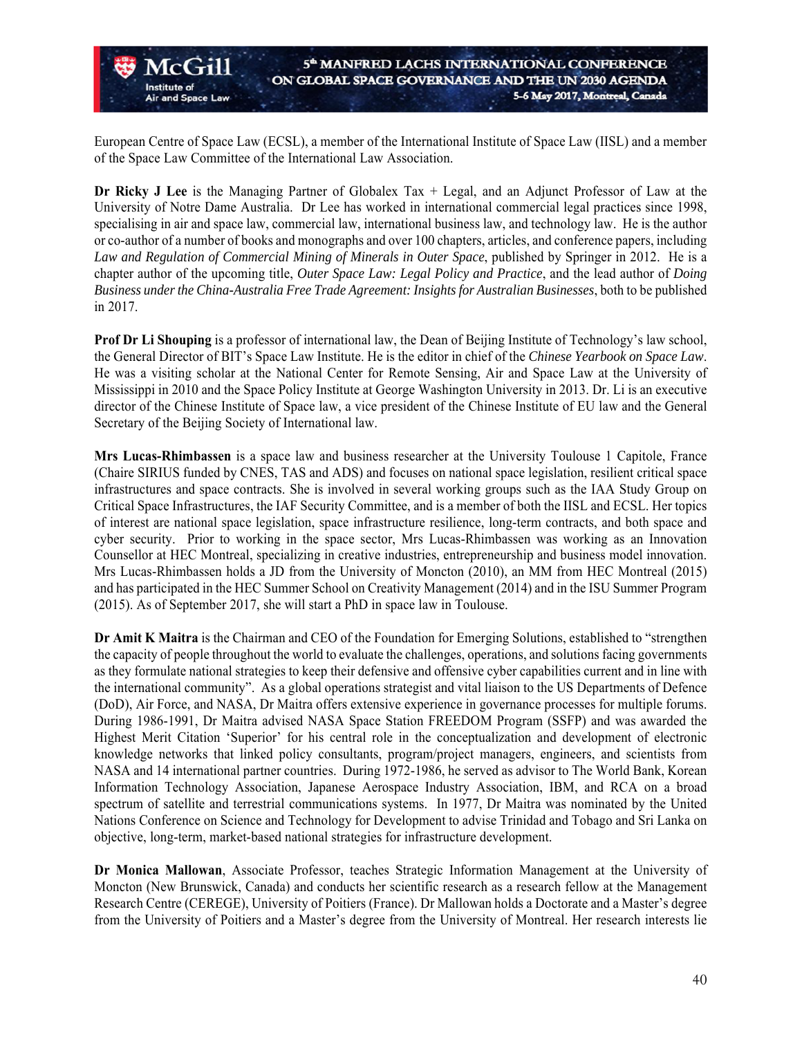European Centre of Space Law (ECSL), a member of the International Institute of Space Law (IISL) and a member of the Space Law Committee of the International Law Association.

**Dr Ricky J Lee** is the Managing Partner of Globalex Tax + Legal, and an Adjunct Professor of Law at the University of Notre Dame Australia. Dr Lee has worked in international commercial legal practices since 1998, specialising in air and space law, commercial law, international business law, and technology law. He is the author or co-author of a number of books and monographs and over 100 chapters, articles, and conference papers, including *Law and Regulation of Commercial Mining of Minerals in Outer Space*, published by Springer in 2012. He is a chapter author of the upcoming title, *Outer Space Law: Legal Policy and Practice*, and the lead author of *Doing Business under the China-Australia Free Trade Agreement: Insights for Australian Businesses*, both to be published in 2017.

**Prof Dr Li Shouping** is a professor of international law, the Dean of Beijing Institute of Technology's law school, the General Director of BIT's Space Law Institute. He is the editor in chief of the *Chinese Yearbook on Space Law*. He was a visiting scholar at the National Center for Remote Sensing, Air and Space Law at the University of Mississippi in 2010 and the Space Policy Institute at George Washington University in 2013. Dr. Li is an executive director of the Chinese Institute of Space law, a vice president of the Chinese Institute of EU law and the General Secretary of the Beijing Society of International law.

**Mrs Lucas-Rhimbassen** is a space law and business researcher at the University Toulouse 1 Capitole, France (Chaire SIRIUS funded by CNES, TAS and ADS) and focuses on national space legislation, resilient critical space infrastructures and space contracts. She is involved in several working groups such as the IAA Study Group on Critical Space Infrastructures, the IAF Security Committee, and is a member of both the IISL and ECSL. Her topics of interest are national space legislation, space infrastructure resilience, long-term contracts, and both space and cyber security. Prior to working in the space sector, Mrs Lucas-Rhimbassen was working as an Innovation Counsellor at HEC Montreal, specializing in creative industries, entrepreneurship and business model innovation. Mrs Lucas-Rhimbassen holds a JD from the University of Moncton (2010), an MM from HEC Montreal (2015) and has participated in the HEC Summer School on Creativity Management (2014) and in the ISU Summer Program (2015). As of September 2017, she will start a PhD in space law in Toulouse.

**Dr Amit K Maitra** is the Chairman and CEO of the Foundation for Emerging Solutions, established to "strengthen the capacity of people throughout the world to evaluate the challenges, operations, and solutions facing governments as they formulate national strategies to keep their defensive and offensive cyber capabilities current and in line with the international community". As a global operations strategist and vital liaison to the US Departments of Defence (DoD), Air Force, and NASA, Dr Maitra offers extensive experience in governance processes for multiple forums. During 1986-1991, Dr Maitra advised NASA Space Station FREEDOM Program (SSFP) and was awarded the Highest Merit Citation 'Superior' for his central role in the conceptualization and development of electronic knowledge networks that linked policy consultants, program/project managers, engineers, and scientists from NASA and 14 international partner countries. During 1972-1986, he served as advisor to The World Bank, Korean Information Technology Association, Japanese Aerospace Industry Association, IBM, and RCA on a broad spectrum of satellite and terrestrial communications systems. In 1977, Dr Maitra was nominated by the United Nations Conference on Science and Technology for Development to advise Trinidad and Tobago and Sri Lanka on objective, long-term, market-based national strategies for infrastructure development.

**Dr Monica Mallowan**, Associate Professor, teaches Strategic Information Management at the University of Moncton (New Brunswick, Canada) and conducts her scientific research as a research fellow at the Management Research Centre (CEREGE), University of Poitiers (France). Dr Mallowan holds a Doctorate and a Master's degree from the University of Poitiers and a Master's degree from the University of Montreal. Her research interests lie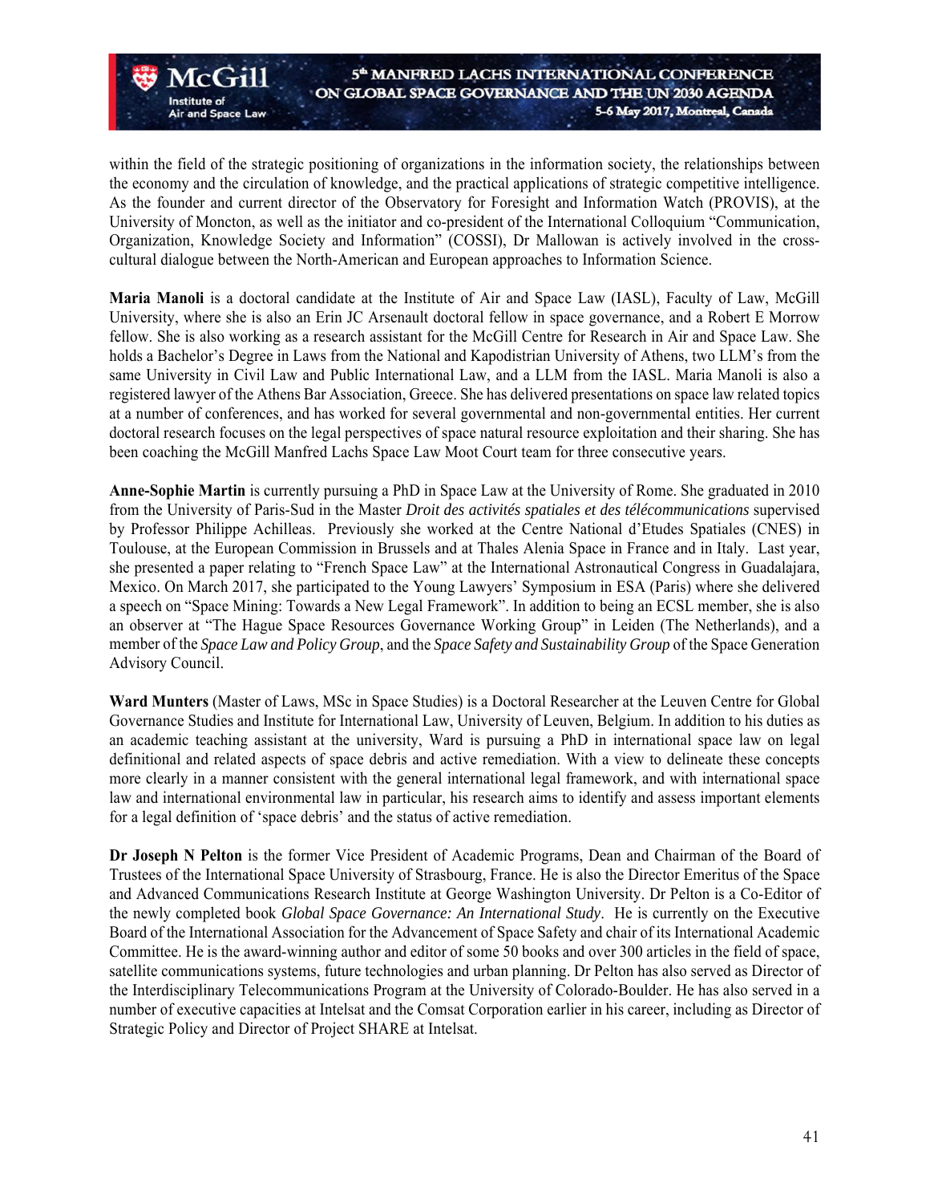within the field of the strategic positioning of organizations in the information society, the relationships between the economy and the circulation of knowledge, and the practical applications of strategic competitive intelligence. As the founder and current director of the Observatory for Foresight and Information Watch (PROVIS), at the University of Moncton, as well as the initiator and co-president of the International Colloquium "Communication, Organization, Knowledge Society and Information" (COSSI), Dr Mallowan is actively involved in the cross-cultural dialogue between the North-American and European approaches to Information Science.

**Maria Manoli** is a doctoral candidate at the Institute of Air and Space Law (IASL), Faculty of Law, McGill University, where she is also an Erin JC Arsenault doctoral fellow in space governance, and a Robert E Morrow fellow. She is also working as a research assistant for the McGill Centre for Research in Air and Space Law. She holds a Bachelor's Degree in Laws from the National and Kapodistrian University of Athens, two LLM's from the same University in Civil Law and Public International Law, and a LLM from the IASL. Maria Manoli is also a registered lawyer of the Athens Bar Association, Greece. She has delivered presentations on space law related topics at a number of conferences, and has worked for several governmental and non-governmental entities. Her current doctoral research focuses on the legal perspectives of space natural resource exploitation and their sharing. She has been coaching the McGill Manfred Lachs Space Law Moot Court team for three consecutive years.

**Anne-Sophie Martin** is currently pursuing a PhD in Space Law at the University of Rome. She graduated in 2010 from the University of Paris-Sud in the Master *Droit des activités spatiales et des télécommunications* supervised by Professor Philippe Achilleas. Previously she worked at the Centre National d'Etudes Spatiales (CNES) in Toulouse, at the European Commission in Brussels and at Thales Alenia Space in France and in Italy. Last year, she presented a paper relating to "French Space Law" at the International Astronautical Congress in Guadalajara, Mexico. On March 2017, she participated to the Young Lawyers' Symposium in ESA (Paris) where she delivered a speech on "Space Mining: Towards a New Legal Framework". In addition to being an ECSL member, she is also an observer at "The Hague Space Resources Governance Working Group" in Leiden (The Netherlands), and a member of the *Space Law and Policy Group*, and the *Space Safety and Sustainability Group* of the Space Generation Advisory Council.

**Ward Munters** (Master of Laws, MSc in Space Studies) is a Doctoral Researcher at the Leuven Centre for Global Governance Studies and Institute for International Law, University of Leuven, Belgium. In addition to his duties as an academic teaching assistant at the university, Ward is pursuing a PhD in international space law on legal definitional and related aspects of space debris and active remediation. With a view to delineate these concepts more clearly in a manner consistent with the general international legal framework, and with international space law and international environmental law in particular, his research aims to identify and assess important elements for a legal definition of 'space debris' and the status of active remediation.

**Dr Joseph N Pelton** is the former Vice President of Academic Programs, Dean and Chairman of the Board of Trustees of the International Space University of Strasbourg, France. He is also the Director Emeritus of the Space and Advanced Communications Research Institute at George Washington University. Dr Pelton is a Co-Editor of the newly completed book *Global Space Governance: An International Study*. He is currently on the Executive Board of the International Association for the Advancement of Space Safety and chair of its International Academic Committee. He is the award-winning author and editor of some 50 books and over 300 articles in the field of space, satellite communications systems, future technologies and urban planning. Dr Pelton has also served as Director of the Interdisciplinary Telecommunications Program at the University of Colorado-Boulder. He has also served in a number of executive capacities at Intelsat and the Comsat Corporation earlier in his career, including as Director of Strategic Policy and Director of Project SHARE at Intelsat.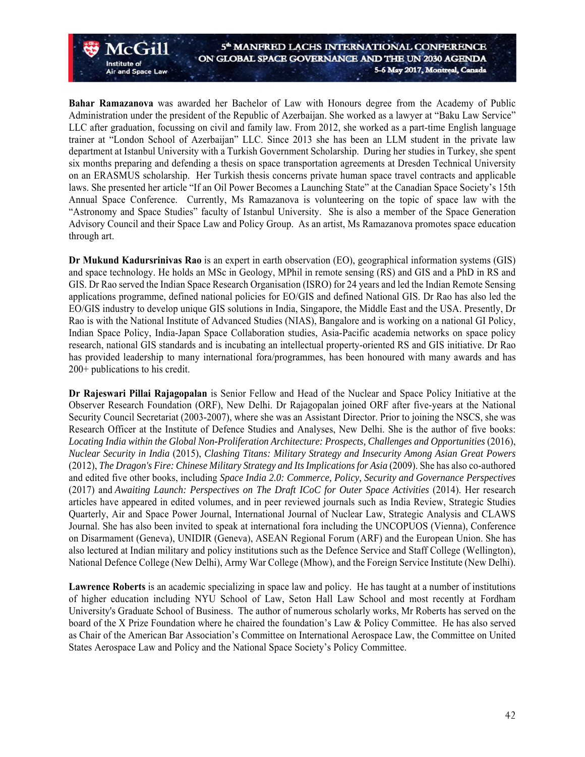**Bahar Ramazanova** was awarded her Bachelor of Law with Honours degree from the Academy of Public Administration under the president of the Republic of Azerbaijan. She worked as a lawyer at "Baku Law Service" LLC after graduation, focussing on civil and family law. From 2012, she worked as a part-time English language trainer at "London School of Azerbaijan" LLC. Since 2013 she has been an LLM student in the private law department at Istanbul University with a Turkish Government Scholarship. During her studies in Turkey, she spent six months preparing and defending a thesis on space transportation agreements at Dresden Technical University on an ERASMUS scholarship. Her Turkish thesis concerns private human space travel contracts and applicable laws. She presented her article "If an Oil Power Becomes a Launching State" at the Canadian Space Society's 15th Annual Space Conference. Currently, Ms Ramazanova is volunteering on the topic of space law with the "Astronomy and Space Studies" faculty of Istanbul University. She is also a member of the Space Generation Advisory Council and their Space Law and Policy Group. As an artist, Ms Ramazanova promotes space education through art.

**Dr Mukund Kadursrinivas Rao** is an expert in earth observation (EO), geographical information systems (GIS) and space technology. He holds an MSc in Geology, MPhil in remote sensing (RS) and GIS and a PhD in RS and GIS. Dr Rao served the Indian Space Research Organisation (ISRO) for 24 years and led the Indian Remote Sensing applications programme, defined national policies for EO/GIS and defined National GIS. Dr Rao has also led the EO/GIS industry to develop unique GIS solutions in India, Singapore, the Middle East and the USA. Presently, Dr Rao is with the National Institute of Advanced Studies (NIAS), Bangalore and is working on a national GI Policy, Indian Space Policy, India-Japan Space Collaboration studies, Asia-Pacific academia networks on space policy research, national GIS standards and is incubating an intellectual property-oriented RS and GIS initiative. Dr Rao has provided leadership to many international fora/programmes, has been honoured with many awards and has 200+ publications to his credit.

**Dr Rajeswari Pillai Rajagopalan** is Senior Fellow and Head of the Nuclear and Space Policy Initiative at the Observer Research Foundation (ORF), New Delhi. Dr Rajagopalan joined ORF after five-years at the National Security Council Secretariat (2003-2007), where she was an Assistant Director. Prior to joining the NSCS, she was Research Officer at the Institute of Defence Studies and Analyses, New Delhi. She is the author of five books: *Locating India within the Global Non-Proliferation Architecture: Prospects, Challenges and Opportunities* (2016), *Nuclear Security in India* (2015), *Clashing Titans: Military Strategy and Insecurity Among Asian Great Powers* (2012), *The Dragon's Fire: Chinese Military Strategy and Its Implications for Asia* (2009). She has also co-authored and edited five other books, including *Space India 2.0: Commerce, Policy, Security and Governance Perspectives* (2017) and *Awaiting Launch: Perspectives on The Draft ICoC for Outer Space Activities* (2014). Her research articles have appeared in edited volumes, and in peer reviewed journals such as India Review, Strategic Studies Quarterly, Air and Space Power Journal, International Journal of Nuclear Law, Strategic Analysis and CLAWS Journal. She has also been invited to speak at international fora including the UNCOPUOS (Vienna), Conference on Disarmament (Geneva), UNIDIR (Geneva), ASEAN Regional Forum (ARF) and the European Union. She has also lectured at Indian military and policy institutions such as the Defence Service and Staff College (Wellington), National Defence College (New Delhi), Army War College (Mhow), and the Foreign Service Institute (New Delhi).

**Lawrence Roberts** is an academic specializing in space law and policy. He has taught at a number of institutions of higher education including NYU School of Law, Seton Hall Law School and most recently at Fordham University's Graduate School of Business. The author of numerous scholarly works, Mr Roberts has served on the board of the X Prize Foundation where he chaired the foundation's Law & Policy Committee. He has also served as Chair of the American Bar Association's Committee on International Aerospace Law, the Committee on United States Aerospace Law and Policy and the National Space Society's Policy Committee.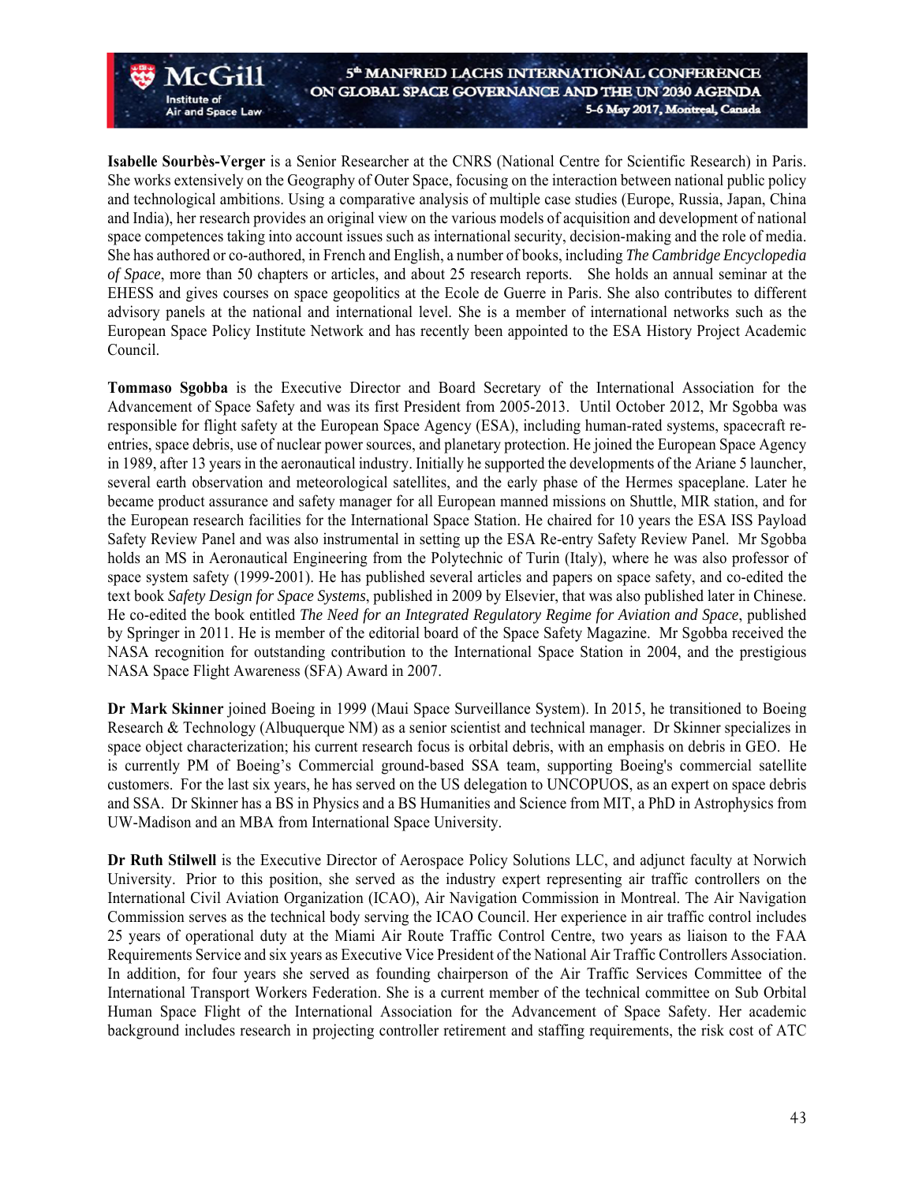**Isabelle Sourbès-Verger** is a Senior Researcher at the CNRS (National Centre for Scientific Research) in Paris. She works extensively on the Geography of Outer Space, focusing on the interaction between national public policy and technological ambitions. Using a comparative analysis of multiple case studies (Europe, Russia, Japan, China and India), her research provides an original view on the various models of acquisition and development of national space competences taking into account issues such as international security, decision-making and the role of media. She has authored or co-authored, in French and English, a number of books, including *The Cambridge Encyclopedia of Space*, more than 50 chapters or articles, and about 25 research reports. She holds an annual seminar at the EHESS and gives courses on space geopolitics at the Ecole de Guerre in Paris. She also contributes to different advisory panels at the national and international level. She is a member of international networks such as the European Space Policy Institute Network and has recently been appointed to the ESA History Project Academic Council.

**Tommaso Sgobba** is the Executive Director and Board Secretary of the International Association for the Advancement of Space Safety and was its first President from 2005-2013. Until October 2012, Mr Sgobba was responsible for flight safety at the European Space Agency (ESA), including human-rated systems, spacecraft re-entries, space debris, use of nuclear power sources, and planetary protection. He joined the European Space Agency in 1989, after 13 years in the aeronautical industry. Initially he supported the developments of the Ariane 5 launcher, several earth observation and meteorological satellites, and the early phase of the Hermes spaceplane. Later he became product assurance and safety manager for all European manned missions on Shuttle, MIR station, and for the European research facilities for the International Space Station. He chaired for 10 years the ESA ISS Payload Safety Review Panel and was also instrumental in setting up the ESA Re-entry Safety Review Panel. Mr Sgobba holds an MS in Aeronautical Engineering from the Polytechnic of Turin (Italy), where he was also professor of space system safety (1999-2001). He has published several articles and papers on space safety, and co-edited the text book *Safety Design for Space Systems*, published in 2009 by Elsevier, that was also published later in Chinese. He co-edited the book entitled *The Need for an Integrated Regulatory Regime for Aviation and Space*, published by Springer in 2011. He is member of the editorial board of the Space Safety Magazine. Mr Sgobba received the NASA recognition for outstanding contribution to the International Space Station in 2004, and the prestigious NASA Space Flight Awareness (SFA) Award in 2007.

**Dr Mark Skinner** joined Boeing in 1999 (Maui Space Surveillance System). In 2015, he transitioned to Boeing Research & Technology (Albuquerque NM) as a senior scientist and technical manager. Dr Skinner specializes in space object characterization; his current research focus is orbital debris, with an emphasis on debris in GEO. He is currently PM of Boeing's Commercial ground-based SSA team, supporting Boeing's commercial satellite customers. For the last six years, he has served on the US delegation to UNCOPUOS, as an expert on space debris and SSA. Dr Skinner has a BS in Physics and a BS Humanities and Science from MIT, a PhD in Astrophysics from UW-Madison and an MBA from International Space University.

**Dr Ruth Stilwell** is the Executive Director of Aerospace Policy Solutions LLC, and adjunct faculty at Norwich University. Prior to this position, she served as the industry expert representing air traffic controllers on the International Civil Aviation Organization (ICAO), Air Navigation Commission in Montreal. The Air Navigation Commission serves as the technical body serving the ICAO Council. Her experience in air traffic control includes 25 years of operational duty at the Miami Air Route Traffic Control Centre, two years as liaison to the FAA Requirements Service and six years as Executive Vice President of the National Air Traffic Controllers Association. In addition, for four years she served as founding chairperson of the Air Traffic Services Committee of the International Transport Workers Federation. She is a current member of the technical committee on Sub Orbital Human Space Flight of the International Association for the Advancement of Space Safety. Her academic background includes research in projecting controller retirement and staffing requirements, the risk cost of ATC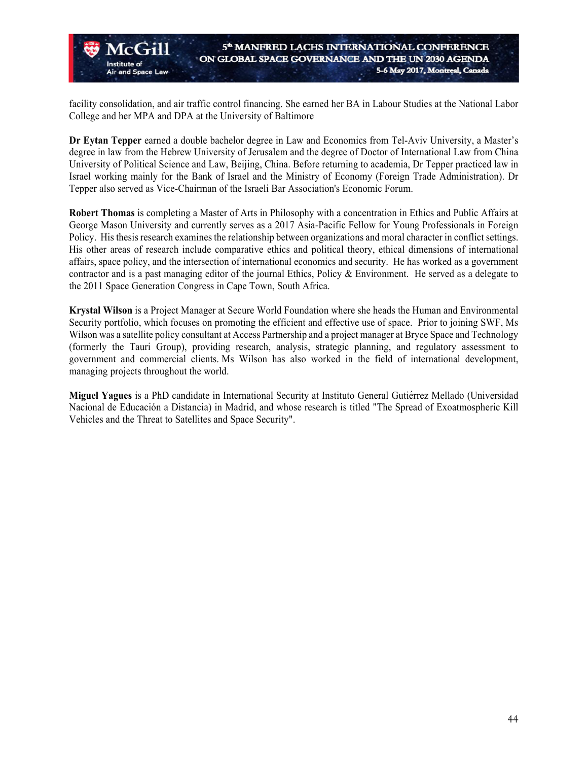facility consolidation, and air traffic control financing. She earned her BA in Labour Studies at the National Labor College and her MPA and DPA at the University of Baltimore

**Dr Eytan Tepper** earned a double bachelor degree in Law and Economics from Tel-Aviv University, a Master's degree in law from the Hebrew University of Jerusalem and the degree of Doctor of International Law from China University of Political Science and Law, Beijing, China. Before returning to academia, Dr Tepper practiced law in Israel working mainly for the Bank of Israel and the Ministry of Economy (Foreign Trade Administration). Dr Tepper also served as Vice-Chairman of the Israeli Bar Association's Economic Forum.

**Robert Thomas** is completing a Master of Arts in Philosophy with a concentration in Ethics and Public Affairs at George Mason University and currently serves as a 2017 Asia-Pacific Fellow for Young Professionals in Foreign Policy. His thesis research examines the relationship between organizations and moral character in conflict settings. His other areas of research include comparative ethics and political theory, ethical dimensions of international affairs, space policy, and the intersection of international economics and security. He has worked as a government contractor and is a past managing editor of the journal Ethics, Policy & Environment. He served as a delegate to the 2011 Space Generation Congress in Cape Town, South Africa.

**Krystal Wilson** is a Project Manager at Secure World Foundation where she heads the Human and Environmental Security portfolio, which focuses on promoting the efficient and effective use of space. Prior to joining SWF, Ms Wilson was a satellite policy consultant at Access Partnership and a project manager at Bryce Space and Technology (formerly the Tauri Group), providing research, analysis, strategic planning, and regulatory assessment to government and commercial clients. Ms Wilson has also worked in the field of international development, managing projects throughout the world.

**Miguel Yagues** is a PhD candidate in International Security at Instituto General Gutiérrez Mellado (Universidad Nacional de Educación a Distancia) in Madrid, and whose research is titled "The Spread of Exoatmospheric Kill Vehicles and the Threat to Satellites and Space Security".